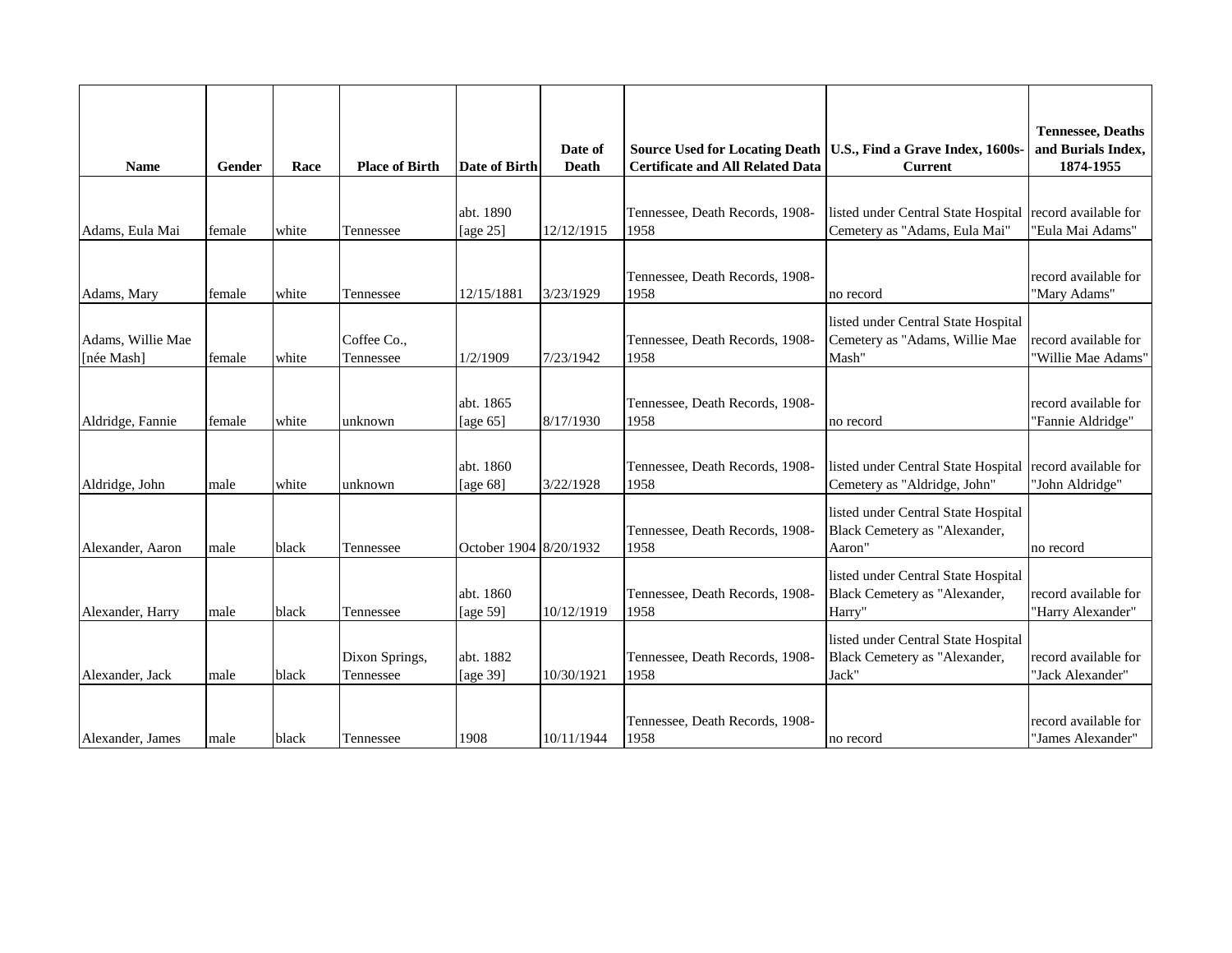| Name | Gender | Race | Place of Birth | Date of Birth | Date of Death | Source Used for Locating Death Certificate and All Related Data | U.S., Find a Grave Index, 1600s-Current | Tennessee, Deaths and Burials Index, 1874-1955 |
|---|---|---|---|---|---|---|---|---|
| Adams, Eula Mai | female | white | Tennessee | abt. 1890 [age 25] | 12/12/1915 | Tennessee, Death Records, 1908-1958 | listed under Central State Hospital Cemetery as "Adams, Eula Mai" | record available for "Eula Mai Adams" |
| Adams, Mary | female | white | Tennessee | 12/15/1881 | 3/23/1929 | Tennessee, Death Records, 1908-1958 | no record | record available for "Mary Adams" |
| Adams, Willie Mae [née Mash] | female | white | Coffee Co., Tennessee | 1/2/1909 | 7/23/1942 | Tennessee, Death Records, 1908-1958 | listed under Central State Hospital Cemetery as "Adams, Willie Mae Mash" | record available for "Willie Mae Adams" |
| Aldridge, Fannie | female | white | unknown | abt. 1865 [age 65] | 8/17/1930 | Tennessee, Death Records, 1908-1958 | no record | record available for "Fannie Aldridge" |
| Aldridge, John | male | white | unknown | abt. 1860 [age 68] | 3/22/1928 | Tennessee, Death Records, 1908-1958 | listed under Central State Hospital Cemetery as "Aldridge, John" | record available for "John Aldridge" |
| Alexander, Aaron | male | black | Tennessee | October 1904 | 8/20/1932 | Tennessee, Death Records, 1908-1958 | listed under Central State Hospital Black Cemetery as "Alexander, Aaron" | no record |
| Alexander, Harry | male | black | Tennessee | abt. 1860 [age 59] | 10/12/1919 | Tennessee, Death Records, 1908-1958 | listed under Central State Hospital Black Cemetery as "Alexander, Harry" | record available for "Harry Alexander" |
| Alexander, Jack | male | black | Dixon Springs, Tennessee | abt. 1882 [age 39] | 10/30/1921 | Tennessee, Death Records, 1908-1958 | listed under Central State Hospital Black Cemetery as "Alexander, Jack" | record available for "Jack Alexander" |
| Alexander, James | male | black | Tennessee | 1908 | 10/11/1944 | Tennessee, Death Records, 1908-1958 | no record | record available for "James Alexander" |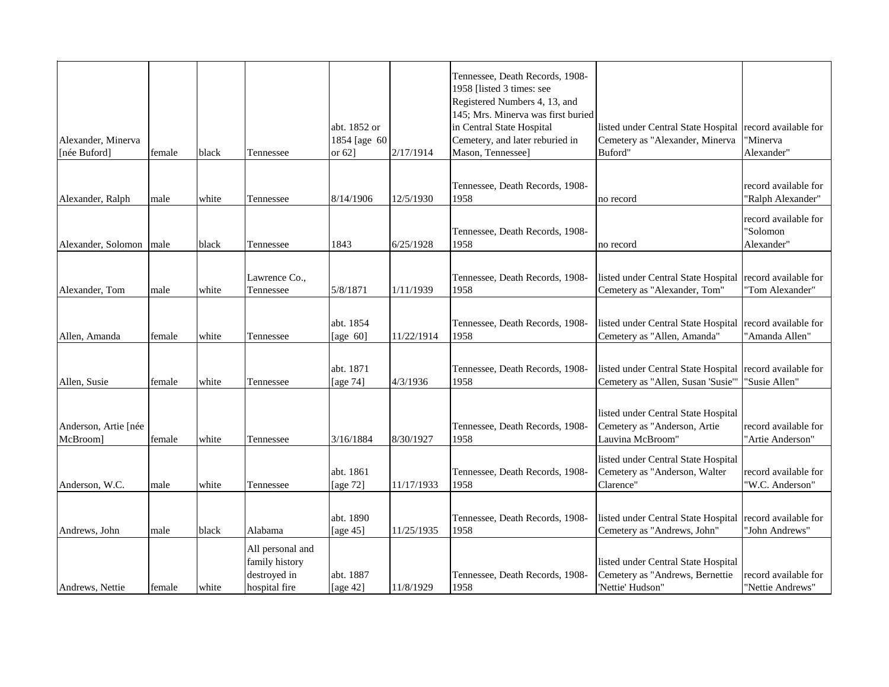| | | | | | | | | |
|---|---|---|---|---|---|---|---|---|
| Alexander, Minerva [née Buford] | female | black | Tennessee | abt. 1852 or 1854 [age 60 or 62] | 2/17/1914 | Tennessee, Death Records, 1908-1958 [listed 3 times: see Registered Numbers 4, 13, and 145; Mrs. Minerva was first buried in Central State Hospital Cemetery, and later reburied in Mason, Tennessee] | listed under Central State Hospital Cemetery as "Alexander, Minerva Buford" | record available for "Minerva Alexander" |
| Alexander, Ralph | male | white | Tennessee | 8/14/1906 | 12/5/1930 | Tennessee, Death Records, 1908-1958 | no record | record available for "Ralph Alexander" |
| Alexander, Solomon | male | black | Tennessee | 1843 | 6/25/1928 | Tennessee, Death Records, 1908-1958 | no record | record available for "Solomon Alexander" |
| Alexander, Tom | male | white | Lawrence Co., Tennessee | 5/8/1871 | 1/11/1939 | Tennessee, Death Records, 1908-1958 | listed under Central State Hospital Cemetery as "Alexander, Tom" | record available for "Tom Alexander" |
| Allen, Amanda | female | white | Tennessee | abt. 1854 [age 60] | 11/22/1914 | Tennessee, Death Records, 1908-1958 | listed under Central State Hospital Cemetery as "Allen, Amanda" | record available for "Amanda Allen" |
| Allen, Susie | female | white | Tennessee | abt. 1871 [age 74] | 4/3/1936 | Tennessee, Death Records, 1908-1958 | listed under Central State Hospital Cemetery as "Allen, Susan 'Susie'" | record available for "Susie Allen" |
| Anderson, Artie [née McBroom] | female | white | Tennessee | 3/16/1884 | 8/30/1927 | Tennessee, Death Records, 1908-1958 | listed under Central State Hospital Cemetery as "Anderson, Artie Lauvina McBroom" | record available for "Artie Anderson" |
| Anderson, W.C. | male | white | Tennessee | abt. 1861 [age 72] | 11/17/1933 | Tennessee, Death Records, 1908-1958 | listed under Central State Hospital Cemetery as "Anderson, Walter Clarence" | record available for "W.C. Anderson" |
| Andrews, John | male | black | Alabama | abt. 1890 [age 45] | 11/25/1935 | Tennessee, Death Records, 1908-1958 | listed under Central State Hospital Cemetery as "Andrews, John" | record available for "John Andrews" |
| Andrews, Nettie | female | white | All personal and family history destroyed in hospital fire | abt. 1887 [age 42] | 11/8/1929 | Tennessee, Death Records, 1908-1958 | listed under Central State Hospital Cemetery as "Andrews, Bernettie 'Nettie' Hudson" | record available for "Nettie Andrews" |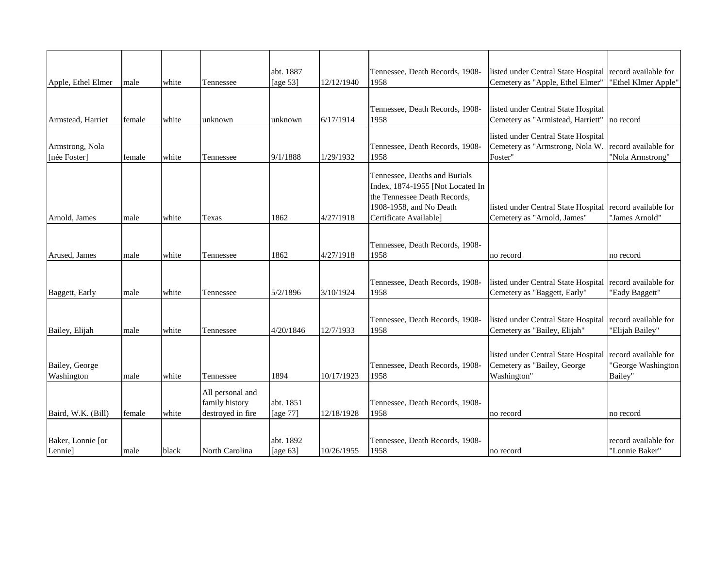| | | | | | | | | |
|---|---|---|---|---|---|---|---|---|
| Apple, Ethel Elmer | male | white | Tennessee | abt. 1887 [age 53] | 12/12/1940 | Tennessee, Death Records, 1908-1958 | listed under Central State Hospital Cemetery as "Apple, Ethel Elmer" | record available for "Ethel Klmer Apple" |
| Armstead, Harriet | female | white | unknown | unknown | 6/17/1914 | Tennessee, Death Records, 1908-1958 | listed under Central State Hospital Cemetery as "Armistead, Harriett" | no record |
| Armstrong, Nola [née Foster] | female | white | Tennessee | 9/1/1888 | 1/29/1932 | Tennessee, Death Records, 1908-1958 | listed under Central State Hospital Cemetery as "Armstrong, Nola W. Foster" | record available for "Nola Armstrong" |
| Arnold, James | male | white | Texas | 1862 | 4/27/1918 | Tennessee, Deaths and Burials Index, 1874-1955 [Not Located In the Tennessee Death Records, 1908-1958, and No Death Certificate Available] | listed under Central State Hospital Cemetery as "Arnold, James" | record available for "James Arnold" |
| Arused, James | male | white | Tennessee | 1862 | 4/27/1918 | Tennessee, Death Records, 1908-1958 | no record | no record |
| Baggett, Early | male | white | Tennessee | 5/2/1896 | 3/10/1924 | Tennessee, Death Records, 1908-1958 | listed under Central State Hospital Cemetery as "Baggett, Early" | record available for "Eady Baggett" |
| Bailey, Elijah | male | white | Tennessee | 4/20/1846 | 12/7/1933 | Tennessee, Death Records, 1908-1958 | listed under Central State Hospital Cemetery as "Bailey, Elijah" | record available for "Elijah Bailey" |
| Bailey, George Washington | male | white | Tennessee | 1894 | 10/17/1923 | Tennessee, Death Records, 1908-1958 | listed under Central State Hospital Cemetery as "Bailey, George Washington" | record available for "George Washington Bailey" |
| Baird, W.K. (Bill) | female | white | All personal and family history destroyed in fire | abt. 1851 [age 77] | 12/18/1928 | Tennessee, Death Records, 1908-1958 | no record | no record |
| Baker, Lonnie [or Lennie] | male | black | North Carolina | abt. 1892 [age 63] | 10/26/1955 | Tennessee, Death Records, 1908-1958 | no record | record available for "Lonnie Baker" |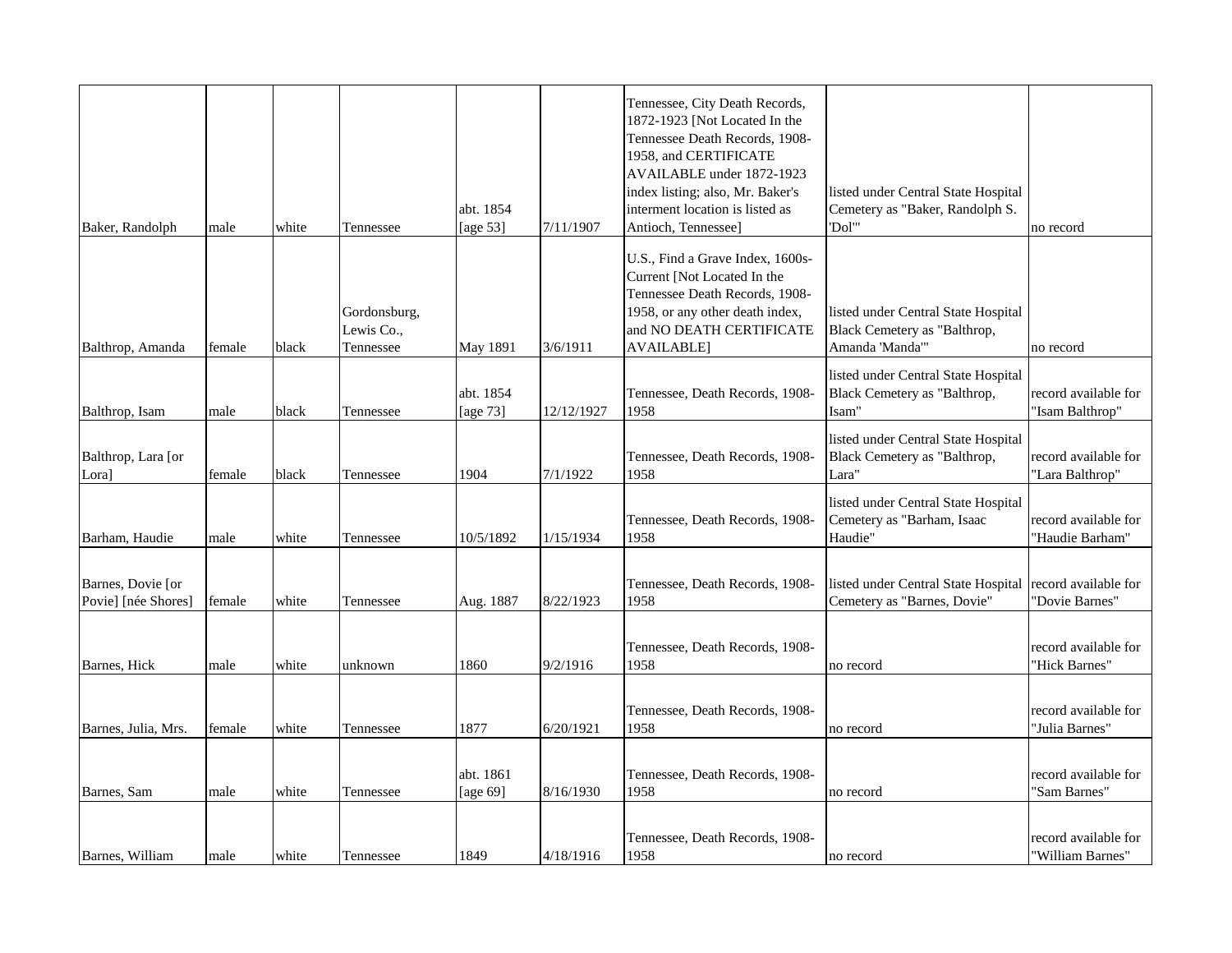| | | | | | | | | |
|---|---|---|---|---|---|---|---|---|
| Baker, Randolph | male | white | Tennessee | abt. 1854 [age 53] | 7/11/1907 | Tennessee, City Death Records, 1872-1923 [Not Located In the Tennessee Death Records, 1908-1958, and CERTIFICATE AVAILABLE under 1872-1923 index listing; also, Mr. Baker's interment location is listed as Antioch, Tennessee] | listed under Central State Hospital Cemetery as "Baker, Randolph S. 'Dol'" | no record |
| Balthrop, Amanda | female | black | Gordonsburg, Lewis Co., Tennessee | May 1891 | 3/6/1911 | U.S., Find a Grave Index, 1600s-Current [Not Located In the Tennessee Death Records, 1908-1958, or any other death index, and NO DEATH CERTIFICATE AVAILABLE] | listed under Central State Hospital Black Cemetery as "Balthrop, Amanda 'Manda'" | no record |
| Balthrop, Isam | male | black | Tennessee | abt. 1854 [age 73] | 12/12/1927 | Tennessee, Death Records, 1908-1958 | listed under Central State Hospital Black Cemetery as "Balthrop, Isam" | record available for "Isam Balthrop" |
| Balthrop, Lara [or Lora] | female | black | Tennessee | 1904 | 7/1/1922 | Tennessee, Death Records, 1908-1958 | listed under Central State Hospital Black Cemetery as "Balthrop, Lara" | record available for "Lara Balthrop" |
| Barham, Haudie | male | white | Tennessee | 10/5/1892 | 1/15/1934 | Tennessee, Death Records, 1908-1958 | listed under Central State Hospital Cemetery as "Barham, Isaac Haudie" | record available for "Haudie Barham" |
| Barnes, Dovie [or Povie] [née Shores] | female | white | Tennessee | Aug. 1887 | 8/22/1923 | Tennessee, Death Records, 1908-1958 | listed under Central State Hospital Cemetery as "Barnes, Dovie" | record available for "Dovie Barnes" |
| Barnes, Hick | male | white | unknown | 1860 | 9/2/1916 | Tennessee, Death Records, 1908-1958 | no record | record available for "Hick Barnes" |
| Barnes, Julia, Mrs. | female | white | Tennessee | 1877 | 6/20/1921 | Tennessee, Death Records, 1908-1958 | no record | record available for "Julia Barnes" |
| Barnes, Sam | male | white | Tennessee | abt. 1861 [age 69] | 8/16/1930 | Tennessee, Death Records, 1908-1958 | no record | record available for "Sam Barnes" |
| Barnes, William | male | white | Tennessee | 1849 | 4/18/1916 | Tennessee, Death Records, 1908-1958 | no record | record available for "William Barnes" |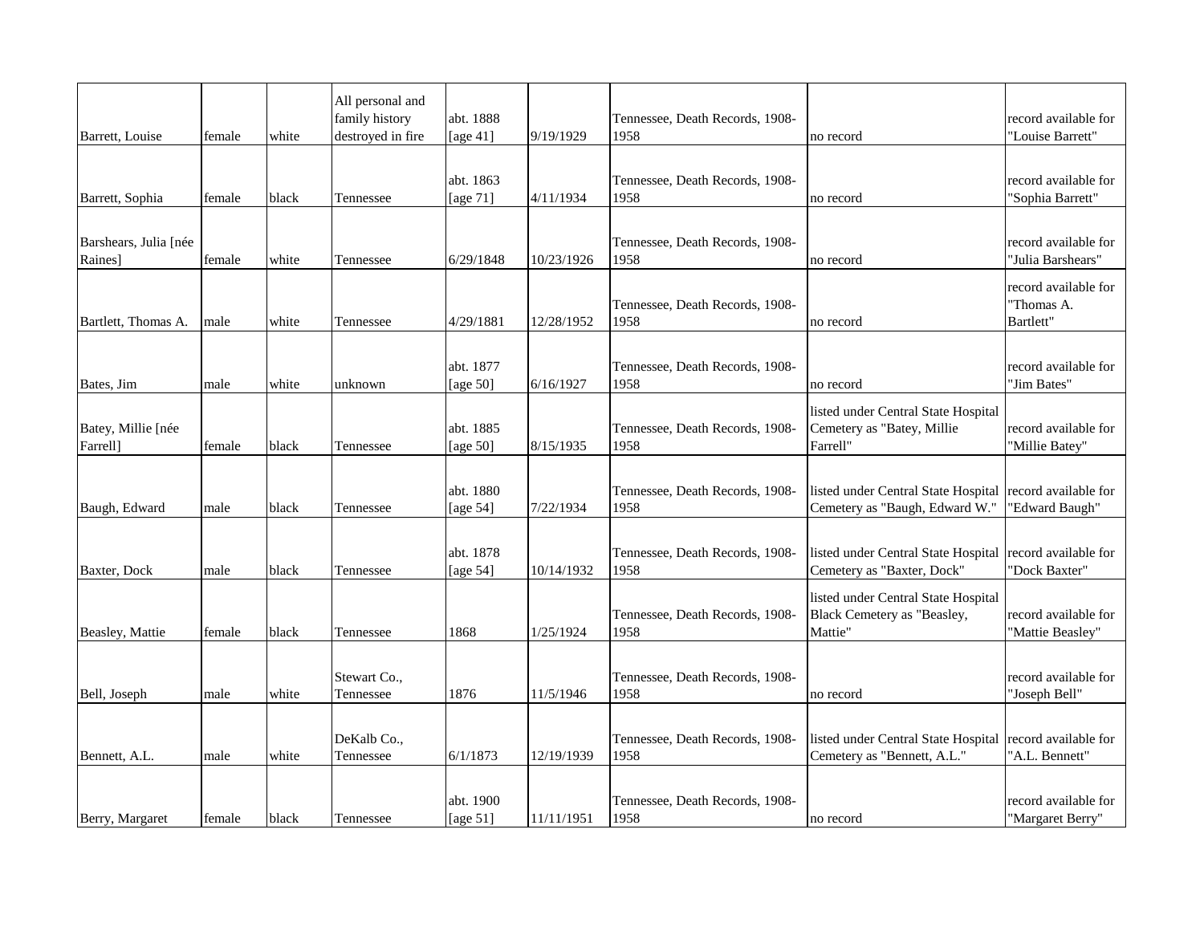| | | | | | | | | |
|---|---|---|---|---|---|---|---|---|
| Barrett, Louise | female | white | All personal and family history destroyed in fire | abt. 1888 [age 41] | 9/19/1929 | Tennessee, Death Records, 1908-1958 | no record | record available for "Louise Barrett" |
| Barrett, Sophia | female | black | Tennessee | abt. 1863 [age 71] | 4/11/1934 | Tennessee, Death Records, 1908-1958 | no record | record available for "Sophia Barrett" |
| Barshears, Julia [née Raines] | female | white | Tennessee | 6/29/1848 | 10/23/1926 | Tennessee, Death Records, 1908-1958 | no record | record available for "Julia Barshears" |
| Bartlett, Thomas A. | male | white | Tennessee | 4/29/1881 | 12/28/1952 | Tennessee, Death Records, 1908-1958 | no record | record available for "Thomas A. Bartlett" |
| Bates, Jim | male | white | unknown | abt. 1877 [age 50] | 6/16/1927 | Tennessee, Death Records, 1908-1958 | no record | record available for "Jim Bates" |
| Batey, Millie [née Farrell] | female | black | Tennessee | abt. 1885 [age 50] | 8/15/1935 | Tennessee, Death Records, 1908-1958 | listed under Central State Hospital Cemetery as "Batey, Millie Farrell" | record available for "Millie Batey" |
| Baugh, Edward | male | black | Tennessee | abt. 1880 [age 54] | 7/22/1934 | Tennessee, Death Records, 1908-1958 | listed under Central State Hospital Cemetery as "Baugh, Edward W." | record available for "Edward Baugh" |
| Baxter, Dock | male | black | Tennessee | abt. 1878 [age 54] | 10/14/1932 | Tennessee, Death Records, 1908-1958 | listed under Central State Hospital Cemetery as "Baxter, Dock" | record available for "Dock Baxter" |
| Beasley, Mattie | female | black | Tennessee | 1868 | 1/25/1924 | Tennessee, Death Records, 1908-1958 | listed under Central State Hospital Black Cemetery as "Beasley, Mattie" | record available for "Mattie Beasley" |
| Bell, Joseph | male | white | Stewart Co., Tennessee | 1876 | 11/5/1946 | Tennessee, Death Records, 1908-1958 | no record | record available for "Joseph Bell" |
| Bennett, A.L. | male | white | DeKalb Co., Tennessee | 6/1/1873 | 12/19/1939 | Tennessee, Death Records, 1908-1958 | listed under Central State Hospital Cemetery as "Bennett, A.L." | record available for "A.L. Bennett" |
| Berry, Margaret | female | black | Tennessee | abt. 1900 [age 51] | 11/11/1951 | Tennessee, Death Records, 1908-1958 | no record | record available for "Margaret Berry" |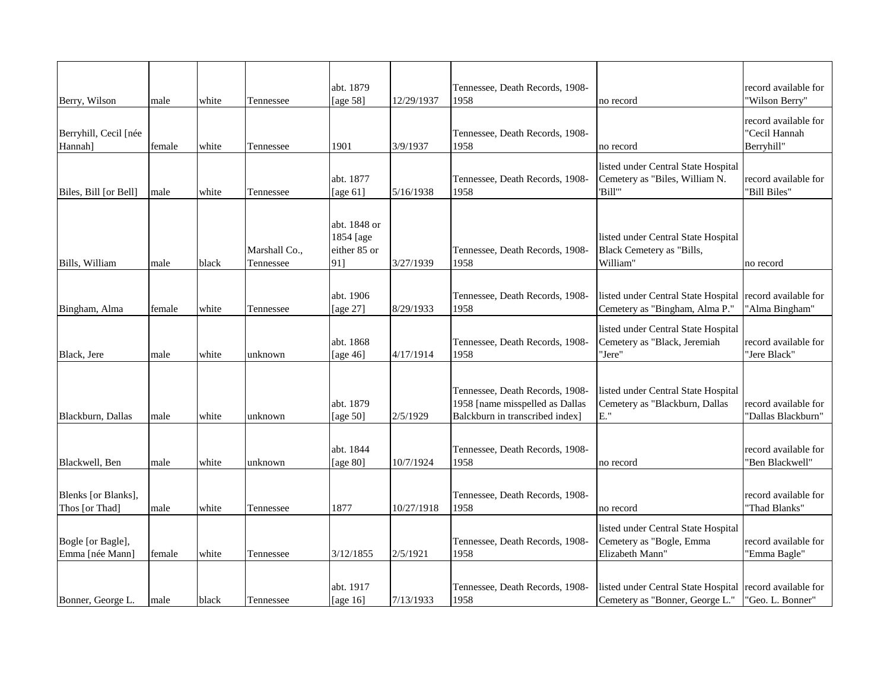| | | | | | | | | |
|---|---|---|---|---|---|---|---|---|
| Berry, Wilson | male | white | Tennessee | abt. 1879 [age 58] | 12/29/1937 | Tennessee, Death Records, 1908-1958 | no record | record available for "Wilson Berry" |
| Berryhill, Cecil [née Hannah] | female | white | Tennessee | 1901 | 3/9/1937 | Tennessee, Death Records, 1908-1958 | no record | record available for "Cecil Hannah Berryhill" |
| Biles, Bill [or Bell] | male | white | Tennessee | abt. 1877 [age 61] | 5/16/1938 | Tennessee, Death Records, 1908-1958 | listed under Central State Hospital Cemetery as "Biles, William N. 'Bill'" | record available for "Bill Biles" |
| Bills, William | male | black | Marshall Co., Tennessee | abt. 1848 or 1854 [age either 85 or 91] | 3/27/1939 | Tennessee, Death Records, 1908-1958 | listed under Central State Hospital Black Cemetery as "Bills, William" | no record |
| Bingham, Alma | female | white | Tennessee | abt. 1906 [age 27] | 8/29/1933 | Tennessee, Death Records, 1908-1958 | listed under Central State Hospital Cemetery as "Bingham, Alma P." | record available for "Alma Bingham" |
| Black, Jere | male | white | unknown | abt. 1868 [age 46] | 4/17/1914 | Tennessee, Death Records, 1908-1958 | listed under Central State Hospital Cemetery as "Black, Jeremiah "Jere" | record available for "Jere Black" |
| Blackburn, Dallas | male | white | unknown | abt. 1879 [age 50] | 2/5/1929 | Tennessee, Death Records, 1908-1958 [name misspelled as Dallas Balckburn in transcribed index] | listed under Central State Hospital Cemetery as "Blackburn, Dallas E." | record available for "Dallas Blackburn" |
| Blackwell, Ben | male | white | unknown | abt. 1844 [age 80] | 10/7/1924 | Tennessee, Death Records, 1908-1958 | no record | record available for "Ben Blackwell" |
| Blenks [or Blanks], Thos [or Thad] | male | white | Tennessee | 1877 | 10/27/1918 | Tennessee, Death Records, 1908-1958 | no record | record available for "Thad Blanks" |
| Bogle [or Bagle], Emma [née Mann] | female | white | Tennessee | 3/12/1855 | 2/5/1921 | Tennessee, Death Records, 1908-1958 | listed under Central State Hospital Cemetery as "Bogle, Emma Elizabeth Mann" | record available for "Emma Bagle" |
| Bonner, George L. | male | black | Tennessee | abt. 1917 [age 16] | 7/13/1933 | Tennessee, Death Records, 1908-1958 | listed under Central State Hospital Cemetery as "Bonner, George L." | record available for "Geo. L. Bonner" |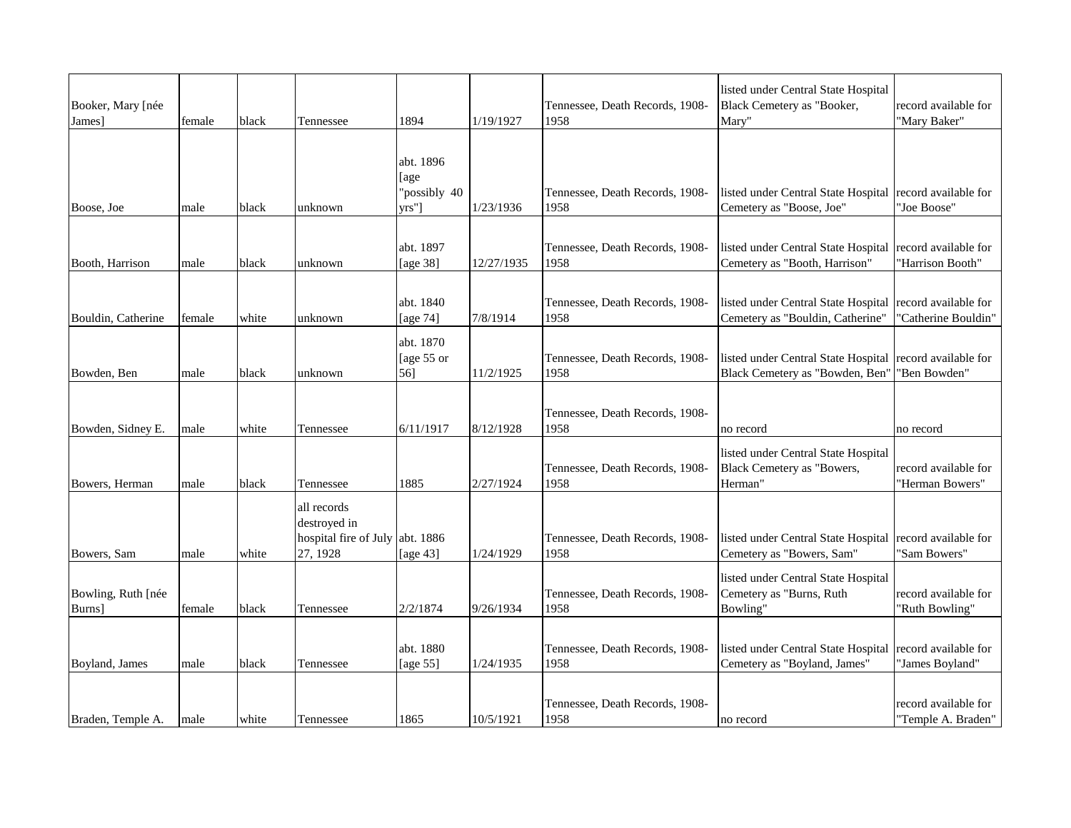| | | | | | | | | |
|---|---|---|---|---|---|---|---|---|
| Booker, Mary [née James] | female | black | Tennessee | 1894 | 1/19/1927 | Tennessee, Death Records, 1908-1958 | listed under Central State Hospital Black Cemetery as "Booker, Mary" | record available for "Mary Baker" |
| Boose, Joe | male | black | unknown | abt. 1896 [age "possibly 40 yrs"] | 1/23/1936 | Tennessee, Death Records, 1908-1958 | listed under Central State Hospital Cemetery as "Boose, Joe" | record available for "Joe Boose" |
| Booth, Harrison | male | black | unknown | abt. 1897 [age 38] | 12/27/1935 | Tennessee, Death Records, 1908-1958 | listed under Central State Hospital Cemetery as "Booth, Harrison" | record available for "Harrison Booth" |
| Bouldin, Catherine | female | white | unknown | abt. 1840 [age 74] | 7/8/1914 | Tennessee, Death Records, 1908-1958 | listed under Central State Hospital Cemetery as "Bouldin, Catherine" | record available for "Catherine Bouldin" |
| Bowden, Ben | male | black | unknown | abt. 1870 [age 55 or 56] | 11/2/1925 | Tennessee, Death Records, 1908-1958 | listed under Central State Hospital Black Cemetery as "Bowden, Ben" | record available for "Ben Bowden" |
| Bowden, Sidney E. | male | white | Tennessee | 6/11/1917 | 8/12/1928 | Tennessee, Death Records, 1908-1958 | no record | no record |
| Bowers, Herman | male | black | Tennessee | 1885 | 2/27/1924 | Tennessee, Death Records, 1908-1958 | listed under Central State Hospital Black Cemetery as "Bowers, Herman" | record available for "Herman Bowers" |
| Bowers, Sam | male | white | all records destroyed in hospital fire of July 27, 1928 | abt. 1886 [age 43] | 1/24/1929 | Tennessee, Death Records, 1908-1958 | listed under Central State Hospital Cemetery as "Bowers, Sam" | record available for "Sam Bowers" |
| Bowling, Ruth [née Burns] | female | black | Tennessee | 2/2/1874 | 9/26/1934 | Tennessee, Death Records, 1908-1958 | listed under Central State Hospital Cemetery as "Burns, Ruth Bowling" | record available for "Ruth Bowling" |
| Boyland, James | male | black | Tennessee | abt. 1880 [age 55] | 1/24/1935 | Tennessee, Death Records, 1908-1958 | listed under Central State Hospital Cemetery as "Boyland, James" | record available for "James Boyland" |
| Braden, Temple A. | male | white | Tennessee | 1865 | 10/5/1921 | Tennessee, Death Records, 1908-1958 | no record | record available for "Temple A. Braden" |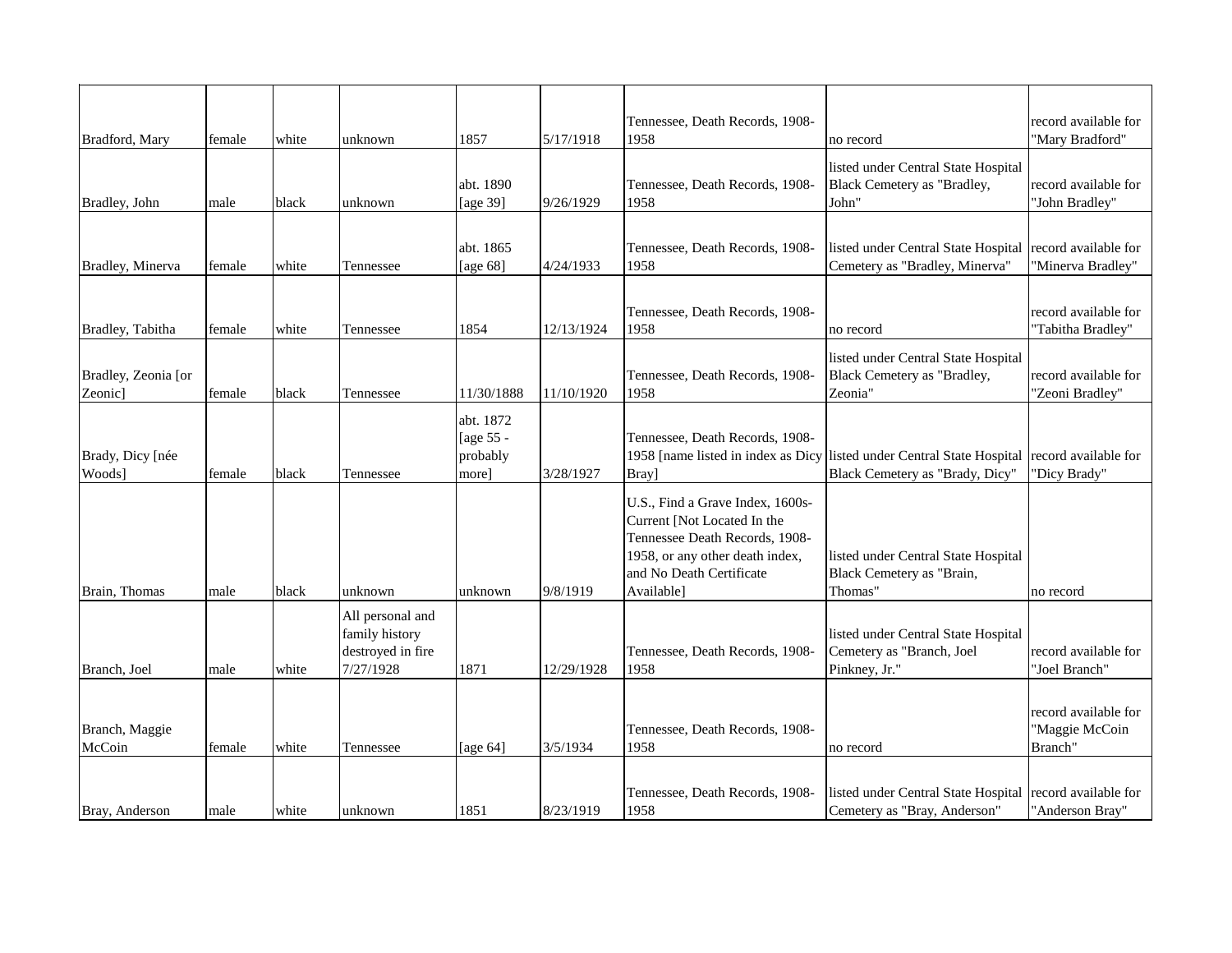| | | | | | | | | |
|---|---|---|---|---|---|---|---|---|
| Bradford, Mary | female | white | unknown | 1857 | 5/17/1918 | Tennessee, Death Records, 1908-1958 | no record | record available for "Mary Bradford" |
| Bradley, John | male | black | unknown | abt. 1890 [age 39] | 9/26/1929 | Tennessee, Death Records, 1908-1958 | listed under Central State Hospital Black Cemetery as "Bradley, John" | record available for "John Bradley" |
| Bradley, Minerva | female | white | Tennessee | abt. 1865 [age 68] | 4/24/1933 | Tennessee, Death Records, 1908-1958 | listed under Central State Hospital Cemetery as "Bradley, Minerva" | record available for "Minerva Bradley" |
| Bradley, Tabitha | female | white | Tennessee | 1854 | 12/13/1924 | Tennessee, Death Records, 1908-1958 | no record | record available for "Tabitha Bradley" |
| Bradley, Zeonia [or Zeonic] | female | black | Tennessee | 11/30/1888 | 11/10/1920 | Tennessee, Death Records, 1908-1958 | listed under Central State Hospital Black Cemetery as "Bradley, Zeonia" | record available for "Zeoni Bradley" |
| Brady, Dicy [née Woods] | female | black | Tennessee | abt. 1872 [age 55 - probably more] | 3/28/1927 | Tennessee, Death Records, 1908-1958 [name listed in index as Dicy Bray] | listed under Central State Hospital Black Cemetery as "Brady, Dicy" | record available for "Dicy Brady" |
| Brain, Thomas | male | black | unknown | unknown | 9/8/1919 | U.S., Find a Grave Index, 1600s-Current [Not Located In the Tennessee Death Records, 1908-1958, or any other death index, and No Death Certificate Available] | listed under Central State Hospital Black Cemetery as "Brain, Thomas" | no record |
| Branch, Joel | male | white | All personal and family history destroyed in fire 7/27/1928 | 1871 | 12/29/1928 | Tennessee, Death Records, 1908-1958 | listed under Central State Hospital Cemetery as "Branch, Joel Pinkney, Jr." | record available for "Joel Branch" |
| Branch, Maggie McCoin | female | white | Tennessee | [age 64] | 3/5/1934 | Tennessee, Death Records, 1908-1958 | no record | record available for "Maggie McCoin Branch" |
| Bray, Anderson | male | white | unknown | 1851 | 8/23/1919 | Tennessee, Death Records, 1908-1958 | listed under Central State Hospital Cemetery as "Bray, Anderson" | record available for "Anderson Bray" |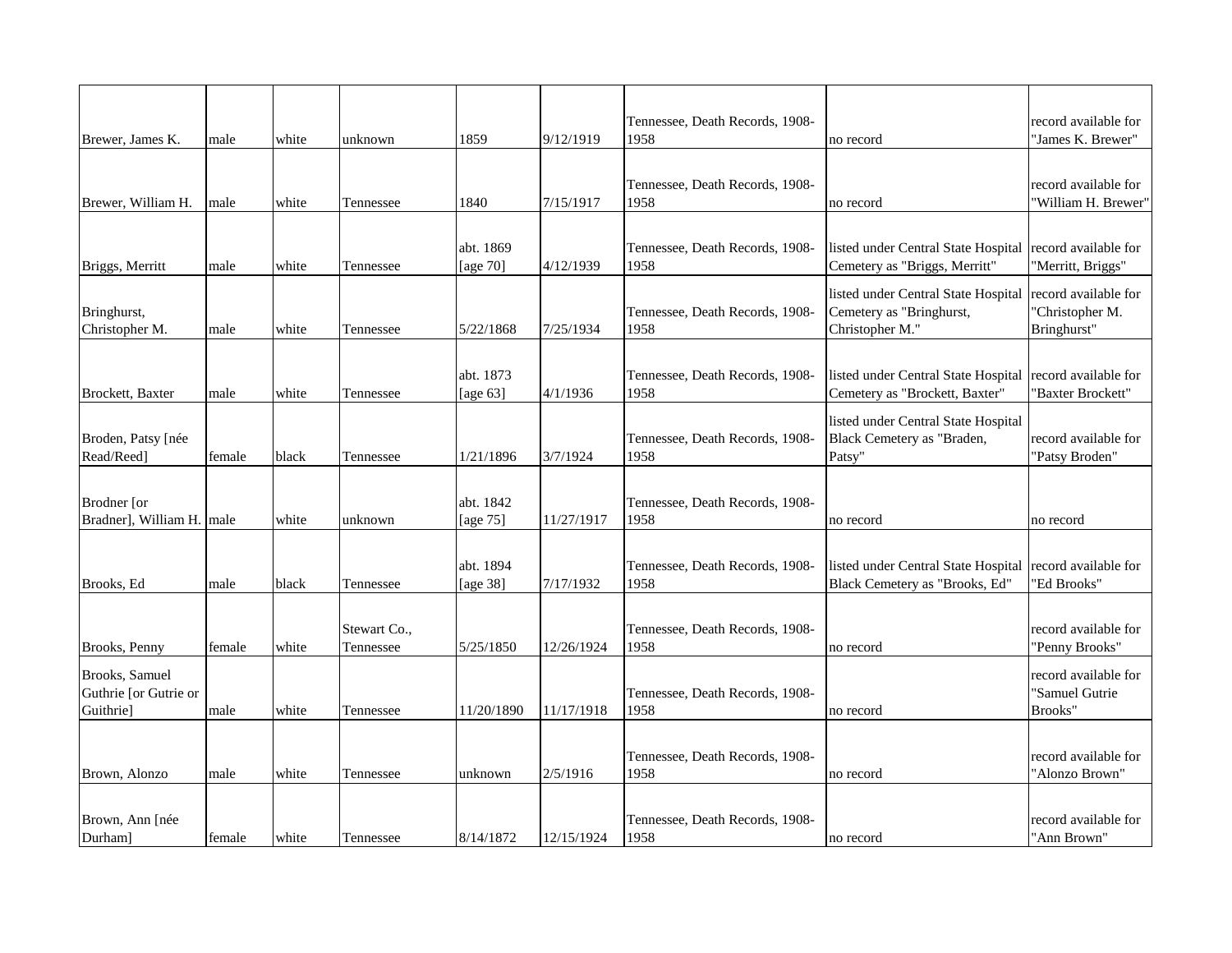| | | | | | | | | |
|---|---|---|---|---|---|---|---|---|
| Brewer, James K. | male | white | unknown | 1859 | 9/12/1919 | Tennessee, Death Records, 1908-1958 | no record | record available for "James K. Brewer" |
| Brewer, William H. | male | white | Tennessee | 1840 | 7/15/1917 | Tennessee, Death Records, 1908-1958 | no record | record available for "William H. Brewer" |
| Briggs, Merritt | male | white | Tennessee | abt. 1869 [age 70] | 4/12/1939 | Tennessee, Death Records, 1908-1958 | listed under Central State Hospital Cemetery as "Briggs, Merritt" | record available for "Merritt, Briggs" |
| Bringhurst, Christopher M. | male | white | Tennessee | 5/22/1868 | 7/25/1934 | Tennessee, Death Records, 1908-1958 | listed under Central State Hospital Cemetery as "Bringhurst, Christopher M." | record available for "Christopher M. Bringhurst" |
| Brockett, Baxter | male | white | Tennessee | abt. 1873 [age 63] | 4/1/1936 | Tennessee, Death Records, 1908-1958 | listed under Central State Hospital Cemetery as "Brockett, Baxter" | record available for "Baxter Brockett" |
| Broden, Patsy [née Read/Reed] | female | black | Tennessee | 1/21/1896 | 3/7/1924 | Tennessee, Death Records, 1908-1958 | listed under Central State Hospital Black Cemetery as "Braden, Patsy" | record available for "Patsy Broden" |
| Brodner [or Bradner], William H. | male | white | unknown | abt. 1842 [age 75] | 11/27/1917 | Tennessee, Death Records, 1908-1958 | no record | no record |
| Brooks, Ed | male | black | Tennessee | abt. 1894 [age 38] | 7/17/1932 | Tennessee, Death Records, 1908-1958 | listed under Central State Hospital Black Cemetery as "Brooks, Ed" | record available for "Ed Brooks" |
| Brooks, Penny | female | white | Stewart Co., Tennessee | 5/25/1850 | 12/26/1924 | Tennessee, Death Records, 1908-1958 | no record | record available for "Penny Brooks" |
| Brooks, Samuel Guthrie [or Gutrie or Guithrie] | male | white | Tennessee | 11/20/1890 | 11/17/1918 | Tennessee, Death Records, 1908-1958 | no record | record available for "Samuel Gutrie Brooks" |
| Brown, Alonzo | male | white | Tennessee | unknown | 2/5/1916 | Tennessee, Death Records, 1908-1958 | no record | record available for "Alonzo Brown" |
| Brown, Ann [née Durham] | female | white | Tennessee | 8/14/1872 | 12/15/1924 | Tennessee, Death Records, 1908-1958 | no record | record available for "Ann Brown" |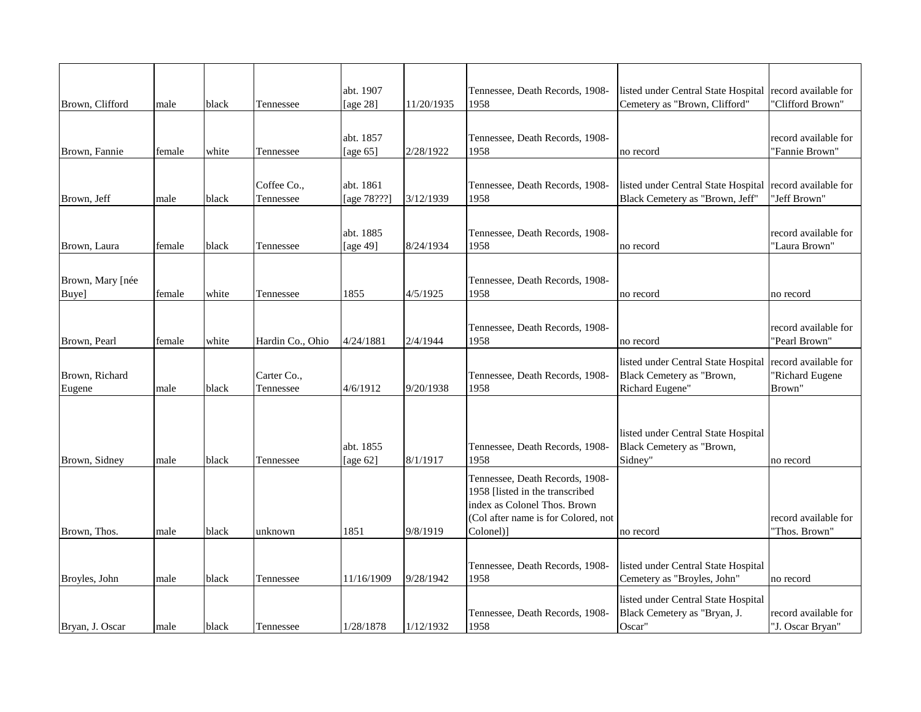| | | | | | | | | |
|---|---|---|---|---|---|---|---|---|
| Brown, Clifford | male | black | Tennessee | abt. 1907 [age 28] | 11/20/1935 | Tennessee, Death Records, 1908-1958 | listed under Central State Hospital Cemetery as "Brown, Clifford" | record available for "Clifford Brown" |
| Brown, Fannie | female | white | Tennessee | abt. 1857 [age 65] | 2/28/1922 | Tennessee, Death Records, 1908-1958 | no record | record available for "Fannie Brown" |
| Brown, Jeff | male | black | Coffee Co., Tennessee | abt. 1861 [age 78???] | 3/12/1939 | Tennessee, Death Records, 1908-1958 | listed under Central State Hospital Black Cemetery as "Brown, Jeff" | record available for "Jeff Brown" |
| Brown, Laura | female | black | Tennessee | abt. 1885 [age 49] | 8/24/1934 | Tennessee, Death Records, 1908-1958 | no record | record available for "Laura Brown" |
| Brown, Mary [née Buye] | female | white | Tennessee | 1855 | 4/5/1925 | Tennessee, Death Records, 1908-1958 | no record | no record |
| Brown, Pearl | female | white | Hardin Co., Ohio | 4/24/1881 | 2/4/1944 | Tennessee, Death Records, 1908-1958 | no record | record available for "Pearl Brown" |
| Brown, Richard Eugene | male | black | Carter Co., Tennessee | 4/6/1912 | 9/20/1938 | Tennessee, Death Records, 1908-1958 | listed under Central State Hospital Black Cemetery as "Brown, Richard Eugene" | record available for "Richard Eugene Brown" |
| Brown, Sidney | male | black | Tennessee | abt. 1855 [age 62] | 8/1/1917 | Tennessee, Death Records, 1908-1958 | listed under Central State Hospital Black Cemetery as "Brown, Sidney" | no record |
| Brown, Thos. | male | black | unknown | 1851 | 9/8/1919 | Tennessee, Death Records, 1908-1958 [listed in the transcribed index as Colonel Thos. Brown (Col after name is for Colored, not Colonel)] | no record | record available for "Thos. Brown" |
| Broyles, John | male | black | Tennessee | 11/16/1909 | 9/28/1942 | Tennessee, Death Records, 1908-1958 | listed under Central State Hospital Cemetery as "Broyles, John" | no record |
| Bryan, J. Oscar | male | black | Tennessee | 1/28/1878 | 1/12/1932 | Tennessee, Death Records, 1908-1958 | listed under Central State Hospital Black Cemetery as "Bryan, J. Oscar" | record available for "J. Oscar Bryan" |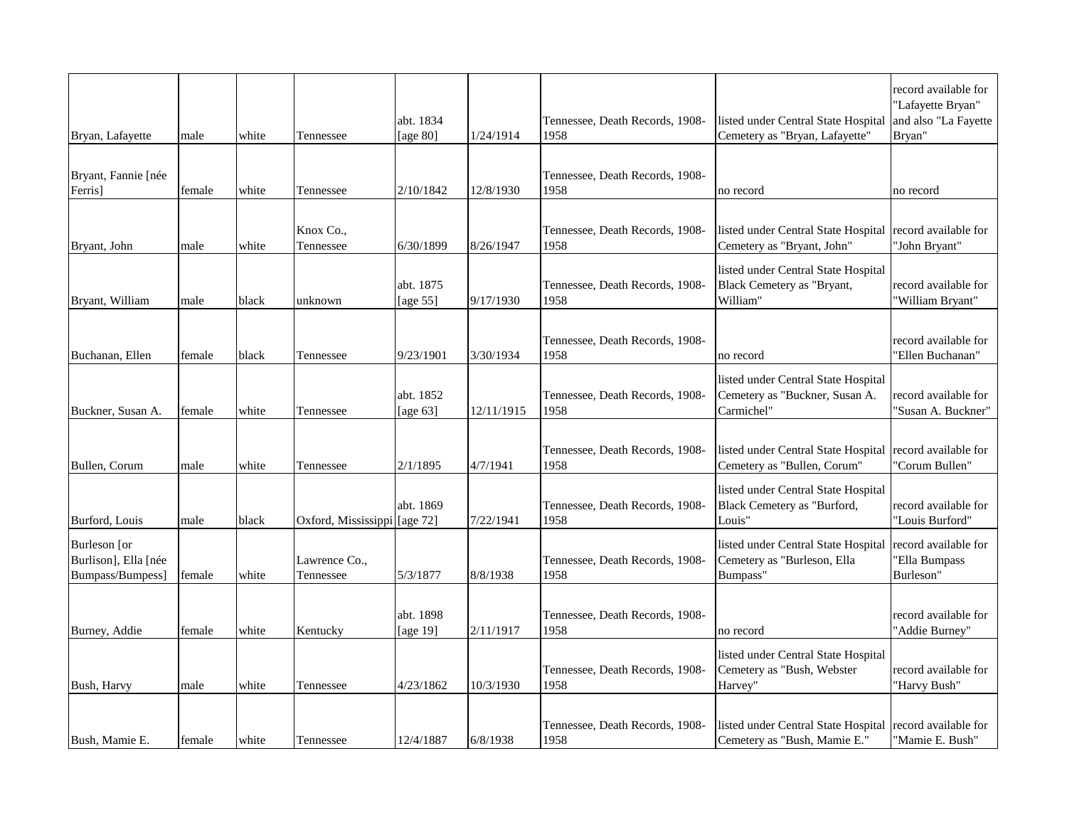| Bryan, Lafayette | male | white | Tennessee | abt. 1834 [age 80] | 1/24/1914 | Tennessee, Death Records, 1908-1958 | listed under Central State Hospital Cemetery as "Bryan, Lafayette" | record available for "Lafayette Bryan" and also "La Fayette Bryan" |
|---|---|---|---|---|---|---|---|---|
| Bryant, Fannie [née Ferris] | female | white | Tennessee | 2/10/1842 | 12/8/1930 | Tennessee, Death Records, 1908-1958 | no record | no record |
| Bryant, John | male | white | Knox Co., Tennessee | 6/30/1899 | 8/26/1947 | Tennessee, Death Records, 1908-1958 | listed under Central State Hospital Cemetery as "Bryant, John" | record available for "John Bryant" |
| Bryant, William | male | black | unknown | abt. 1875 [age 55] | 9/17/1930 | Tennessee, Death Records, 1908-1958 | listed under Central State Hospital Black Cemetery as "Bryant, William" | record available for "William Bryant" |
| Buchanan, Ellen | female | black | Tennessee | 9/23/1901 | 3/30/1934 | Tennessee, Death Records, 1908-1958 | no record | record available for "Ellen Buchanan" |
| Buckner, Susan A. | female | white | Tennessee | abt. 1852 [age 63] | 12/11/1915 | Tennessee, Death Records, 1908-1958 | listed under Central State Hospital Cemetery as "Buckner, Susan A. Carmichel" | record available for "Susan A. Buckner" |
| Bullen, Corum | male | white | Tennessee | 2/1/1895 | 4/7/1941 | Tennessee, Death Records, 1908-1958 | listed under Central State Hospital Cemetery as "Bullen, Corum" | record available for "Corum Bullen" |
| Burford, Louis | male | black | Oxford, Mississippi | abt. 1869 [age 72] | 7/22/1941 | Tennessee, Death Records, 1908-1958 | listed under Central State Hospital Black Cemetery as "Burford, Louis" | record available for "Louis Burford" |
| Burleson [or Burlison], Ella [née Bumpass/Bumpess] | female | white | Lawrence Co., Tennessee | 5/3/1877 | 8/8/1938 | Tennessee, Death Records, 1908-1958 | listed under Central State Hospital Cemetery as "Burleson, Ella Bumpass" | record available for "Ella Bumpass Burleson" |
| Burney, Addie | female | white | Kentucky | abt. 1898 [age 19] | 2/11/1917 | Tennessee, Death Records, 1908-1958 | no record | record available for "Addie Burney" |
| Bush, Harvy | male | white | Tennessee | 4/23/1862 | 10/3/1930 | Tennessee, Death Records, 1908-1958 | listed under Central State Hospital Cemetery as "Bush, Webster Harvey" | record available for "Harvy Bush" |
| Bush, Mamie E. | female | white | Tennessee | 12/4/1887 | 6/8/1938 | Tennessee, Death Records, 1908-1958 | listed under Central State Hospital Cemetery as "Bush, Mamie E." | record available for "Mamie E. Bush" |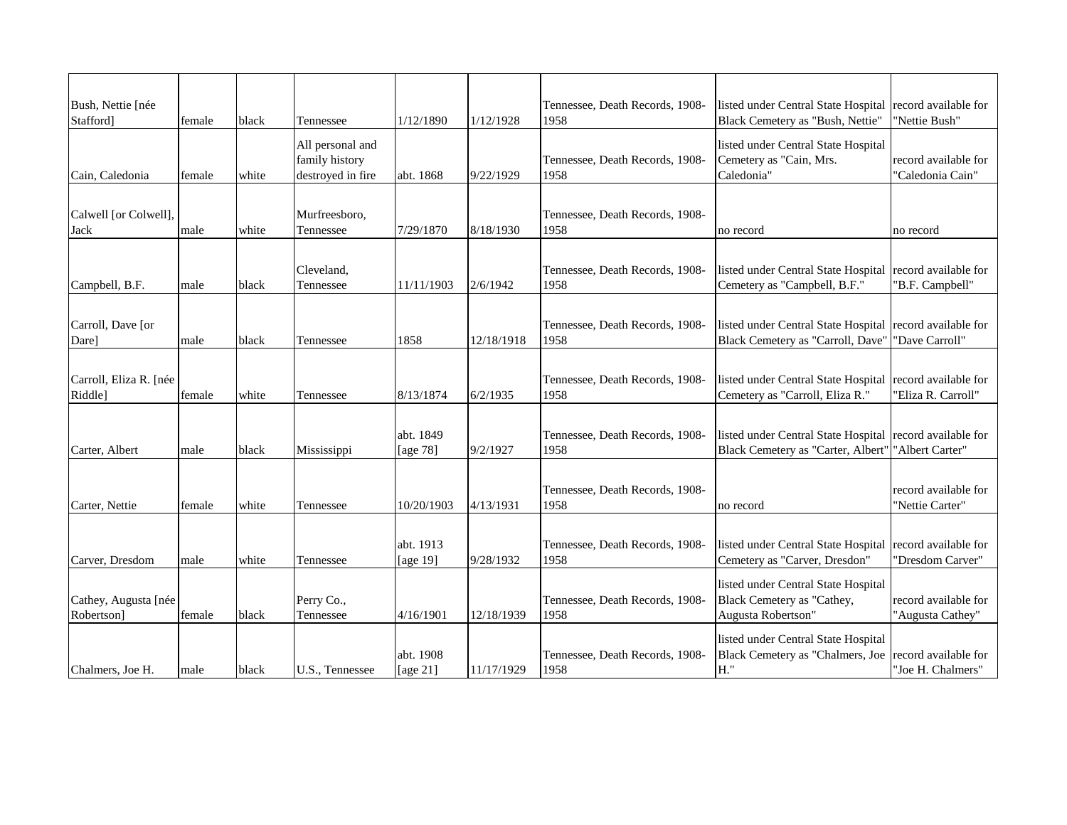| | | | | | | | | |
|---|---|---|---|---|---|---|---|---|
| Bush, Nettie [née Stafford] | female | black | Tennessee | 1/12/1890 | 1/12/1928 | Tennessee, Death Records, 1908-1958 | listed under Central State Hospital Black Cemetery as "Bush, Nettie" | record available for "Nettie Bush" |
| Cain, Caledonia | female | white | All personal and family history destroyed in fire | abt. 1868 | 9/22/1929 | Tennessee, Death Records, 1908-1958 | listed under Central State Hospital Cemetery as "Cain, Mrs. Caledonia" | record available for "Caledonia Cain" |
| Calwell [or Colwell], Jack | male | white | Murfreesboro, Tennessee | 7/29/1870 | 8/18/1930 | Tennessee, Death Records, 1908-1958 | no record | no record |
| Campbell, B.F. | male | black | Cleveland, Tennessee | 11/11/1903 | 2/6/1942 | Tennessee, Death Records, 1908-1958 | listed under Central State Hospital Cemetery as "Campbell, B.F." | record available for "B.F. Campbell" |
| Carroll, Dave [or Dare] | male | black | Tennessee | 1858 | 12/18/1918 | Tennessee, Death Records, 1908-1958 | listed under Central State Hospital Black Cemetery as "Carroll, Dave" | record available for "Dave Carroll" |
| Carroll, Eliza R. [née Riddle] | female | white | Tennessee | 8/13/1874 | 6/2/1935 | Tennessee, Death Records, 1908-1958 | listed under Central State Hospital Cemetery as "Carroll, Eliza R." | record available for "Eliza R. Carroll" |
| Carter, Albert | male | black | Mississippi | abt. 1849 [age 78] | 9/2/1927 | Tennessee, Death Records, 1908-1958 | listed under Central State Hospital Black Cemetery as "Carter, Albert" | record available for "Albert Carter" |
| Carter, Nettie | female | white | Tennessee | 10/20/1903 | 4/13/1931 | Tennessee, Death Records, 1908-1958 | no record | record available for "Nettie Carter" |
| Carver, Dresdom | male | white | Tennessee | abt. 1913 [age 19] | 9/28/1932 | Tennessee, Death Records, 1908-1958 | listed under Central State Hospital Cemetery as "Carver, Dresdon" | record available for "Dresdom Carver" |
| Cathey, Augusta [née Robertson] | female | black | Perry Co., Tennessee | 4/16/1901 | 12/18/1939 | Tennessee, Death Records, 1908-1958 | listed under Central State Hospital Black Cemetery as "Cathey, Augusta Robertson" | record available for "Augusta Cathey" |
| Chalmers, Joe H. | male | black | U.S., Tennessee | abt. 1908 [age 21] | 11/17/1929 | Tennessee, Death Records, 1908-1958 | listed under Central State Hospital Black Cemetery as "Chalmers, Joe H." | record available for "Joe H. Chalmers" |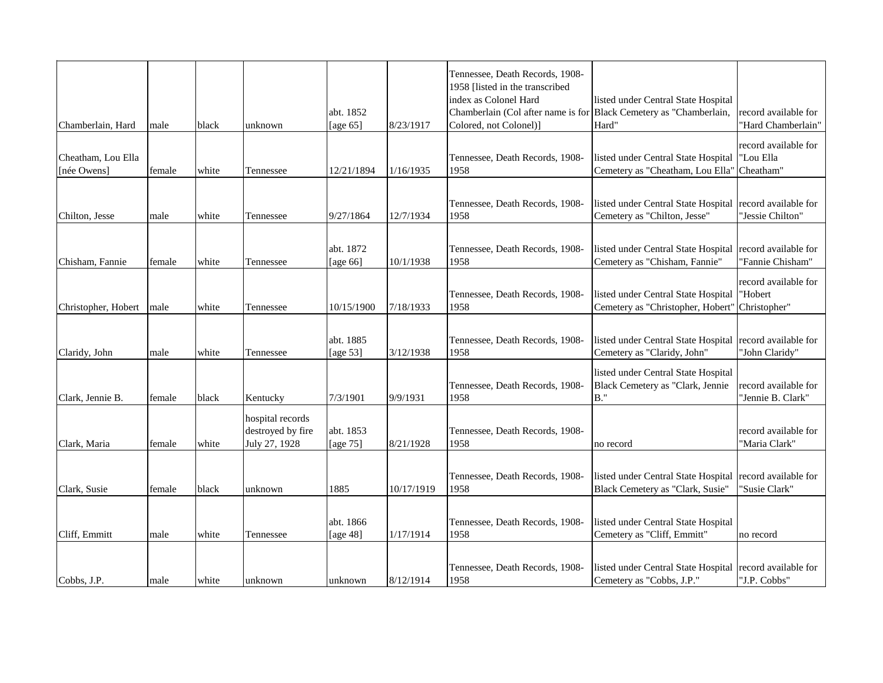| | | | | | | | | |
|---|---|---|---|---|---|---|---|---|
| Chamberlain, Hard | male | black | unknown | abt. 1852 [age 65] | 8/23/1917 | Tennessee, Death Records, 1908-1958 [listed in the transcribed index as Colonel Hard Chamberlain (Col after name is for Colored, not Colonel)] | listed under Central State Hospital Black Cemetery as "Chamberlain, Hard" | record available for "Hard Chamberlain" |
| Cheatham, Lou Ella [née Owens] | female | white | Tennessee | 12/21/1894 | 1/16/1935 | Tennessee, Death Records, 1908-1958 | listed under Central State Hospital Cemetery as "Cheatham, Lou Ella" | record available for "Lou Ella Cheatham" |
| Chilton, Jesse | male | white | Tennessee | 9/27/1864 | 12/7/1934 | Tennessee, Death Records, 1908-1958 | listed under Central State Hospital Cemetery as "Chilton, Jesse" | record available for "Jessie Chilton" |
| Chisham, Fannie | female | white | Tennessee | abt. 1872 [age 66] | 10/1/1938 | Tennessee, Death Records, 1908-1958 | listed under Central State Hospital Cemetery as "Chisham, Fannie" | record available for "Fannie Chisham" |
| Christopher, Hobert | male | white | Tennessee | 10/15/1900 | 7/18/1933 | Tennessee, Death Records, 1908-1958 | listed under Central State Hospital Cemetery as "Christopher, Hobert" | record available for "Hobert Christopher" |
| Claridy, John | male | white | Tennessee | abt. 1885 [age 53] | 3/12/1938 | Tennessee, Death Records, 1908-1958 | listed under Central State Hospital Cemetery as "Claridy, John" | record available for "John Claridy" |
| Clark, Jennie B. | female | black | Kentucky | 7/3/1901 | 9/9/1931 | Tennessee, Death Records, 1908-1958 | listed under Central State Hospital Black Cemetery as "Clark, Jennie B." | record available for "Jennie B. Clark" |
| Clark, Maria | female | white | hospital records destroyed by fire July 27, 1928 | abt. 1853 [age 75] | 8/21/1928 | Tennessee, Death Records, 1908-1958 | no record | record available for "Maria Clark" |
| Clark, Susie | female | black | unknown | 1885 | 10/17/1919 | Tennessee, Death Records, 1908-1958 | listed under Central State Hospital Black Cemetery as "Clark, Susie" | record available for "Susie Clark" |
| Cliff, Emmitt | male | white | Tennessee | abt. 1866 [age 48] | 1/17/1914 | Tennessee, Death Records, 1908-1958 | listed under Central State Hospital Cemetery as "Cliff, Emmitt" | no record |
| Cobbs, J.P. | male | white | unknown | unknown | 8/12/1914 | Tennessee, Death Records, 1908-1958 | listed under Central State Hospital Cemetery as "Cobbs, J.P." | record available for "J.P. Cobbs" |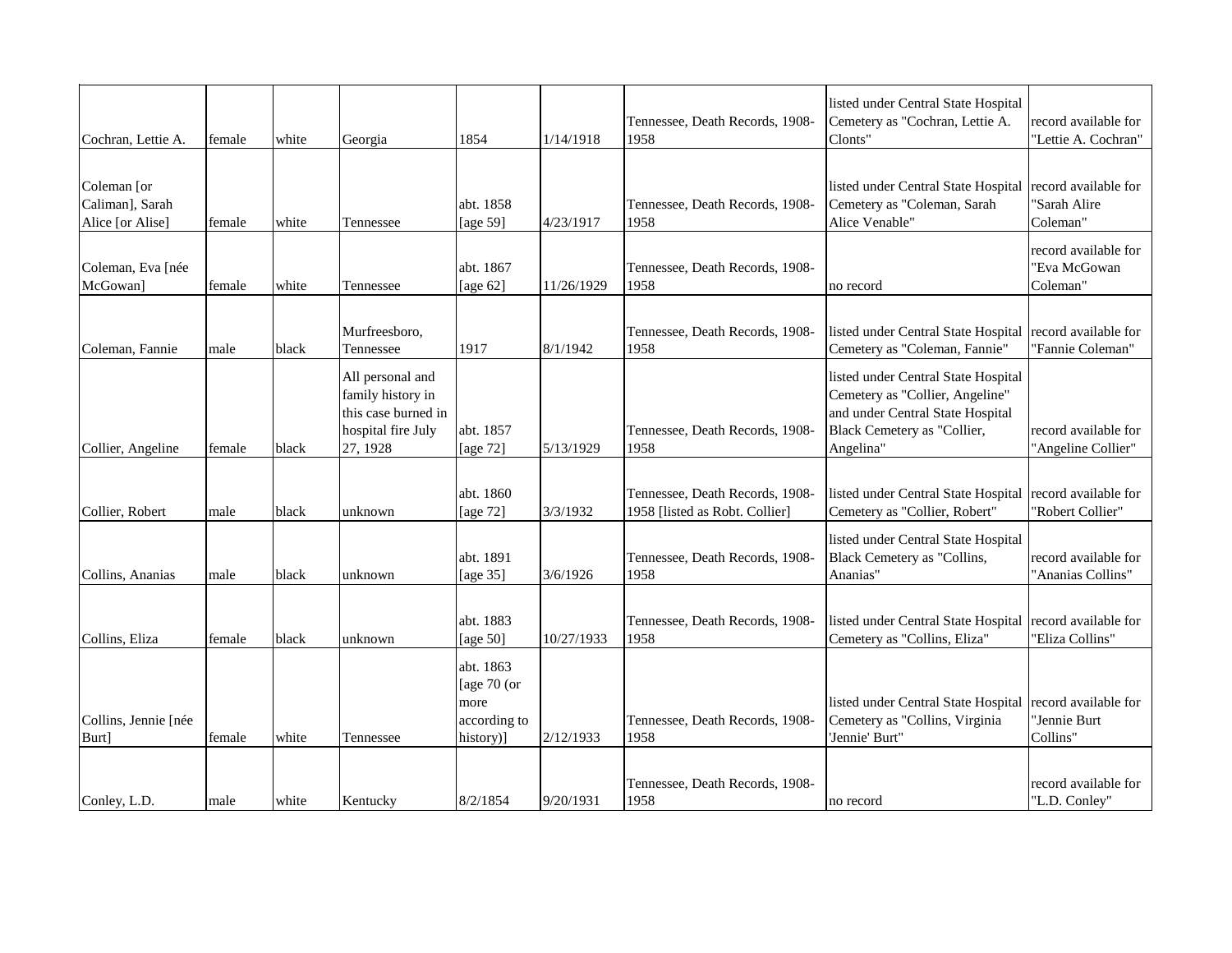| | | | | | | | | |
|---|---|---|---|---|---|---|---|---|
| Cochran, Lettie A. | female | white | Georgia | 1854 | 1/14/1918 | Tennessee, Death Records, 1908-1958 | listed under Central State Hospital Cemetery as "Cochran, Lettie A. Clonts" | record available for "Lettie A. Cochran" |
| Coleman [or Caliman], Sarah Alice [or Alise] | female | white | Tennessee | abt. 1858 [age 59] | 4/23/1917 | Tennessee, Death Records, 1908-1958 | listed under Central State Hospital Cemetery as "Coleman, Sarah Alice Venable" | record available for "Sarah Alire Coleman" |
| Coleman, Eva [née McGowan] | female | white | Tennessee | abt. 1867 [age 62] | 11/26/1929 | Tennessee, Death Records, 1908-1958 | no record | record available for "Eva McGowan Coleman" |
| Coleman, Fannie | male | black | Murfreesboro, Tennessee | 1917 | 8/1/1942 | Tennessee, Death Records, 1908-1958 | listed under Central State Hospital Cemetery as "Coleman, Fannie" | record available for "Fannie Coleman" |
| Collier, Angeline | female | black | All personal and family history in this case burned in hospital fire July 27, 1928 | abt. 1857 [age 72] | 5/13/1929 | Tennessee, Death Records, 1908-1958 | listed under Central State Hospital Cemetery as "Collier, Angeline" and under Central State Hospital Black Cemetery as "Collier, Angelina" | record available for "Angeline Collier" |
| Collier, Robert | male | black | unknown | abt. 1860 [age 72] | 3/3/1932 | Tennessee, Death Records, 1908-1958 [listed as Robt. Collier] | listed under Central State Hospital Cemetery as "Collier, Robert" | record available for "Robert Collier" |
| Collins, Ananias | male | black | unknown | abt. 1891 [age 35] | 3/6/1926 | Tennessee, Death Records, 1908-1958 | listed under Central State Hospital Black Cemetery as "Collins, Ananias" | record available for "Ananias Collins" |
| Collins, Eliza | female | black | unknown | abt. 1883 [age 50] | 10/27/1933 | Tennessee, Death Records, 1908-1958 | listed under Central State Hospital Cemetery as "Collins, Eliza" | record available for "Eliza Collins" |
| Collins, Jennie [née Burt] | female | white | Tennessee | abt. 1863 [age 70 (or more according to history)] | 2/12/1933 | Tennessee, Death Records, 1908-1958 | listed under Central State Hospital Cemetery as "Collins, Virginia 'Jennie' Burt" | record available for "Jennie Burt Collins" |
| Conley, L.D. | male | white | Kentucky | 8/2/1854 | 9/20/1931 | Tennessee, Death Records, 1908-1958 | no record | record available for "L.D. Conley" |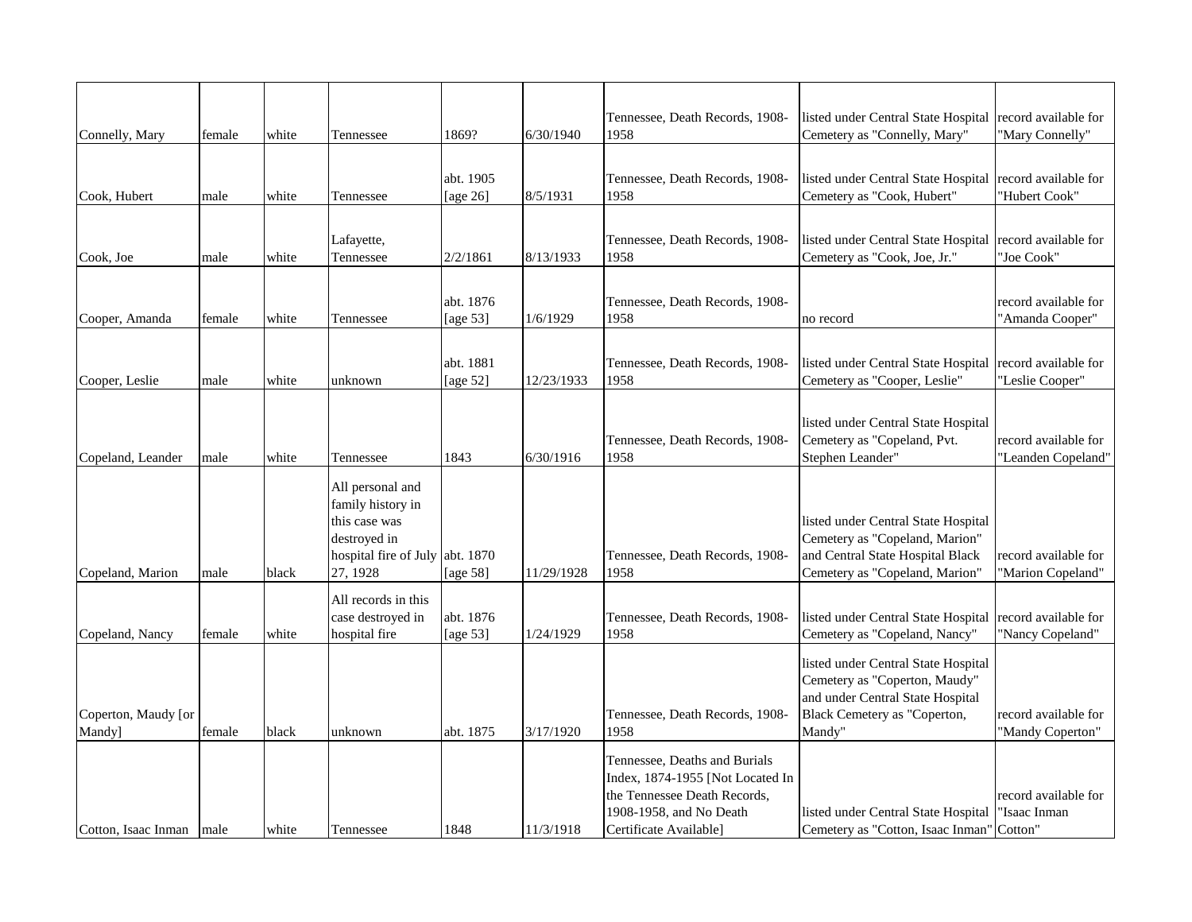| | | | | | | | | |
|---|---|---|---|---|---|---|---|---|
| Connelly, Mary | female | white | Tennessee | 1869? | 6/30/1940 | Tennessee, Death Records, 1908-1958 | listed under Central State Hospital Cemetery as "Connelly, Mary" | record available for "Mary Connelly" |
| Cook, Hubert | male | white | Tennessee | abt. 1905 [age 26] | 8/5/1931 | Tennessee, Death Records, 1908-1958 | listed under Central State Hospital Cemetery as "Cook, Hubert" | record available for "Hubert Cook" |
| Cook, Joe | male | white | Lafayette, Tennessee | 2/2/1861 | 8/13/1933 | Tennessee, Death Records, 1908-1958 | listed under Central State Hospital Cemetery as "Cook, Joe, Jr." | record available for "Joe Cook" |
| Cooper, Amanda | female | white | Tennessee | abt. 1876 [age 53] | 1/6/1929 | Tennessee, Death Records, 1908-1958 | no record | record available for "Amanda Cooper" |
| Cooper, Leslie | male | white | unknown | abt. 1881 [age 52] | 12/23/1933 | Tennessee, Death Records, 1908-1958 | listed under Central State Hospital Cemetery as "Cooper, Leslie" | record available for "Leslie Cooper" |
| Copeland, Leander | male | white | Tennessee | 1843 | 6/30/1916 | Tennessee, Death Records, 1908-1958 | listed under Central State Hospital Cemetery as "Copeland, Pvt. Stephen Leander" | record available for "Leanden Copeland" |
| Copeland, Marion | male | black | All personal and family history in this case was destroyed in hospital fire of July 27, 1928 | abt. 1870 [age 58] | 11/29/1928 | Tennessee, Death Records, 1908-1958 | listed under Central State Hospital Cemetery as "Copeland, Marion" and Central State Hospital Black Cemetery as "Copeland, Marion" | record available for "Marion Copeland" |
| Copeland, Nancy | female | white | All records in this case destroyed in hospital fire | abt. 1876 [age 53] | 1/24/1929 | Tennessee, Death Records, 1908-1958 | listed under Central State Hospital Cemetery as "Copeland, Nancy" | record available for "Nancy Copeland" |
| Coperton, Maudy [or Mandy] | female | black | unknown | abt. 1875 | 3/17/1920 | Tennessee, Death Records, 1908-1958 | listed under Central State Hospital Cemetery as "Coperton, Maudy" and under Central State Hospital Black Cemetery as "Coperton, Mandy" | record available for "Mandy Coperton" |
| Cotton, Isaac Inman | male | white | Tennessee | 1848 | 11/3/1918 | Tennessee, Deaths and Burials Index, 1874-1955 [Not Located In the Tennessee Death Records, 1908-1958, and No Death Certificate Available] | listed under Central State Hospital Cemetery as "Cotton, Isaac Inman" | record available for "Isaac Inman Cotton" |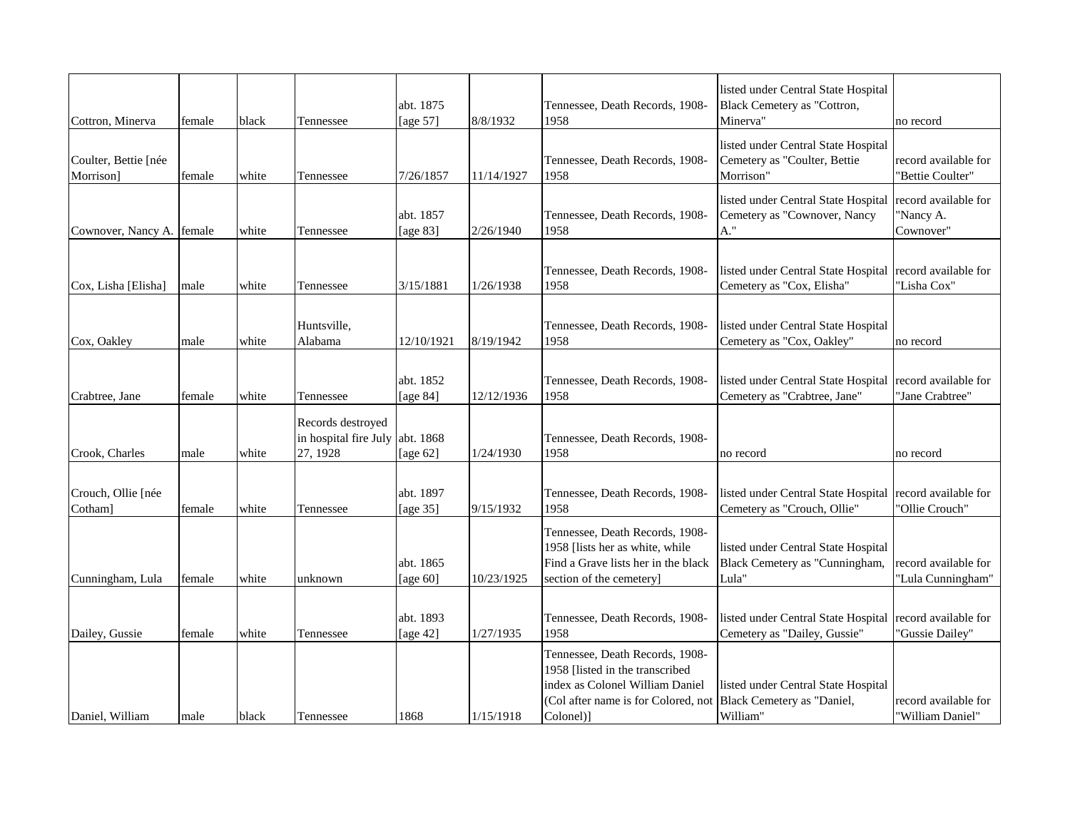| | | | | | | | | |
|---|---|---|---|---|---|---|---|---|
| Cottron, Minerva | female | black | Tennessee | abt. 1875 [age 57] | 8/8/1932 | Tennessee, Death Records, 1908-1958 | listed under Central State Hospital Black Cemetery as "Cottron, Minerva" | no record |
| Coulter, Bettie [née Morrison] | female | white | Tennessee | 7/26/1857 | 11/14/1927 | Tennessee, Death Records, 1908-1958 | listed under Central State Hospital Cemetery as "Coulter, Bettie Morrison" | record available for "Bettie Coulter" |
| Cownover, Nancy A. | female | white | Tennessee | abt. 1857 [age 83] | 2/26/1940 | Tennessee, Death Records, 1908-1958 | listed under Central State Hospital Cemetery as "Cownover, Nancy A." | record available for "Nancy A. Cownover" |
| Cox, Lisha [Elisha] | male | white | Tennessee | 3/15/1881 | 1/26/1938 | Tennessee, Death Records, 1908-1958 | listed under Central State Hospital Cemetery as "Cox, Elisha" | record available for "Lisha Cox" |
| Cox, Oakley | male | white | Huntsville, Alabama | 12/10/1921 | 8/19/1942 | Tennessee, Death Records, 1908-1958 | listed under Central State Hospital Cemetery as "Cox, Oakley" | no record |
| Crabtree, Jane | female | white | Tennessee | abt. 1852 [age 84] | 12/12/1936 | Tennessee, Death Records, 1908-1958 | listed under Central State Hospital Cemetery as "Crabtree, Jane" | record available for "Jane Crabtree" |
| Crook, Charles | male | white | Records destroyed in hospital fire July 27, 1928 | abt. 1868 [age 62] | 1/24/1930 | Tennessee, Death Records, 1908-1958 | no record | no record |
| Crouch, Ollie [née Cotham] | female | white | Tennessee | abt. 1897 [age 35] | 9/15/1932 | Tennessee, Death Records, 1908-1958 | listed under Central State Hospital Cemetery as "Crouch, Ollie" | record available for "Ollie Crouch" |
| Cunningham, Lula | female | white | unknown | abt. 1865 [age 60] | 10/23/1925 | Tennessee, Death Records, 1908-1958 [lists her as white, while Find a Grave lists her in the black section of the cemetery] | listed under Central State Hospital Black Cemetery as "Cunningham, Lula" | record available for "Lula Cunningham" |
| Dailey, Gussie | female | white | Tennessee | abt. 1893 [age 42] | 1/27/1935 | Tennessee, Death Records, 1908-1958 | listed under Central State Hospital Cemetery as "Dailey, Gussie" | record available for "Gussie Dailey" |
| Daniel, William | male | black | Tennessee | 1868 | 1/15/1918 | Tennessee, Death Records, 1908-1958 [listed in the transcribed index as Colonel William Daniel (Col after name is for Colored, not Colonel)] | listed under Central State Hospital Black Cemetery as "Daniel, William" | record available for "William Daniel" |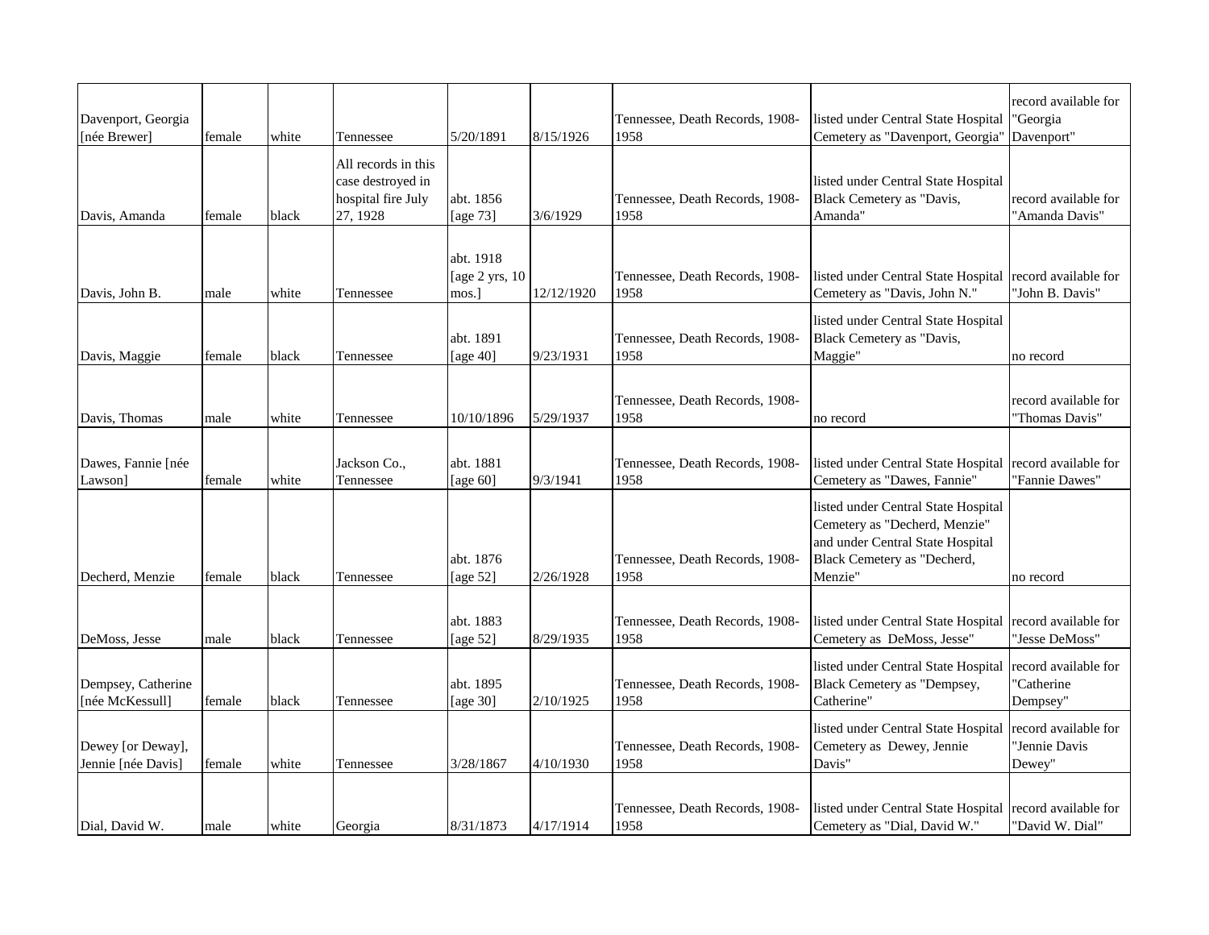| | | | | | | | | |
|---|---|---|---|---|---|---|---|---|
| Davenport, Georgia [née Brewer] | female | white | Tennessee | 5/20/1891 | 8/15/1926 | Tennessee, Death Records, 1908-1958 | listed under Central State Hospital Cemetery as "Davenport, Georgia" | record available for "Georgia Davenport" |
| Davis, Amanda | female | black | All records in this case destroyed in hospital fire July 27, 1928 | abt. 1856 [age 73] | 3/6/1929 | Tennessee, Death Records, 1908-1958 | listed under Central State Hospital Black Cemetery as "Davis, Amanda" | record available for "Amanda Davis" |
| Davis, John B. | male | white | Tennessee | abt. 1918 [age 2 yrs, 10 mos.] | 12/12/1920 | Tennessee, Death Records, 1908-1958 | listed under Central State Hospital Cemetery as "Davis, John N." | record available for "John B. Davis" |
| Davis, Maggie | female | black | Tennessee | abt. 1891 [age 40] | 9/23/1931 | Tennessee, Death Records, 1908-1958 | listed under Central State Hospital Black Cemetery as "Davis, Maggie" | no record |
| Davis, Thomas | male | white | Tennessee | 10/10/1896 | 5/29/1937 | Tennessee, Death Records, 1908-1958 | no record | record available for "Thomas Davis" |
| Dawes, Fannie [née Lawson] | female | white | Jackson Co., Tennessee | abt. 1881 [age 60] | 9/3/1941 | Tennessee, Death Records, 1908-1958 | listed under Central State Hospital Cemetery as "Dawes, Fannie" | record available for "Fannie Dawes" |
| Decherd, Menzie | female | black | Tennessee | abt. 1876 [age 52] | 2/26/1928 | Tennessee, Death Records, 1908-1958 | listed under Central State Hospital Cemetery as "Decherd, Menzie" and under Central State Hospital Black Cemetery as "Decherd, Menzie" | no record |
| DeMoss, Jesse | male | black | Tennessee | abt. 1883 [age 52] | 8/29/1935 | Tennessee, Death Records, 1908-1958 | listed under Central State Hospital Cemetery as DeMoss, Jesse" | record available for "Jesse DeMoss" |
| Dempsey, Catherine [née McKessull] | female | black | Tennessee | abt. 1895 [age 30] | 2/10/1925 | Tennessee, Death Records, 1908-1958 | listed under Central State Hospital Black Cemetery as "Dempsey, Catherine" | record available for "Catherine Dempsey" |
| Dewey [or Deway], Jennie [née Davis] | female | white | Tennessee | 3/28/1867 | 4/10/1930 | Tennessee, Death Records, 1908-1958 | listed under Central State Hospital Cemetery as Dewey, Jennie Davis" | record available for "Jennie Davis Dewey" |
| Dial, David W. | male | white | Georgia | 8/31/1873 | 4/17/1914 | Tennessee, Death Records, 1908-1958 | listed under Central State Hospital Cemetery as "Dial, David W." | record available for "David W. Dial" |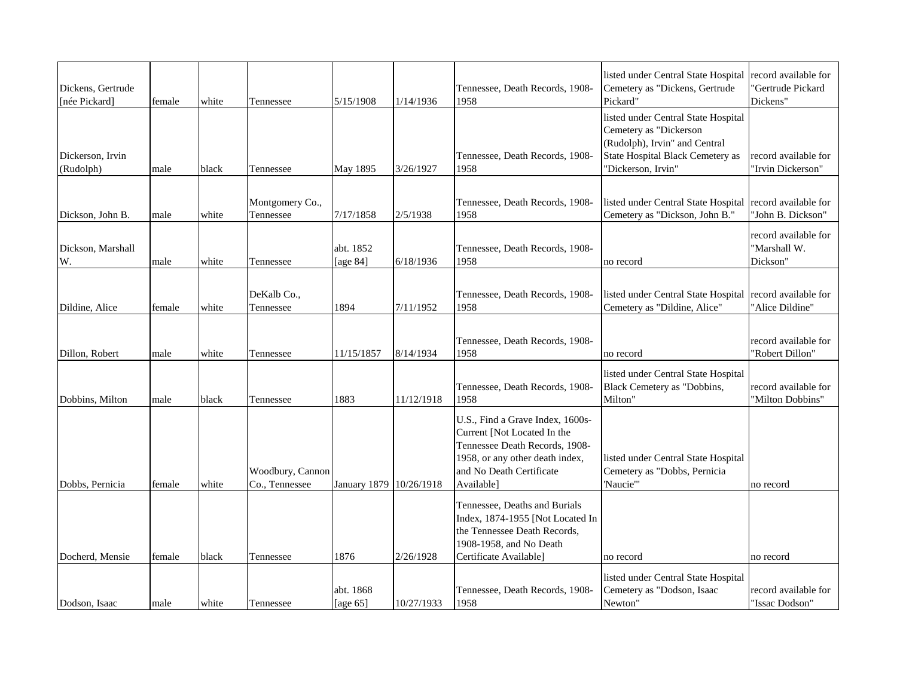| | | | | | | | | |
|---|---|---|---|---|---|---|---|---|
| Dickens, Gertrude [née Pickard] | female | white | Tennessee | 5/15/1908 | 1/14/1936 | Tennessee, Death Records, 1908-1958 | listed under Central State Hospital Cemetery as "Dickens, Gertrude Pickard" | record available for "Gertrude Pickard Dickens" |
| Dickerson, Irvin (Rudolph) | male | black | Tennessee | May 1895 | 3/26/1927 | Tennessee, Death Records, 1908-1958 | listed under Central State Hospital Cemetery as "Dickerson (Rudolph), Irvin" and Central State Hospital Black Cemetery as "Dickerson, Irvin" | record available for "Irvin Dickerson" |
| Dickson, John B. | male | white | Montgomery Co., Tennessee | 7/17/1858 | 2/5/1938 | Tennessee, Death Records, 1908-1958 | listed under Central State Hospital Cemetery as "Dickson, John B." | record available for "John B. Dickson" |
| Dickson, Marshall W. | male | white | Tennessee | abt. 1852 [age 84] | 6/18/1936 | Tennessee, Death Records, 1908-1958 | no record | record available for "Marshall W. Dickson" |
| Dildine, Alice | female | white | DeKalb Co., Tennessee | 1894 | 7/11/1952 | Tennessee, Death Records, 1908-1958 | listed under Central State Hospital Cemetery as "Dildine, Alice" | record available for "Alice Dildine" |
| Dillon, Robert | male | white | Tennessee | 11/15/1857 | 8/14/1934 | Tennessee, Death Records, 1908-1958 | no record | record available for "Robert Dillon" |
| Dobbins, Milton | male | black | Tennessee | 1883 | 11/12/1918 | Tennessee, Death Records, 1908-1958 | listed under Central State Hospital Black Cemetery as "Dobbins, Milton" | record available for "Milton Dobbins" |
| Dobbs, Pernicia | female | white | Woodbury, Cannon Co., Tennessee | January 1879 | 10/26/1918 | U.S., Find a Grave Index, 1600s-Current [Not Located In the Tennessee Death Records, 1908-1958, or any other death index, and No Death Certificate Available] | listed under Central State Hospital Cemetery as "Dobbs, Pernicia 'Naucie'" | no record |
| Docherd, Mensie | female | black | Tennessee | 1876 | 2/26/1928 | Tennessee, Deaths and Burials Index, 1874-1955 [Not Located In the Tennessee Death Records, 1908-1958, and No Death Certificate Available] | no record | no record |
| Dodson, Isaac | male | white | Tennessee | abt. 1868 [age 65] | 10/27/1933 | Tennessee, Death Records, 1908-1958 | listed under Central State Hospital Cemetery as "Dodson, Isaac Newton" | record available for "Issac Dodson" |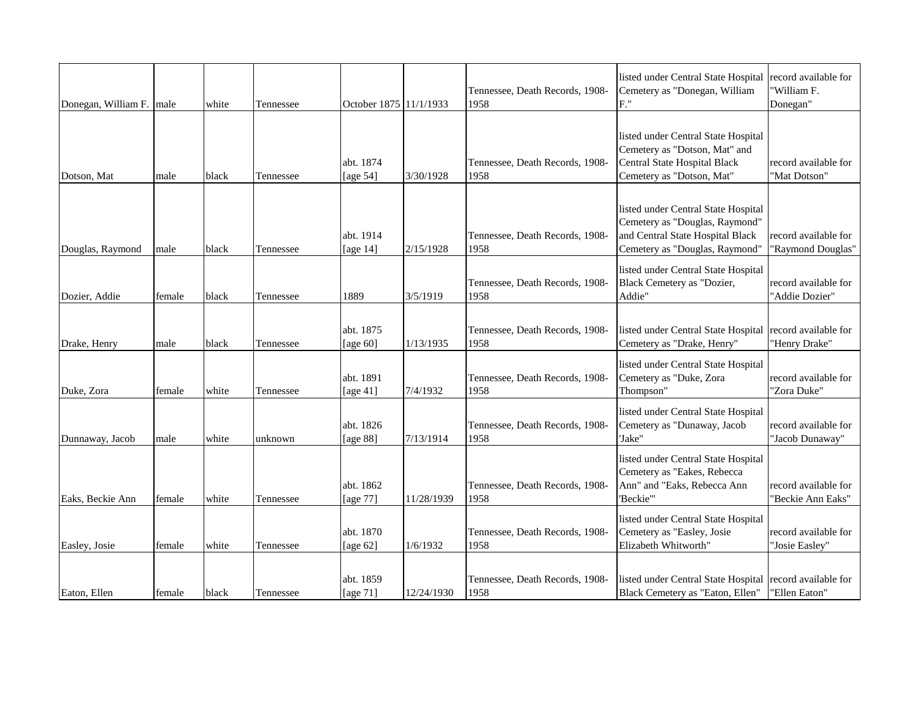| | | | | | | | | |
|---|---|---|---|---|---|---|---|---|
| Donegan, William F. | male | white | Tennessee | October 1875 | 11/1/1933 | Tennessee, Death Records, 1908-1958 | listed under Central State Hospital Cemetery as "Donegan, William F." | record available for "William F. Donegan" |
| Dotson, Mat | male | black | Tennessee | abt. 1874 [age 54] | 3/30/1928 | Tennessee, Death Records, 1908-1958 | listed under Central State Hospital Cemetery as "Dotson, Mat" and Central State Hospital Black Cemetery as "Dotson, Mat" | record available for "Mat Dotson" |
| Douglas, Raymond | male | black | Tennessee | abt. 1914 [age 14] | 2/15/1928 | Tennessee, Death Records, 1908-1958 | listed under Central State Hospital Cemetery as "Douglas, Raymond" and Central State Hospital Black Cemetery as "Douglas, Raymond" | record available for "Raymond Douglas" |
| Dozier, Addie | female | black | Tennessee | 1889 | 3/5/1919 | Tennessee, Death Records, 1908-1958 | listed under Central State Hospital Black Cemetery as "Dozier, Addie" | record available for "Addie Dozier" |
| Drake, Henry | male | black | Tennessee | abt. 1875 [age 60] | 1/13/1935 | Tennessee, Death Records, 1908-1958 | listed under Central State Hospital Cemetery as "Drake, Henry" | record available for "Henry Drake" |
| Duke, Zora | female | white | Tennessee | abt. 1891 [age 41] | 7/4/1932 | Tennessee, Death Records, 1908-1958 | listed under Central State Hospital Cemetery as "Duke, Zora Thompson" | record available for "Zora Duke" |
| Dunnaway, Jacob | male | white | unknown | abt. 1826 [age 88] | 7/13/1914 | Tennessee, Death Records, 1908-1958 | listed under Central State Hospital Cemetery as "Dunaway, Jacob 'Jake" | record available for "Jacob Dunaway" |
| Eaks, Beckie Ann | female | white | Tennessee | abt. 1862 [age 77] | 11/28/1939 | Tennessee, Death Records, 1908-1958 | listed under Central State Hospital Cemetery as "Eakes, Rebecca Ann" and "Eaks, Rebecca Ann 'Beckie'" | record available for "Beckie Ann Eaks" |
| Easley, Josie | female | white | Tennessee | abt. 1870 [age 62] | 1/6/1932 | Tennessee, Death Records, 1908-1958 | listed under Central State Hospital Cemetery as "Easley, Josie Elizabeth Whitworth" | record available for "Josie Easley" |
| Eaton, Ellen | female | black | Tennessee | abt. 1859 [age 71] | 12/24/1930 | Tennessee, Death Records, 1908-1958 | listed under Central State Hospital Black Cemetery as "Eaton, Ellen" | record available for "Ellen Eaton" |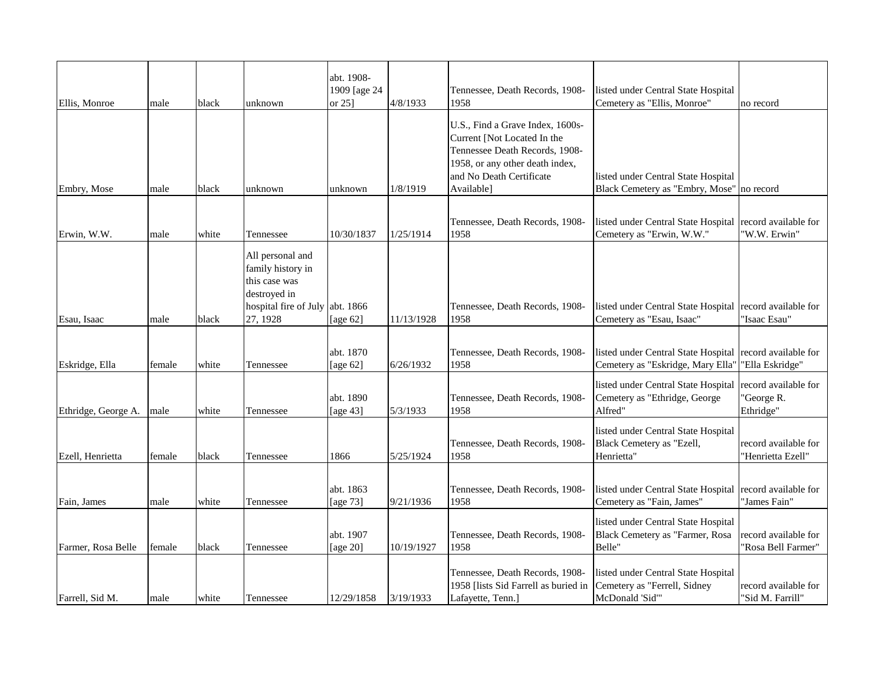| | | | | | | | | |
|---|---|---|---|---|---|---|---|---|
| Ellis, Monroe | male | black | unknown | abt. 1908-1909 [age 24 or 25] | 4/8/1933 | Tennessee, Death Records, 1908-1958 | listed under Central State Hospital Cemetery as "Ellis, Monroe" | no record |
| Embry, Mose | male | black | unknown | unknown | 1/8/1919 | U.S., Find a Grave Index, 1600s-Current [Not Located In the Tennessee Death Records, 1908-1958, or any other death index, and No Death Certificate Available] | listed under Central State Hospital Black Cemetery as "Embry, Mose" | no record |
| Erwin, W.W. | male | white | Tennessee | 10/30/1837 | 1/25/1914 | Tennessee, Death Records, 1908-1958 | listed under Central State Hospital Cemetery as "Erwin, W.W." | record available for "W.W. Erwin" |
| Esau, Isaac | male | black | All personal and family history in this case was destroyed in hospital fire of July 27, 1928 | abt. 1866 [age 62] | 11/13/1928 | Tennessee, Death Records, 1908-1958 | listed under Central State Hospital Cemetery as "Esau, Isaac" | record available for "Isaac Esau" |
| Eskridge, Ella | female | white | Tennessee | abt. 1870 [age 62] | 6/26/1932 | Tennessee, Death Records, 1908-1958 | listed under Central State Hospital Cemetery as "Eskridge, Mary Ella" | record available for "Ella Eskridge" |
| Ethridge, George A. | male | white | Tennessee | abt. 1890 [age 43] | 5/3/1933 | Tennessee, Death Records, 1908-1958 | listed under Central State Hospital Cemetery as "Ethridge, George Alfred" | record available for "George R. Ethridge" |
| Ezell, Henrietta | female | black | Tennessee | 1866 | 5/25/1924 | Tennessee, Death Records, 1908-1958 | listed under Central State Hospital Black Cemetery as "Ezell, Henrietta" | record available for "Henrietta Ezell" |
| Fain, James | male | white | Tennessee | abt. 1863 [age 73] | 9/21/1936 | Tennessee, Death Records, 1908-1958 | listed under Central State Hospital Cemetery as "Fain, James" | record available for "James Fain" |
| Farmer, Rosa Belle | female | black | Tennessee | abt. 1907 [age 20] | 10/19/1927 | Tennessee, Death Records, 1908-1958 | listed under Central State Hospital Black Cemetery as "Farmer, Rosa Belle" | record available for "Rosa Bell Farmer" |
| Farrell, Sid M. | male | white | Tennessee | 12/29/1858 | 3/19/1933 | Tennessee, Death Records, 1908-1958 [lists Sid Farrell as buried in Lafayette, Tenn.] | listed under Central State Hospital Cemetery as "Ferrell, Sidney McDonald 'Sid'" | record available for "Sid M. Farrill" |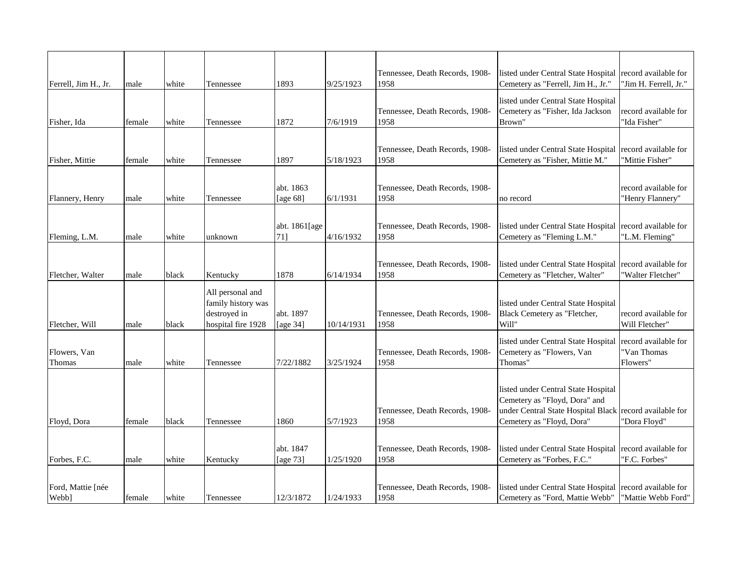| | | | | | | | | |
|---|---|---|---|---|---|---|---|---|
| Ferrell, Jim H., Jr. | male | white | Tennessee | 1893 | 9/25/1923 | Tennessee, Death Records, 1908-1958 | listed under Central State Hospital Cemetery as "Ferrell, Jim H., Jr." | record available for "Jim H. Ferrell, Jr." |
| Fisher, Ida | female | white | Tennessee | 1872 | 7/6/1919 | Tennessee, Death Records, 1908-1958 | listed under Central State Hospital Cemetery as "Fisher, Ida Jackson Brown" | record available for "Ida Fisher" |
| Fisher, Mittie | female | white | Tennessee | 1897 | 5/18/1923 | Tennessee, Death Records, 1908-1958 | listed under Central State Hospital Cemetery as "Fisher, Mittie M." | record available for "Mittie Fisher" |
| Flannery, Henry | male | white | Tennessee | abt. 1863 [age 68] | 6/1/1931 | Tennessee, Death Records, 1908-1958 | no record | record available for "Henry Flannery" |
| Fleming, L.M. | male | white | unknown | abt. 1861[age 71] | 4/16/1932 | Tennessee, Death Records, 1908-1958 | listed under Central State Hospital Cemetery as "Fleming L.M." | record available for "L.M. Fleming" |
| Fletcher, Walter | male | black | Kentucky | 1878 | 6/14/1934 | Tennessee, Death Records, 1908-1958 | listed under Central State Hospital Cemetery as "Fletcher, Walter" | record available for "Walter Fletcher" |
| Fletcher, Will | male | black | All personal and family history was destroyed in hospital fire 1928 | abt. 1897 [age 34] | 10/14/1931 | Tennessee, Death Records, 1908-1958 | listed under Central State Hospital Black Cemetery as "Fletcher, Will" | record available for Will Fletcher" |
| Flowers, Van Thomas | male | white | Tennessee | 7/22/1882 | 3/25/1924 | Tennessee, Death Records, 1908-1958 | listed under Central State Hospital Cemetery as "Flowers, Van Thomas" | record available for "Van Thomas Flowers" |
| Floyd, Dora | female | black | Tennessee | 1860 | 5/7/1923 | Tennessee, Death Records, 1908-1958 | listed under Central State Hospital Cemetery as "Floyd, Dora" and under Central State Hospital Black Cemetery as "Floyd, Dora" | record available for "Dora Floyd" |
| Forbes, F.C. | male | white | Kentucky | abt. 1847 [age 73] | 1/25/1920 | Tennessee, Death Records, 1908-1958 | listed under Central State Hospital Cemetery as "Forbes, F.C." | record available for "F.C. Forbes" |
| Ford, Mattie [née Webb] | female | white | Tennessee | 12/3/1872 | 1/24/1933 | Tennessee, Death Records, 1908-1958 | listed under Central State Hospital Cemetery as "Ford, Mattie Webb" | record available for "Mattie Webb Ford" |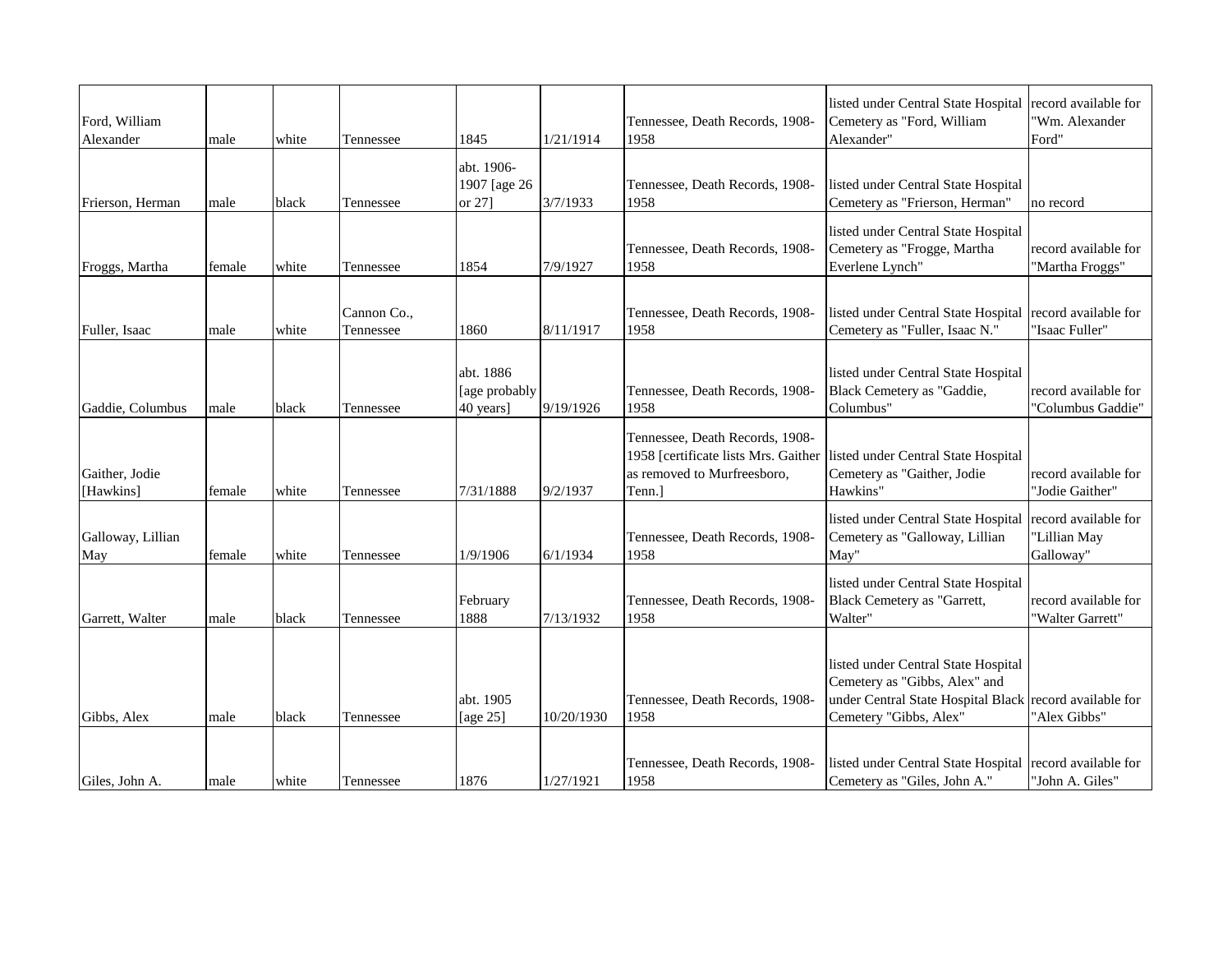| | | | | | | | | |
|---|---|---|---|---|---|---|---|---|
| Ford, William Alexander | male | white | Tennessee | 1845 | 1/21/1914 | Tennessee, Death Records, 1908-1958 | listed under Central State Hospital Cemetery as "Ford, William Alexander" | record available for "Wm. Alexander Ford" |
| Frierson, Herman | male | black | Tennessee | abt. 1906-1907 [age 26 or 27] | 3/7/1933 | Tennessee, Death Records, 1908-1958 | listed under Central State Hospital Cemetery as "Frierson, Herman" | no record |
| Froggs, Martha | female | white | Tennessee | 1854 | 7/9/1927 | Tennessee, Death Records, 1908-1958 | listed under Central State Hospital Cemetery as "Frogge, Martha Everlene Lynch" | record available for "Martha Froggs" |
| Fuller, Isaac | male | white | Cannon Co., Tennessee | 1860 | 8/11/1917 | Tennessee, Death Records, 1908-1958 | listed under Central State Hospital Cemetery as "Fuller, Isaac N." | record available for "Isaac Fuller" |
| Gaddie, Columbus | male | black | Tennessee | abt. 1886 [age probably 40 years] | 9/19/1926 | Tennessee, Death Records, 1908-1958 | listed under Central State Hospital Black Cemetery as "Gaddie, Columbus" | record available for "Columbus Gaddie" |
| Gaither, Jodie [Hawkins] | female | white | Tennessee | 7/31/1888 | 9/2/1937 | Tennessee, Death Records, 1908-1958 [certificate lists Mrs. Gaither as removed to Murfreesboro, Tenn.] | listed under Central State Hospital Cemetery as "Gaither, Jodie Hawkins" | record available for "Jodie Gaither" |
| Galloway, Lillian May | female | white | Tennessee | 1/9/1906 | 6/1/1934 | Tennessee, Death Records, 1908-1958 | listed under Central State Hospital Cemetery as "Galloway, Lillian May" | record available for "Lillian May Galloway" |
| Garrett, Walter | male | black | Tennessee | February 1888 | 7/13/1932 | Tennessee, Death Records, 1908-1958 | listed under Central State Hospital Black Cemetery as "Garrett, Walter" | record available for "Walter Garrett" |
| Gibbs, Alex | male | black | Tennessee | abt. 1905 [age 25] | 10/20/1930 | Tennessee, Death Records, 1908-1958 | listed under Central State Hospital Cemetery as "Gibbs, Alex" and under Central State Hospital Black Cemetery "Gibbs, Alex" | record available for "Alex Gibbs" |
| Giles, John A. | male | white | Tennessee | 1876 | 1/27/1921 | Tennessee, Death Records, 1908-1958 | listed under Central State Hospital Cemetery as "Giles, John A." | record available for "John A. Giles" |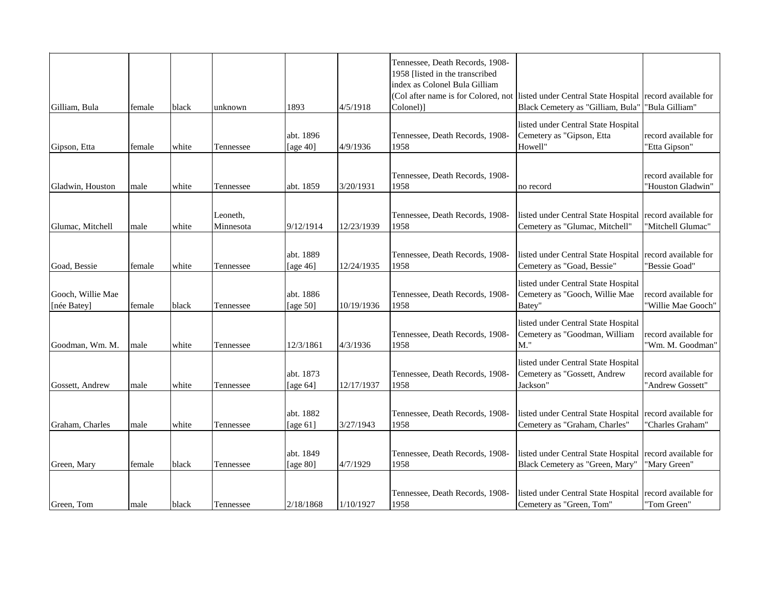| Gilliam, Bula | female | black | unknown | 1893 | 4/5/1918 | Tennessee, Death Records, 1908-1958 [listed in the transcribed index as Colonel Bula Gilliam (Col after name is for Colored, not Colonel)] | listed under Central State Hospital Black Cemetery as "Gilliam, Bula" | record available for "Bula Gilliam" |
|---|---|---|---|---|---|---|---|---|
| Gipson, Etta | female | white | Tennessee | abt. 1896 [age 40] | 4/9/1936 | Tennessee, Death Records, 1908-1958 | listed under Central State Hospital Cemetery as "Gipson, Etta Howell" | record available for "Etta Gipson" |
| Gladwin, Houston | male | white | Tennessee | abt. 1859 | 3/20/1931 | Tennessee, Death Records, 1908-1958 | no record | record available for "Houston Gladwin" |
| Glumac, Mitchell | male | white | Leoneth, Minnesota | 9/12/1914 | 12/23/1939 | Tennessee, Death Records, 1908-1958 | listed under Central State Hospital Cemetery as "Glumac, Mitchell" | record available for "Mitchell Glumac" |
| Goad, Bessie | female | white | Tennessee | abt. 1889 [age 46] | 12/24/1935 | Tennessee, Death Records, 1908-1958 | listed under Central State Hospital Cemetery as "Goad, Bessie" | record available for "Bessie Goad" |
| Gooch, Willie Mae [née Batey] | female | black | Tennessee | abt. 1886 [age 50] | 10/19/1936 | Tennessee, Death Records, 1908-1958 | listed under Central State Hospital Cemetery as "Gooch, Willie Mae Batey" | record available for "Willie Mae Gooch" |
| Goodman, Wm. M. | male | white | Tennessee | 12/3/1861 | 4/3/1936 | Tennessee, Death Records, 1908-1958 | listed under Central State Hospital Cemetery as "Goodman, William M." | record available for "Wm. M. Goodman" |
| Gossett, Andrew | male | white | Tennessee | abt. 1873 [age 64] | 12/17/1937 | Tennessee, Death Records, 1908-1958 | listed under Central State Hospital Cemetery as "Gossett, Andrew Jackson" | record available for "Andrew Gossett" |
| Graham, Charles | male | white | Tennessee | abt. 1882 [age 61] | 3/27/1943 | Tennessee, Death Records, 1908-1958 | listed under Central State Hospital Cemetery as "Graham, Charles" | record available for "Charles Graham" |
| Green, Mary | female | black | Tennessee | abt. 1849 [age 80] | 4/7/1929 | Tennessee, Death Records, 1908-1958 | listed under Central State Hospital Black Cemetery as "Green, Mary" | record available for "Mary Green" |
| Green, Tom | male | black | Tennessee | 2/18/1868 | 1/10/1927 | Tennessee, Death Records, 1908-1958 | listed under Central State Hospital Cemetery as "Green, Tom" | record available for "Tom Green" |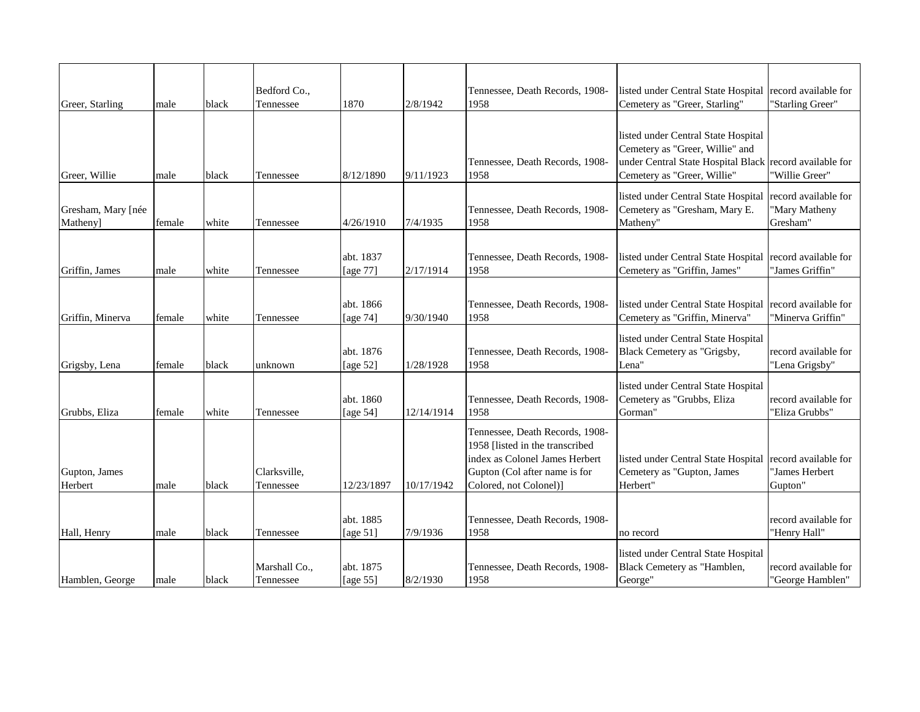| | | | | | | | | |
|---|---|---|---|---|---|---|---|---|
| Greer, Starling | male | black | Bedford Co., Tennessee | 1870 | 2/8/1942 | Tennessee, Death Records, 1908-1958 | listed under Central State Hospital Cemetery as "Greer, Starling" | record available for "Starling Greer" |
| Greer, Willie | male | black | Tennessee | 8/12/1890 | 9/11/1923 | Tennessee, Death Records, 1908-1958 | listed under Central State Hospital Cemetery as "Greer, Willie" and under Central State Hospital Black Cemetery as "Greer, Willie" | record available for "Willie Greer" |
| Gresham, Mary [née Matheny] | female | white | Tennessee | 4/26/1910 | 7/4/1935 | Tennessee, Death Records, 1908-1958 | listed under Central State Hospital Cemetery as "Gresham, Mary E. Matheny" | record available for "Mary Matheny Gresham" |
| Griffin, James | male | white | Tennessee | abt. 1837 [age 77] | 2/17/1914 | Tennessee, Death Records, 1908-1958 | listed under Central State Hospital Cemetery as "Griffin, James" | record available for "James Griffin" |
| Griffin, Minerva | female | white | Tennessee | abt. 1866 [age 74] | 9/30/1940 | Tennessee, Death Records, 1908-1958 | listed under Central State Hospital Cemetery as "Griffin, Minerva" | record available for "Minerva Griffin" |
| Grigsby, Lena | female | black | unknown | abt. 1876 [age 52] | 1/28/1928 | Tennessee, Death Records, 1908-1958 | listed under Central State Hospital Black Cemetery as "Grigsby, Lena" | record available for "Lena Grigsby" |
| Grubbs, Eliza | female | white | Tennessee | abt. 1860 [age 54] | 12/14/1914 | Tennessee, Death Records, 1908-1958 | listed under Central State Hospital Cemetery as "Grubbs, Eliza Gorman" | record available for "Eliza Grubbs" |
| Gupton, James Herbert | male | black | Clarksville, Tennessee | 12/23/1897 | 10/17/1942 | Tennessee, Death Records, 1908-1958 [listed in the transcribed index as Colonel James Herbert Gupton (Col after name is for Colored, not Colonel)] | listed under Central State Hospital Cemetery as "Gupton, James Herbert" | record available for "James Herbert Gupton" |
| Hall, Henry | male | black | Tennessee | abt. 1885 [age 51] | 7/9/1936 | Tennessee, Death Records, 1908-1958 | no record | record available for "Henry Hall" |
| Hamblen, George | male | black | Marshall Co., Tennessee | abt. 1875 [age 55] | 8/2/1930 | Tennessee, Death Records, 1908-1958 | listed under Central State Hospital Black Cemetery as "Hamblen, George" | record available for "George Hamblen" |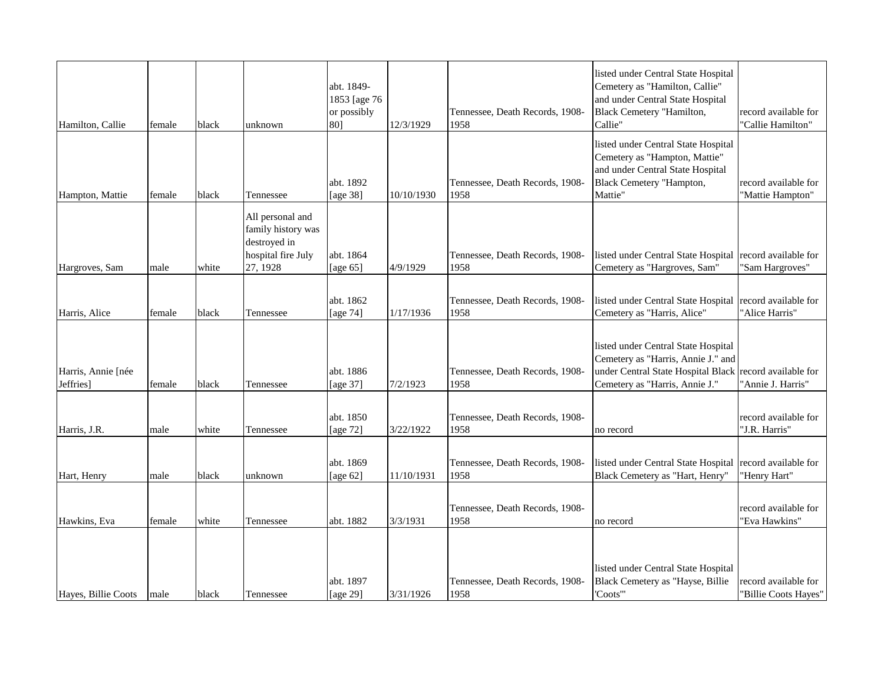| | | | | | | | | |
|---|---|---|---|---|---|---|---|---|
| Hamilton, Callie | female | black | unknown | abt. 1849-1853 [age 76 or possibly 80] | 12/3/1929 | Tennessee, Death Records, 1908-1958 | listed under Central State Hospital Cemetery as "Hamilton, Callie" and under Central State Hospital Black Cemetery "Hamilton, Callie" | record available for "Callie Hamilton" |
| Hampton, Mattie | female | black | Tennessee | abt. 1892 [age 38] | 10/10/1930 | Tennessee, Death Records, 1908-1958 | listed under Central State Hospital Cemetery as "Hampton, Mattie" and under Central State Hospital Black Cemetery "Hampton, Mattie" | record available for "Mattie Hampton" |
| Hargroves, Sam | male | white | All personal and family history was destroyed in hospital fire July 27, 1928 | abt. 1864 [age 65] | 4/9/1929 | Tennessee, Death Records, 1908-1958 | listed under Central State Hospital Cemetery as "Hargroves, Sam" | record available for "Sam Hargroves" |
| Harris, Alice | female | black | Tennessee | abt. 1862 [age 74] | 1/17/1936 | Tennessee, Death Records, 1908-1958 | listed under Central State Hospital Cemetery as "Harris, Alice" | record available for "Alice Harris" |
| Harris, Annie [née Jeffries] | female | black | Tennessee | abt. 1886 [age 37] | 7/2/1923 | Tennessee, Death Records, 1908-1958 | listed under Central State Hospital Cemetery as "Harris, Annie J." and under Central State Hospital Black Cemetery as "Harris, Annie J." | record available for "Annie J. Harris" |
| Harris, J.R. | male | white | Tennessee | abt. 1850 [age 72] | 3/22/1922 | Tennessee, Death Records, 1908-1958 | no record | record available for "J.R. Harris" |
| Hart, Henry | male | black | unknown | abt. 1869 [age 62] | 11/10/1931 | Tennessee, Death Records, 1908-1958 | listed under Central State Hospital Black Cemetery as "Hart, Henry" | record available for "Henry Hart" |
| Hawkins, Eva | female | white | Tennessee | abt. 1882 | 3/3/1931 | Tennessee, Death Records, 1908-1958 | no record | record available for "Eva Hawkins" |
| Hayes, Billie Coots | male | black | Tennessee | abt. 1897 [age 29] | 3/31/1926 | Tennessee, Death Records, 1908-1958 | listed under Central State Hospital Black Cemetery as "Hayse, Billie 'Coots'" | record available for "Billie Coots Hayes" |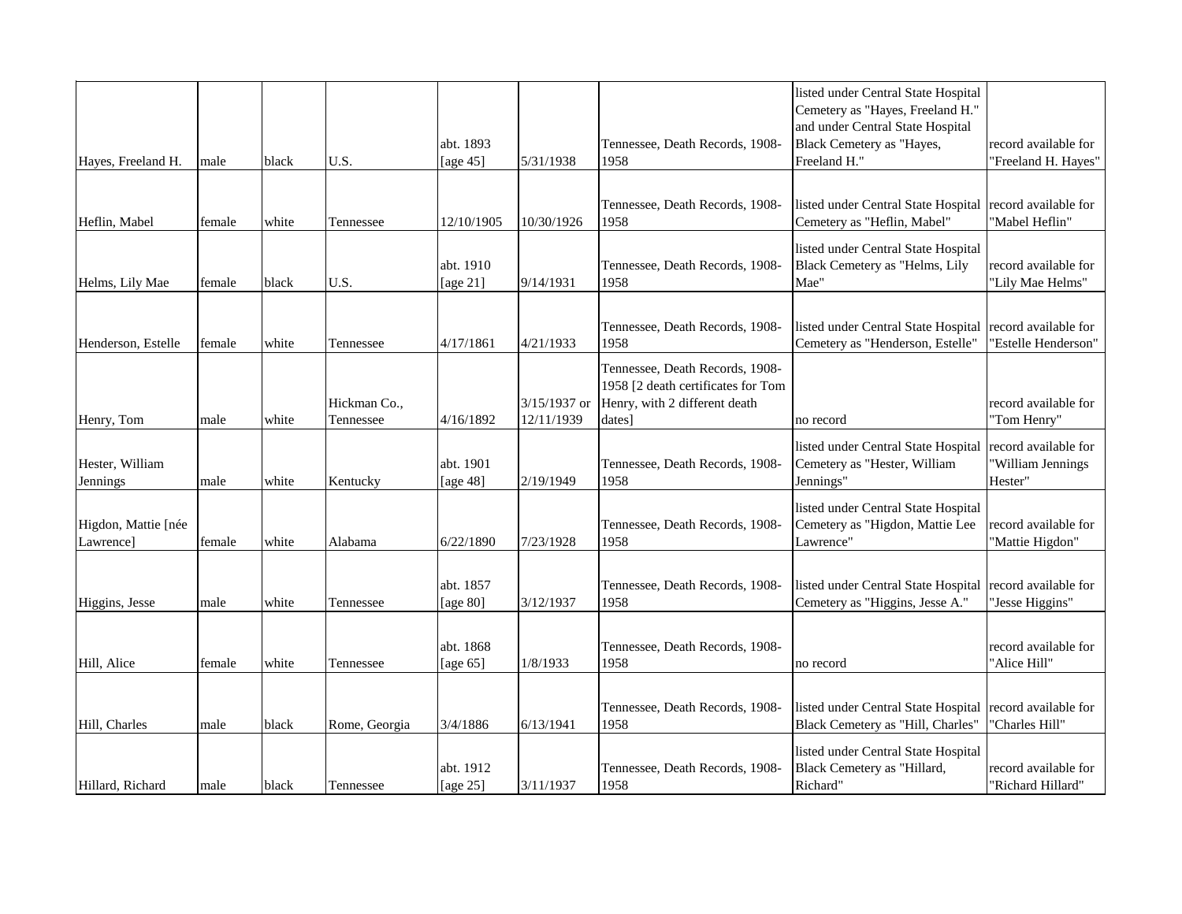| | | | | | | | | |
|---|---|---|---|---|---|---|---|---|
| Hayes, Freeland H. | male | black | U.S. | abt. 1893 [age 45] | 5/31/1938 | Tennessee, Death Records, 1908-1958 | listed under Central State Hospital Cemetery as "Hayes, Freeland H." and under Central State Hospital Black Cemetery as "Hayes, Freeland H." | record available for "Freeland H. Hayes" |
| Heflin, Mabel | female | white | Tennessee | 12/10/1905 | 10/30/1926 | Tennessee, Death Records, 1908-1958 | listed under Central State Hospital Cemetery as "Heflin, Mabel" | record available for "Mabel Heflin" |
| Helms, Lily Mae | female | black | U.S. | abt. 1910 [age 21] | 9/14/1931 | Tennessee, Death Records, 1908-1958 | listed under Central State Hospital Black Cemetery as "Helms, Lily Mae" | record available for "Lily Mae Helms" |
| Henderson, Estelle | female | white | Tennessee | 4/17/1861 | 4/21/1933 | Tennessee, Death Records, 1908-1958 | listed under Central State Hospital Cemetery as "Henderson, Estelle" | record available for "Estelle Henderson" |
| Henry, Tom | male | white | Hickman Co., Tennessee | 4/16/1892 | 3/15/1937 or 12/11/1939 | Tennessee, Death Records, 1908-1958 [2 death certificates for Tom Henry, with 2 different death dates] | no record | record available for "Tom Henry" |
| Hester, William Jennings | male | white | Kentucky | abt. 1901 [age 48] | 2/19/1949 | Tennessee, Death Records, 1908-1958 | listed under Central State Hospital Cemetery as "Hester, William Jennings" | record available for "William Jennings Hester" |
| Higdon, Mattie [née Lawrence] | female | white | Alabama | 6/22/1890 | 7/23/1928 | Tennessee, Death Records, 1908-1958 | listed under Central State Hospital Cemetery as "Higdon, Mattie Lee Lawrence" | record available for "Mattie Higdon" |
| Higgins, Jesse | male | white | Tennessee | abt. 1857 [age 80] | 3/12/1937 | Tennessee, Death Records, 1908-1958 | listed under Central State Hospital Cemetery as "Higgins, Jesse A." | record available for "Jesse Higgins" |
| Hill, Alice | female | white | Tennessee | abt. 1868 [age 65] | 1/8/1933 | Tennessee, Death Records, 1908-1958 | no record | record available for "Alice Hill" |
| Hill, Charles | male | black | Rome, Georgia | 3/4/1886 | 6/13/1941 | Tennessee, Death Records, 1908-1958 | listed under Central State Hospital Black Cemetery as "Hill, Charles" | record available for "Charles Hill" |
| Hillard, Richard | male | black | Tennessee | abt. 1912 [age 25] | 3/11/1937 | Tennessee, Death Records, 1908-1958 | listed under Central State Hospital Black Cemetery as "Hillard, Richard" | record available for "Richard Hillard" |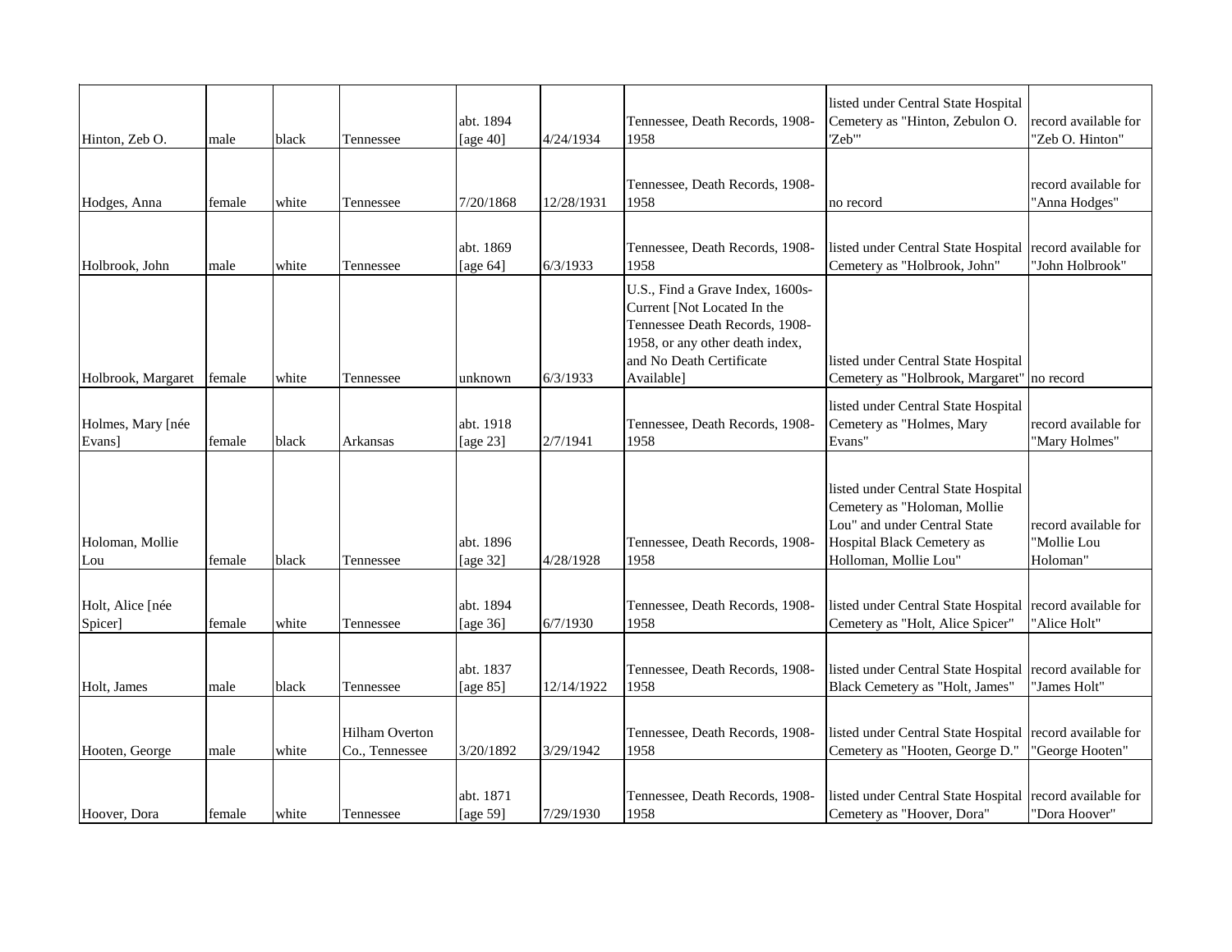| | | | | | | | | |
|---|---|---|---|---|---|---|---|---|
| Hinton, Zeb O. | male | black | Tennessee | abt. 1894 [age 40] | 4/24/1934 | Tennessee, Death Records, 1908-1958 | listed under Central State Hospital Cemetery as "Hinton, Zebulon O. 'Zeb'" | record available for "Zeb O. Hinton" |
| Hodges, Anna | female | white | Tennessee | 7/20/1868 | 12/28/1931 | Tennessee, Death Records, 1908-1958 | no record | record available for "Anna Hodges" |
| Holbrook, John | male | white | Tennessee | abt. 1869 [age 64] | 6/3/1933 | Tennessee, Death Records, 1908-1958 | listed under Central State Hospital Cemetery as "Holbrook, John" | record available for "John Holbrook" |
| Holbrook, Margaret | female | white | Tennessee | unknown | 6/3/1933 | U.S., Find a Grave Index, 1600s-Current [Not Located In the Tennessee Death Records, 1908-1958, or any other death index, and No Death Certificate Available] | listed under Central State Hospital Cemetery as "Holbrook, Margaret" | no record |
| Holmes, Mary [née Evans] | female | black | Arkansas | abt. 1918 [age 23] | 2/7/1941 | Tennessee, Death Records, 1908-1958 | listed under Central State Hospital Cemetery as "Holmes, Mary Evans" | record available for "Mary Holmes" |
| Holoman, Mollie Lou | female | black | Tennessee | abt. 1896 [age 32] | 4/28/1928 | Tennessee, Death Records, 1908-1958 | listed under Central State Hospital Cemetery as "Holoman, Mollie Lou" and under Central State Hospital Black Cemetery as Holloman, Mollie Lou" | record available for "Mollie Lou Holoman" |
| Holt, Alice [née Spicer] | female | white | Tennessee | abt. 1894 [age 36] | 6/7/1930 | Tennessee, Death Records, 1908-1958 | listed under Central State Hospital Cemetery as "Holt, Alice Spicer" | record available for "Alice Holt" |
| Holt, James | male | black | Tennessee | abt. 1837 [age 85] | 12/14/1922 | Tennessee, Death Records, 1908-1958 | listed under Central State Hospital Black Cemetery as "Holt, James" | record available for "James Holt" |
| Hooten, George | male | white | Hilham Overton Co., Tennessee | 3/20/1892 | 3/29/1942 | Tennessee, Death Records, 1908-1958 | listed under Central State Hospital Cemetery as "Hooten, George D." | record available for "George Hooten" |
| Hoover, Dora | female | white | Tennessee | abt. 1871 [age 59] | 7/29/1930 | Tennessee, Death Records, 1908-1958 | listed under Central State Hospital Cemetery as "Hoover, Dora" | record available for "Dora Hoover" |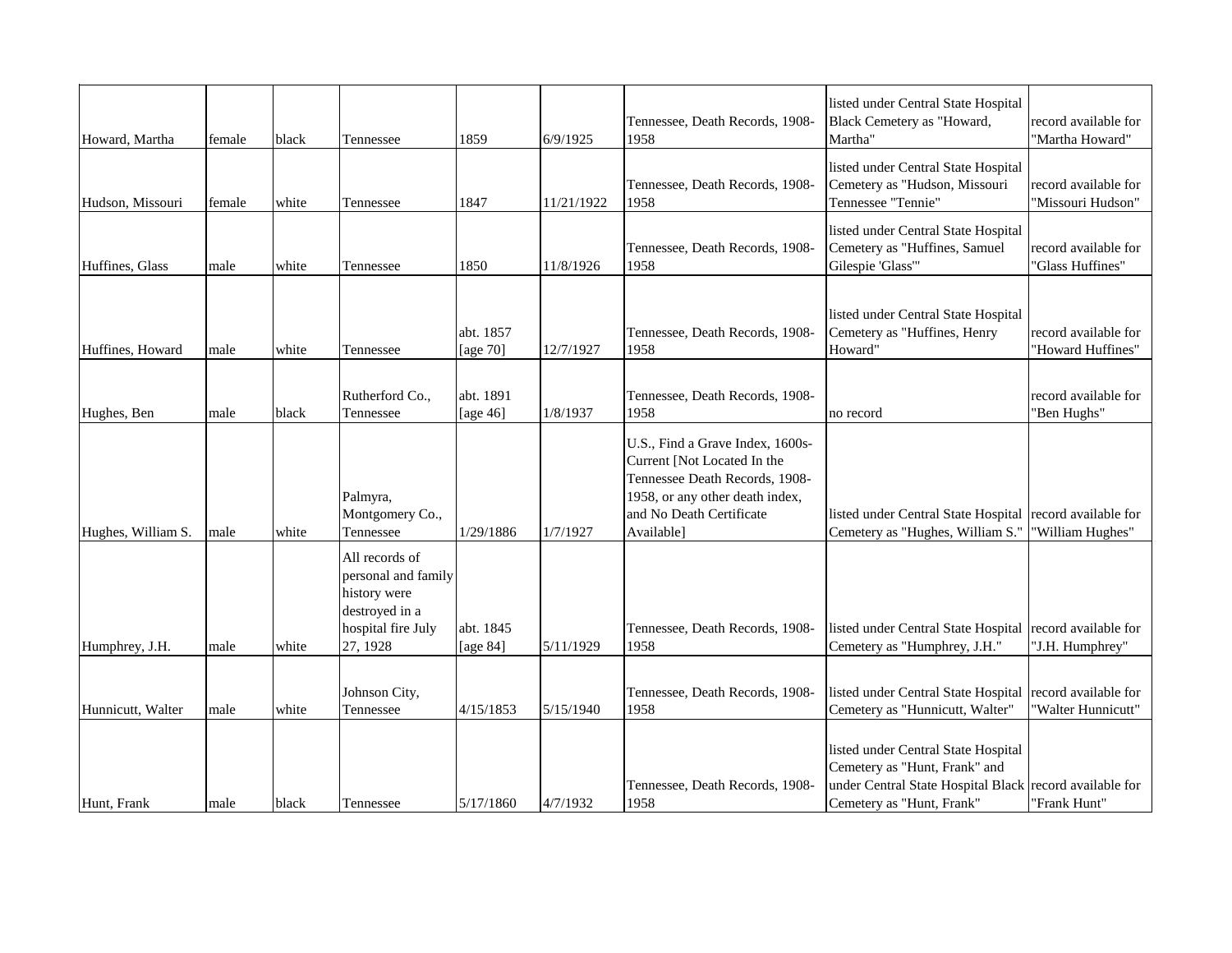| | | | | | | | | |
|---|---|---|---|---|---|---|---|---|
| Howard, Martha | female | black | Tennessee | 1859 | 6/9/1925 | Tennessee, Death Records, 1908-1958 | listed under Central State Hospital Black Cemetery as "Howard, Martha" | record available for "Martha Howard" |
| Hudson, Missouri | female | white | Tennessee | 1847 | 11/21/1922 | Tennessee, Death Records, 1908-1958 | listed under Central State Hospital Cemetery as "Hudson, Missouri Tennessee "Tennie" | record available for "Missouri Hudson" |
| Huffines, Glass | male | white | Tennessee | 1850 | 11/8/1926 | Tennessee, Death Records, 1908-1958 | listed under Central State Hospital Cemetery as "Huffines, Samuel Gilespie 'Glass'" | record available for "Glass Huffines" |
| Huffines, Howard | male | white | Tennessee | abt. 1857 [age 70] | 12/7/1927 | Tennessee, Death Records, 1908-1958 | listed under Central State Hospital Cemetery as "Huffines, Henry Howard" | record available for "Howard Huffines" |
| Hughes, Ben | male | black | Rutherford Co., Tennessee | abt. 1891 [age 46] | 1/8/1937 | Tennessee, Death Records, 1908-1958 | no record | record available for "Ben Hughs" |
| Hughes, William S. | male | white | Palmyra, Montgomery Co., Tennessee | 1/29/1886 | 1/7/1927 | U.S., Find a Grave Index, 1600s-Current [Not Located In the Tennessee Death Records, 1908-1958, or any other death index, and No Death Certificate Available] | listed under Central State Hospital Cemetery as "Hughes, William S." | record available for "William Hughes" |
| Humphrey, J.H. | male | white | All records of personal and family history were destroyed in a hospital fire July 27, 1928 | abt. 1845 [age 84] | 5/11/1929 | Tennessee, Death Records, 1908-1958 | listed under Central State Hospital Cemetery as "Humphrey, J.H." | record available for "J.H. Humphrey" |
| Hunnicutt, Walter | male | white | Johnson City, Tennessee | 4/15/1853 | 5/15/1940 | Tennessee, Death Records, 1908-1958 | listed under Central State Hospital Cemetery as "Hunnicutt, Walter" | record available for "Walter Hunnicutt" |
| Hunt, Frank | male | black | Tennessee | 5/17/1860 | 4/7/1932 | Tennessee, Death Records, 1908-1958 | listed under Central State Hospital Cemetery as "Hunt, Frank" and under Central State Hospital Black Cemetery as "Hunt, Frank" | record available for "Frank Hunt" |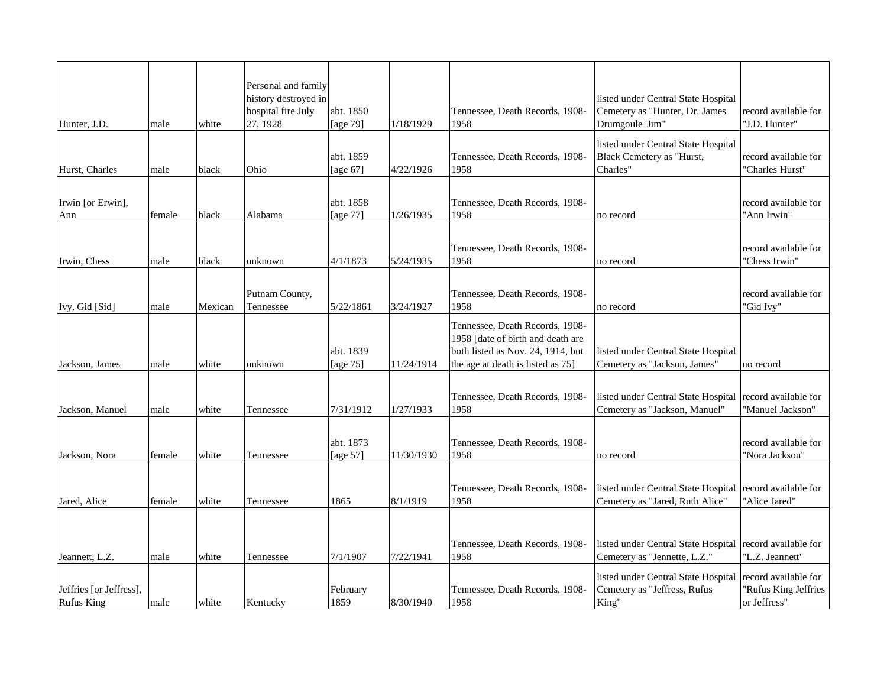| | | | | | | | | |
|---|---|---|---|---|---|---|---|---|
| Hunter, J.D. | male | white | Personal and family history destroyed in hospital fire July 27, 1928 | abt. 1850 [age 79] | 1/18/1929 | Tennessee, Death Records, 1908-1958 | listed under Central State Hospital Cemetery as "Hunter, Dr. James Drumgoule 'Jim'" | record available for "J.D. Hunter" |
| Hurst, Charles | male | black | Ohio | abt. 1859 [age 67] | 4/22/1926 | Tennessee, Death Records, 1908-1958 | listed under Central State Hospital Black Cemetery as "Hurst, Charles" | record available for "Charles Hurst" |
| Irwin [or Erwin], Ann | female | black | Alabama | abt. 1858 [age 77] | 1/26/1935 | Tennessee, Death Records, 1908-1958 | no record | record available for "Ann Irwin" |
| Irwin, Chess | male | black | unknown | 4/1/1873 | 5/24/1935 | Tennessee, Death Records, 1908-1958 | no record | record available for "Chess Irwin" |
| Ivy, Gid [Sid] | male | Mexican | Putnam County, Tennessee | 5/22/1861 | 3/24/1927 | Tennessee, Death Records, 1908-1958 | no record | record available for "Gid Ivy" |
| Jackson, James | male | white | unknown | abt. 1839 [age 75] | 11/24/1914 | Tennessee, Death Records, 1908-1958 [date of birth and death are both listed as Nov. 24, 1914, but the age at death is listed as 75] | listed under Central State Hospital Cemetery as "Jackson, James" | no record |
| Jackson, Manuel | male | white | Tennessee | 7/31/1912 | 1/27/1933 | Tennessee, Death Records, 1908-1958 | listed under Central State Hospital Cemetery as "Jackson, Manuel" | record available for "Manuel Jackson" |
| Jackson, Nora | female | white | Tennessee | abt. 1873 [age 57] | 11/30/1930 | Tennessee, Death Records, 1908-1958 | no record | record available for "Nora Jackson" |
| Jared, Alice | female | white | Tennessee | 1865 | 8/1/1919 | Tennessee, Death Records, 1908-1958 | listed under Central State Hospital Cemetery as "Jared, Ruth Alice" | record available for "Alice Jared" |
| Jeannett, L.Z. | male | white | Tennessee | 7/1/1907 | 7/22/1941 | Tennessee, Death Records, 1908-1958 | listed under Central State Hospital Cemetery as "Jennette, L.Z." | record available for "L.Z. Jeannett" |
| Jeffries [or Jeffress], Rufus King | male | white | Kentucky | February 1859 | 8/30/1940 | Tennessee, Death Records, 1908-1958 | listed under Central State Hospital Cemetery as "Jeffress, Rufus King" | record available for "Rufus King Jeffries or Jeffress" |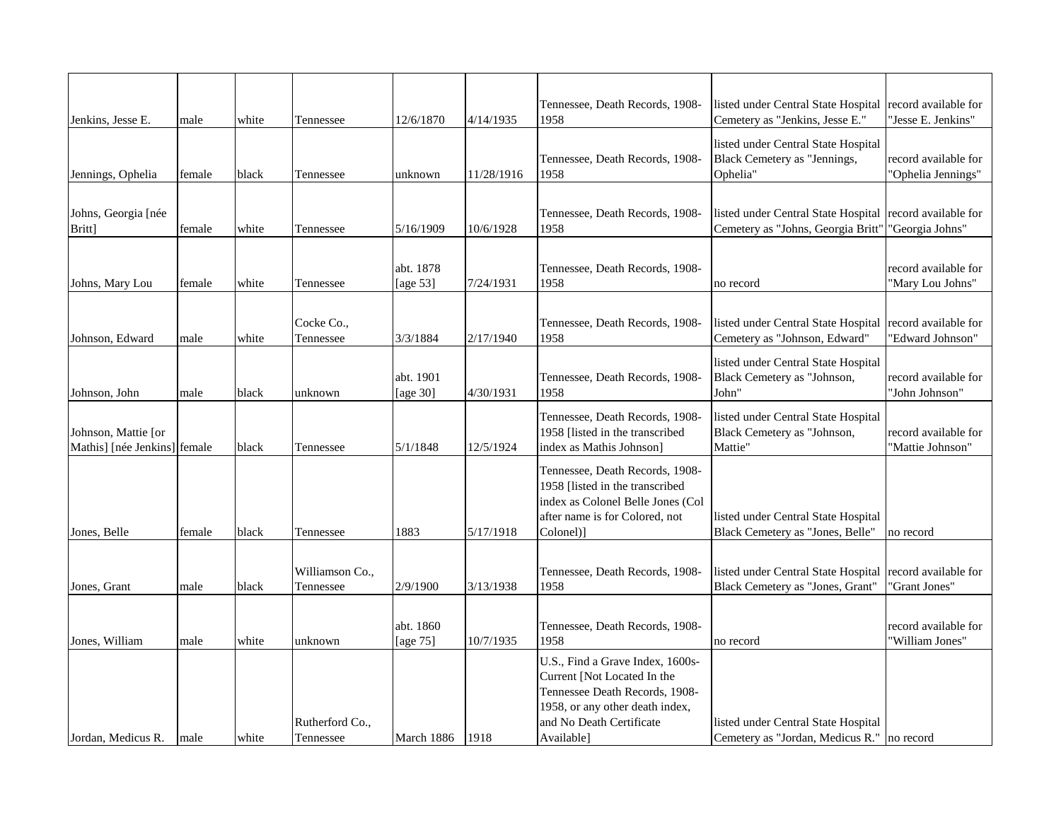| | | | | | | | | |
|---|---|---|---|---|---|---|---|---|
| Jenkins, Jesse E. | male | white | Tennessee | 12/6/1870 | 4/14/1935 | Tennessee, Death Records, 1908-1958 | listed under Central State Hospital Cemetery as "Jenkins, Jesse E." | record available for "Jesse E. Jenkins" |
| Jennings, Ophelia | female | black | Tennessee | unknown | 11/28/1916 | Tennessee, Death Records, 1908-1958 | listed under Central State Hospital Black Cemetery as "Jennings, Ophelia" | record available for "Ophelia Jennings" |
| Johns, Georgia [née Britt] | female | white | Tennessee | 5/16/1909 | 10/6/1928 | Tennessee, Death Records, 1908-1958 | listed under Central State Hospital Cemetery as "Johns, Georgia Britt" | record available for "Georgia Johns" |
| Johns, Mary Lou | female | white | Tennessee | abt. 1878 [age 53] | 7/24/1931 | Tennessee, Death Records, 1908-1958 | no record | record available for "Mary Lou Johns" |
| Johnson, Edward | male | white | Cocke Co., Tennessee | 3/3/1884 | 2/17/1940 | Tennessee, Death Records, 1908-1958 | listed under Central State Hospital Cemetery as "Johnson, Edward" | record available for "Edward Johnson" |
| Johnson, John | male | black | unknown | abt. 1901 [age 30] | 4/30/1931 | Tennessee, Death Records, 1908-1958 | listed under Central State Hospital Black Cemetery as "Johnson, John" | record available for "John Johnson" |
| Johnson, Mattie [or Mathis] [née Jenkins] | female | black | Tennessee | 5/1/1848 | 12/5/1924 | Tennessee, Death Records, 1908-1958 [listed in the transcribed index as Mathis Johnson] | listed under Central State Hospital Black Cemetery as "Johnson, Mattie" | record available for "Mattie Johnson" |
| Jones, Belle | female | black | Tennessee | 1883 | 5/17/1918 | Tennessee, Death Records, 1908-1958 [listed in the transcribed index as Colonel Belle Jones (Col after name is for Colored, not Colonel)] | listed under Central State Hospital Black Cemetery as "Jones, Belle" | no record |
| Jones, Grant | male | black | Williamson Co., Tennessee | 2/9/1900 | 3/13/1938 | Tennessee, Death Records, 1908-1958 | listed under Central State Hospital Black Cemetery as "Jones, Grant" | record available for "Grant Jones" |
| Jones, William | male | white | unknown | abt. 1860 [age 75] | 10/7/1935 | Tennessee, Death Records, 1908-1958 | no record | record available for "William Jones" |
| Jordan, Medicus R. | male | white | Rutherford Co., Tennessee | March 1886 | 1918 | U.S., Find a Grave Index, 1600s-Current [Not Located In the Tennessee Death Records, 1908-1958, or any other death index, and No Death Certificate Available] | listed under Central State Hospital Cemetery as "Jordan, Medicus R." | no record |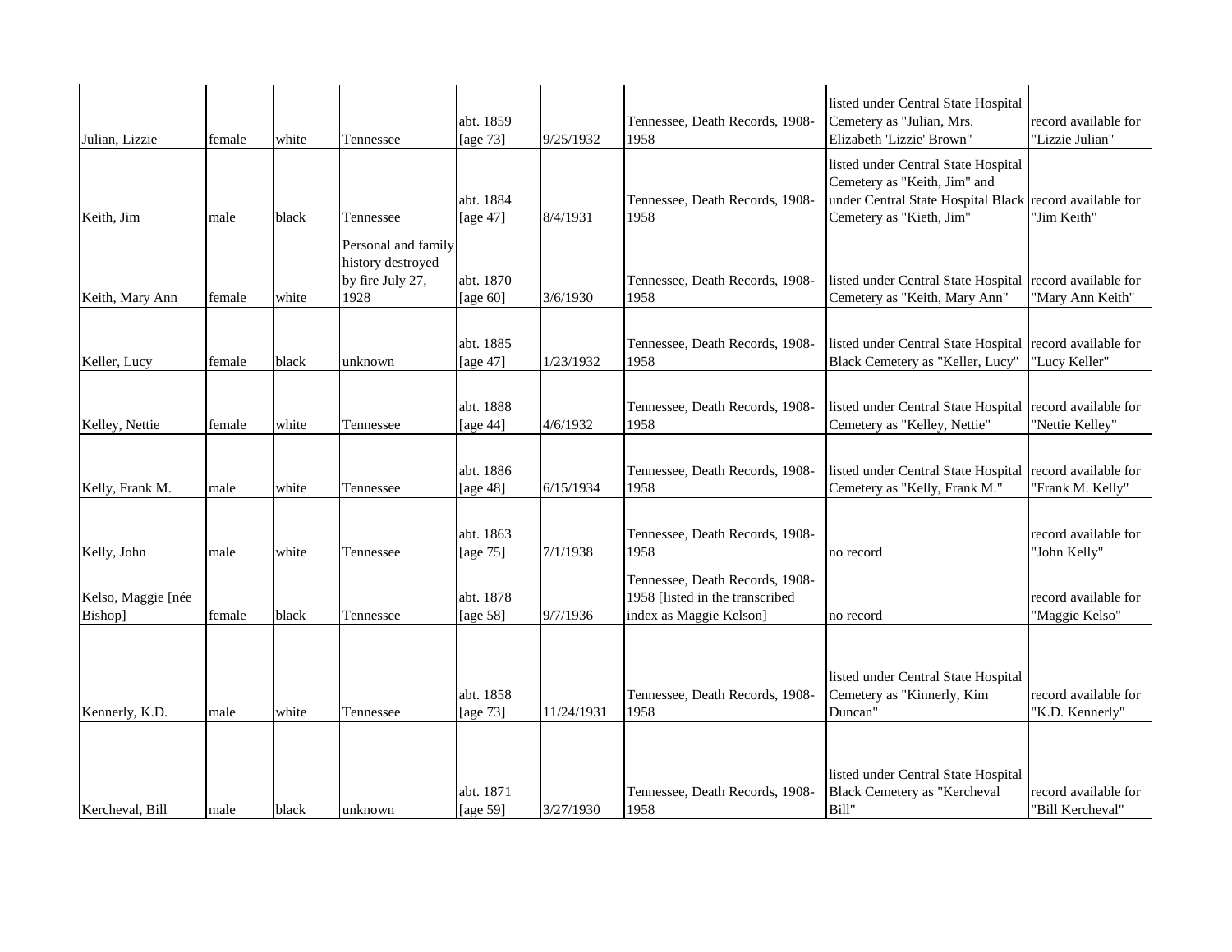| | | | | | | | | |
|---|---|---|---|---|---|---|---|---|
| Julian, Lizzie | female | white | Tennessee | abt. 1859 [age 73] | 9/25/1932 | Tennessee, Death Records, 1908-1958 | listed under Central State Hospital Cemetery as "Julian, Mrs. Elizabeth 'Lizzie' Brown" | record available for "Lizzie Julian" |
| Keith, Jim | male | black | Tennessee | abt. 1884 [age 47] | 8/4/1931 | Tennessee, Death Records, 1908-1958 | listed under Central State Hospital Cemetery as "Keith, Jim" and under Central State Hospital Black Cemetery as "Kieth, Jim" | record available for "Jim Keith" |
| Keith, Mary Ann | female | white | Personal and family history destroyed by fire July 27, 1928 | abt. 1870 [age 60] | 3/6/1930 | Tennessee, Death Records, 1908-1958 | listed under Central State Hospital Cemetery as "Keith, Mary Ann" | record available for "Mary Ann Keith" |
| Keller, Lucy | female | black | unknown | abt. 1885 [age 47] | 1/23/1932 | Tennessee, Death Records, 1908-1958 | listed under Central State Hospital Black Cemetery as "Keller, Lucy" | record available for "Lucy Keller" |
| Kelley, Nettie | female | white | Tennessee | abt. 1888 [age 44] | 4/6/1932 | Tennessee, Death Records, 1908-1958 | listed under Central State Hospital Cemetery as "Kelley, Nettie" | record available for "Nettie Kelley" |
| Kelly, Frank M. | male | white | Tennessee | abt. 1886 [age 48] | 6/15/1934 | Tennessee, Death Records, 1908-1958 | listed under Central State Hospital Cemetery as "Kelly, Frank M." | record available for "Frank M. Kelly" |
| Kelly, John | male | white | Tennessee | abt. 1863 [age 75] | 7/1/1938 | Tennessee, Death Records, 1908-1958 | no record | record available for "John Kelly" |
| Kelso, Maggie [née Bishop] | female | black | Tennessee | abt. 1878 [age 58] | 9/7/1936 | Tennessee, Death Records, 1908-1958 [listed in the transcribed index as Maggie Kelson] | no record | record available for "Maggie Kelso" |
| Kennerly, K.D. | male | white | Tennessee | abt. 1858 [age 73] | 11/24/1931 | Tennessee, Death Records, 1908-1958 | listed under Central State Hospital Cemetery as "Kinnerly, Kim Duncan" | record available for "K.D. Kennerly" |
| Kercheval, Bill | male | black | unknown | abt. 1871 [age 59] | 3/27/1930 | Tennessee, Death Records, 1908-1958 | listed under Central State Hospital Black Cemetery as "Kercheval Bill" | record available for "Bill Kercheval" |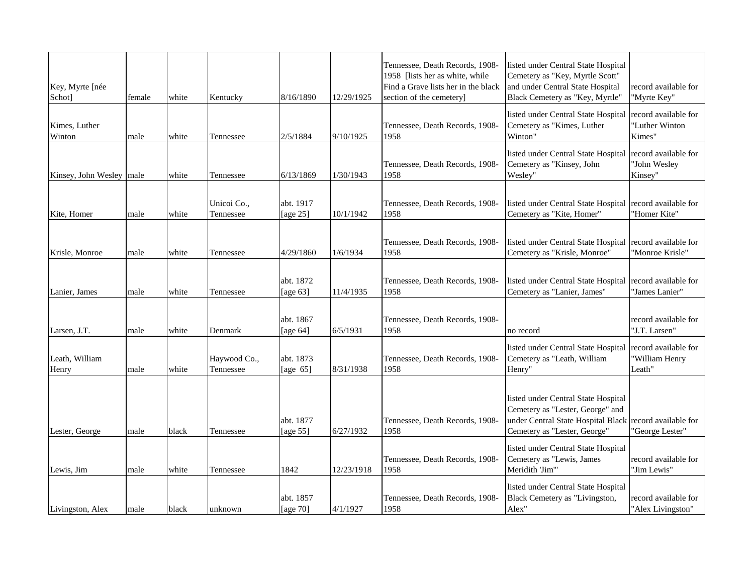| | | | | | | | | |
|---|---|---|---|---|---|---|---|---|
| Key, Myrte [née Schot] | female | white | Kentucky | 8/16/1890 | 12/29/1925 | Tennessee, Death Records, 1908-1958 [lists her as white, while Find a Grave lists her in the black section of the cemetery] | listed under Central State Hospital Cemetery as "Key, Myrtle Scott" and under Central State Hospital Black Cemetery as "Key, Myrtle" | record available for "Myrte Key" |
| Kimes, Luther Winton | male | white | Tennessee | 2/5/1884 | 9/10/1925 | Tennessee, Death Records, 1908-1958 | listed under Central State Hospital Cemetery as "Kimes, Luther Winton" | record available for "Luther Winton Kimes" |
| Kinsey, John Wesley | male | white | Tennessee | 6/13/1869 | 1/30/1943 | Tennessee, Death Records, 1908-1958 | listed under Central State Hospital Cemetery as "Kinsey, John Wesley" | record available for "John Wesley Kinsey" |
| Kite, Homer | male | white | Unicoi Co., Tennessee | abt. 1917 [age 25] | 10/1/1942 | Tennessee, Death Records, 1908-1958 | listed under Central State Hospital Cemetery as "Kite, Homer" | record available for "Homer Kite" |
| Krisle, Monroe | male | white | Tennessee | 4/29/1860 | 1/6/1934 | Tennessee, Death Records, 1908-1958 | listed under Central State Hospital Cemetery as "Krisle, Monroe" | record available for "Monroe Krisle" |
| Lanier, James | male | white | Tennessee | abt. 1872 [age 63] | 11/4/1935 | Tennessee, Death Records, 1908-1958 | listed under Central State Hospital Cemetery as "Lanier, James" | record available for "James Lanier" |
| Larsen, J.T. | male | white | Denmark | abt. 1867 [age 64] | 6/5/1931 | Tennessee, Death Records, 1908-1958 | no record | record available for "J.T. Larsen" |
| Leath, William Henry | male | white | Haywood Co., Tennessee | abt. 1873 [age 65] | 8/31/1938 | Tennessee, Death Records, 1908-1958 | listed under Central State Hospital Cemetery as "Leath, William Henry" | record available for "William Henry Leath" |
| Lester, George | male | black | Tennessee | abt. 1877 [age 55] | 6/27/1932 | Tennessee, Death Records, 1908-1958 | listed under Central State Hospital Cemetery as "Lester, George" and under Central State Hospital Black Cemetery as "Lester, George" | record available for "George Lester" |
| Lewis, Jim | male | white | Tennessee | 1842 | 12/23/1918 | Tennessee, Death Records, 1908-1958 | listed under Central State Hospital Cemetery as "Lewis, James Meridith 'Jim'" | record available for "Jim Lewis" |
| Livingston, Alex | male | black | unknown | abt. 1857 [age 70] | 4/1/1927 | Tennessee, Death Records, 1908-1958 | listed under Central State Hospital Black Cemetery as "Livingston, Alex" | record available for "Alex Livingston" |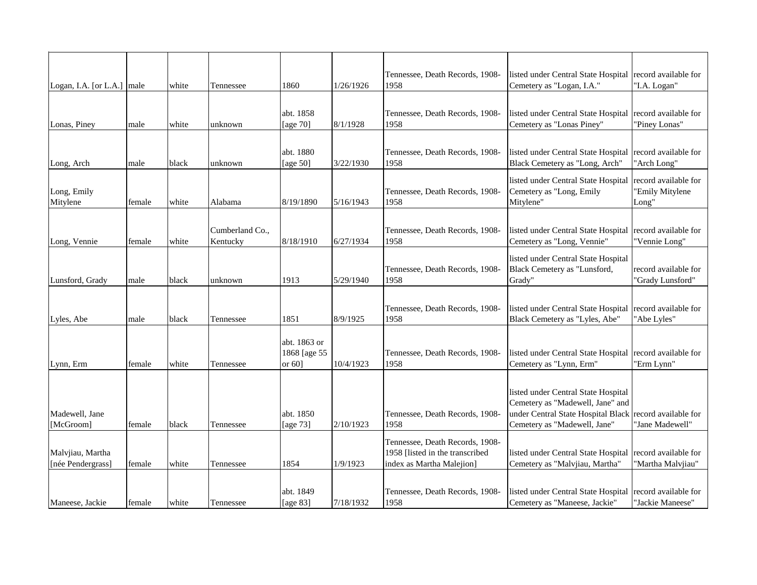| | | | | | | | | |
|---|---|---|---|---|---|---|---|---|
| Logan, I.A. [or L.A.] | male | white | Tennessee | 1860 | 1/26/1926 | Tennessee, Death Records, 1908-1958 | listed under Central State Hospital Cemetery as "Logan, I.A." | record available for "I.A. Logan" |
| Lonas, Piney | male | white | unknown | abt. 1858 [age 70] | 8/1/1928 | Tennessee, Death Records, 1908-1958 | listed under Central State Hospital Cemetery as "Lonas Piney" | record available for "Piney Lonas" |
| Long, Arch | male | black | unknown | abt. 1880 [age 50] | 3/22/1930 | Tennessee, Death Records, 1908-1958 | listed under Central State Hospital Black Cemetery as "Long, Arch" | record available for "Arch Long" |
| Long, Emily Mitylene | female | white | Alabama | 8/19/1890 | 5/16/1943 | Tennessee, Death Records, 1908-1958 | listed under Central State Hospital Cemetery as "Long, Emily Mitylene" | record available for "Emily Mitylene Long" |
| Long, Vennie | female | white | Cumberland Co., Kentucky | 8/18/1910 | 6/27/1934 | Tennessee, Death Records, 1908-1958 | listed under Central State Hospital Cemetery as "Long, Vennie" | record available for "Vennie Long" |
| Lunsford, Grady | male | black | unknown | 1913 | 5/29/1940 | Tennessee, Death Records, 1908-1958 | listed under Central State Hospital Black Cemetery as "Lunsford, Grady" | record available for "Grady Lunsford" |
| Lyles, Abe | male | black | Tennessee | 1851 | 8/9/1925 | Tennessee, Death Records, 1908-1958 | listed under Central State Hospital Black Cemetery as "Lyles, Abe" | record available for "Abe Lyles" |
| Lynn, Erm | female | white | Tennessee | abt. 1863 or 1868 [age 55 or 60] | 10/4/1923 | Tennessee, Death Records, 1908-1958 | listed under Central State Hospital Cemetery as "Lynn, Erm" | record available for "Erm Lynn" |
| Madewell, Jane [McGroom] | female | black | Tennessee | abt. 1850 [age 73] | 2/10/1923 | Tennessee, Death Records, 1908-1958 | listed under Central State Hospital Cemetery as "Madewell, Jane" and under Central State Hospital Black Cemetery as "Madewell, Jane" | record available for "Jane Madewell" |
| Malvjiau, Martha [née Pendergrass] | female | white | Tennessee | 1854 | 1/9/1923 | Tennessee, Death Records, 1908-1958 [listed in the transcribed index as Martha Malejion] | listed under Central State Hospital Cemetery as "Malvjiau, Martha" | record available for "Martha Malvjiau" |
| Maneese, Jackie | female | white | Tennessee | abt. 1849 [age 83] | 7/18/1932 | Tennessee, Death Records, 1908-1958 | listed under Central State Hospital Cemetery as "Maneese, Jackie" | record available for "Jackie Maneese" |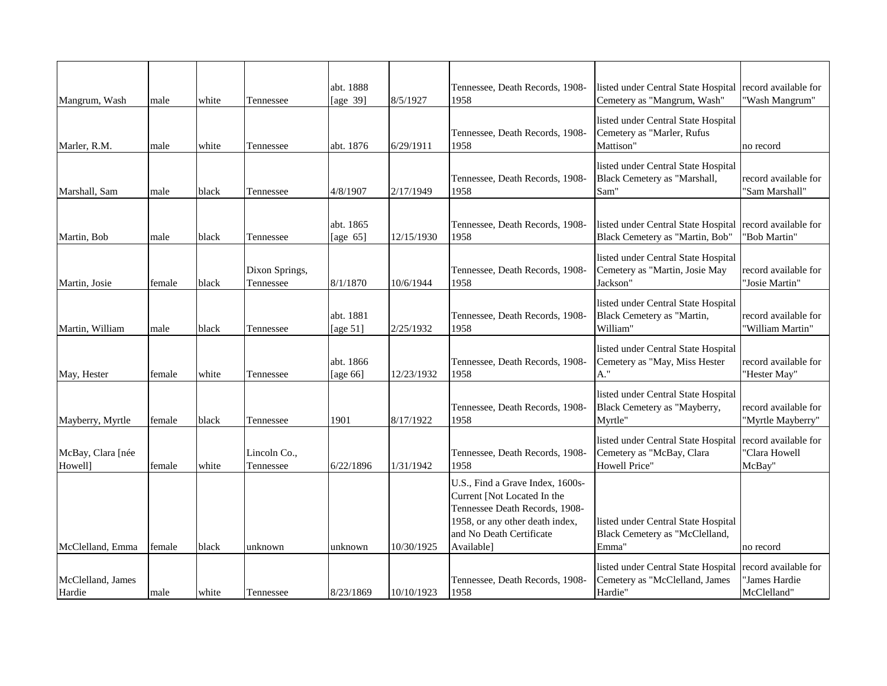| | | | | | | | | |
|---|---|---|---|---|---|---|---|---|
| Mangrum, Wash | male | white | Tennessee | abt. 1888 [age 39] | 8/5/1927 | Tennessee, Death Records, 1908-1958 | listed under Central State Hospital Cemetery as "Mangrum, Wash" | record available for "Wash Mangrum" |
| Marler, R.M. | male | white | Tennessee | abt. 1876 | 6/29/1911 | Tennessee, Death Records, 1908-1958 | listed under Central State Hospital Cemetery as "Marler, Rufus Mattison" | no record |
| Marshall, Sam | male | black | Tennessee | 4/8/1907 | 2/17/1949 | Tennessee, Death Records, 1908-1958 | listed under Central State Hospital Black Cemetery as "Marshall, Sam" | record available for "Sam Marshall" |
| Martin, Bob | male | black | Tennessee | abt. 1865 [age 65] | 12/15/1930 | Tennessee, Death Records, 1908-1958 | listed under Central State Hospital Black Cemetery as "Martin, Bob" | record available for "Bob Martin" |
| Martin, Josie | female | black | Dixon Springs, Tennessee | 8/1/1870 | 10/6/1944 | Tennessee, Death Records, 1908-1958 | listed under Central State Hospital Cemetery as "Martin, Josie May Jackson" | record available for "Josie Martin" |
| Martin, William | male | black | Tennessee | abt. 1881 [age 51] | 2/25/1932 | Tennessee, Death Records, 1908-1958 | listed under Central State Hospital Black Cemetery as "Martin, William" | record available for "William Martin" |
| May, Hester | female | white | Tennessee | abt. 1866 [age 66] | 12/23/1932 | Tennessee, Death Records, 1908-1958 | listed under Central State Hospital Cemetery as "May, Miss Hester A." | record available for "Hester May" |
| Mayberry, Myrtle | female | black | Tennessee | 1901 | 8/17/1922 | Tennessee, Death Records, 1908-1958 | listed under Central State Hospital Black Cemetery as "Mayberry, Myrtle" | record available for "Myrtle Mayberry" |
| McBay, Clara [née Howell] | female | white | Lincoln Co., Tennessee | 6/22/1896 | 1/31/1942 | Tennessee, Death Records, 1908-1958 | listed under Central State Hospital Cemetery as "McBay, Clara Howell Price" | record available for "Clara Howell McBay" |
| McClelland, Emma | female | black | unknown | unknown | 10/30/1925 | U.S., Find a Grave Index, 1600s-Current [Not Located In the Tennessee Death Records, 1908-1958, or any other death index, and No Death Certificate Available] | listed under Central State Hospital Black Cemetery as "McClelland, Emma" | no record |
| McClelland, James Hardie | male | white | Tennessee | 8/23/1869 | 10/10/1923 | Tennessee, Death Records, 1908-1958 | listed under Central State Hospital Cemetery as "McClelland, James Hardie" | record available for "James Hardie McClelland" |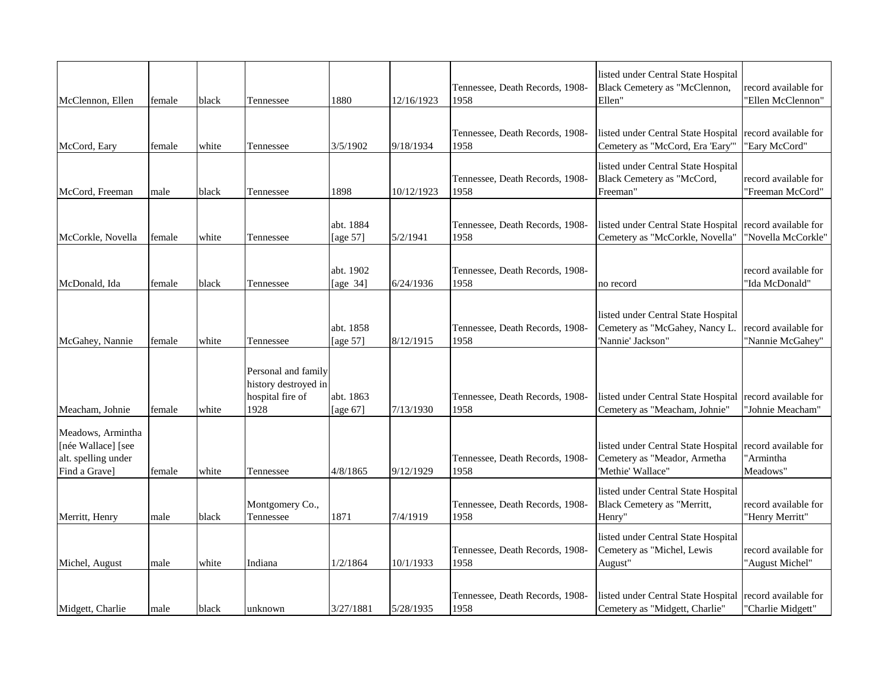| McClennon, Ellen | female | black | Tennessee | 1880 | 12/16/1923 | Tennessee, Death Records, 1908-1958 | listed under Central State Hospital Black Cemetery as "McClennon, Ellen" | record available for "Ellen McClennon" |
|---|---|---|---|---|---|---|---|---|
| McCord, Eary | female | white | Tennessee | 3/5/1902 | 9/18/1934 | Tennessee, Death Records, 1908-1958 | listed under Central State Hospital Cemetery as "McCord, Era 'Eary'" | record available for "Eary McCord" |
| McCord, Freeman | male | black | Tennessee | 1898 | 10/12/1923 | Tennessee, Death Records, 1908-1958 | listed under Central State Hospital Black Cemetery as "McCord, Freeman" | record available for "Freeman McCord" |
| McCorkle, Novella | female | white | Tennessee | abt. 1884 [age 57] | 5/2/1941 | Tennessee, Death Records, 1908-1958 | listed under Central State Hospital Cemetery as "McCorkle, Novella" | record available for "Novella McCorkle" |
| McDonald, Ida | female | black | Tennessee | abt. 1902 [age 34] | 6/24/1936 | Tennessee, Death Records, 1908-1958 | no record | record available for "Ida McDonald" |
| McGahey, Nannie | female | white | Tennessee | abt. 1858 [age 57] | 8/12/1915 | Tennessee, Death Records, 1908-1958 | listed under Central State Hospital Cemetery as "McGahey, Nancy L. 'Nannie' Jackson" | record available for "Nannie McGahey" |
| Meacham, Johnie | female | white | Personal and family history destroyed in hospital fire of 1928 | abt. 1863 [age 67] | 7/13/1930 | Tennessee, Death Records, 1908-1958 | listed under Central State Hospital Cemetery as "Meacham, Johnie" | record available for "Johnie Meacham" |
| Meadows, Armintha [née Wallace] [see alt. spelling under Find a Grave] | female | white | Tennessee | 4/8/1865 | 9/12/1929 | Tennessee, Death Records, 1908-1958 | listed under Central State Hospital Cemetery as "Meador, Armetha 'Methie' Wallace" | record available for "Armintha Meadows" |
| Merritt, Henry | male | black | Montgomery Co., Tennessee | 1871 | 7/4/1919 | Tennessee, Death Records, 1908-1958 | listed under Central State Hospital Black Cemetery as "Merritt, Henry" | record available for "Henry Merritt" |
| Michel, August | male | white | Indiana | 1/2/1864 | 10/1/1933 | Tennessee, Death Records, 1908-1958 | listed under Central State Hospital Cemetery as "Michel, Lewis August" | record available for "August Michel" |
| Midgett, Charlie | male | black | unknown | 3/27/1881 | 5/28/1935 | Tennessee, Death Records, 1908-1958 | listed under Central State Hospital Cemetery as "Midgett, Charlie" | record available for "Charlie Midgett" |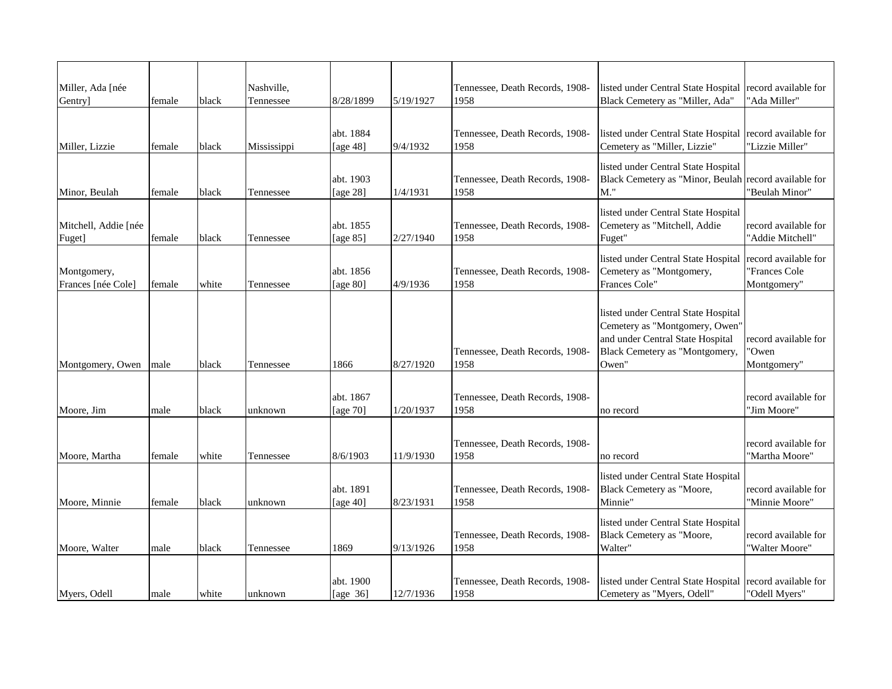| | | | | | | | | |
|---|---|---|---|---|---|---|---|---|
| Miller, Ada [née Gentry] | female | black | Nashville, Tennessee | 8/28/1899 | 5/19/1927 | Tennessee, Death Records, 1908-1958 | listed under Central State Hospital Black Cemetery as "Miller, Ada" | record available for "Ada Miller" |
| Miller, Lizzie | female | black | Mississippi | abt. 1884 [age 48] | 9/4/1932 | Tennessee, Death Records, 1908-1958 | listed under Central State Hospital Cemetery as "Miller, Lizzie" | record available for "Lizzie Miller" |
| Minor, Beulah | female | black | Tennessee | abt. 1903 [age 28] | 1/4/1931 | Tennessee, Death Records, 1908-1958 | listed under Central State Hospital Black Cemetery as "Minor, Beulah M." | record available for "Beulah Minor" |
| Mitchell, Addie [née Fuget] | female | black | Tennessee | abt. 1855 [age 85] | 2/27/1940 | Tennessee, Death Records, 1908-1958 | listed under Central State Hospital Cemetery as "Mitchell, Addie Fuget" | record available for "Addie Mitchell" |
| Montgomery, Frances [née Cole] | female | white | Tennessee | abt. 1856 [age 80] | 4/9/1936 | Tennessee, Death Records, 1908-1958 | listed under Central State Hospital Cemetery as "Montgomery, Frances Cole" | record available for "Frances Cole Montgomery" |
| Montgomery, Owen | male | black | Tennessee | 1866 | 8/27/1920 | Tennessee, Death Records, 1908-1958 | listed under Central State Hospital Cemetery as "Montgomery, Owen" and under Central State Hospital Black Cemetery as "Montgomery, Owen" | record available for "Owen Montgomery" |
| Moore, Jim | male | black | unknown | abt. 1867 [age 70] | 1/20/1937 | Tennessee, Death Records, 1908-1958 | no record | record available for "Jim Moore" |
| Moore, Martha | female | white | Tennessee | 8/6/1903 | 11/9/1930 | Tennessee, Death Records, 1908-1958 | no record | record available for "Martha Moore" |
| Moore, Minnie | female | black | unknown | abt. 1891 [age 40] | 8/23/1931 | Tennessee, Death Records, 1908-1958 | listed under Central State Hospital Black Cemetery as "Moore, Minnie" | record available for "Minnie Moore" |
| Moore, Walter | male | black | Tennessee | 1869 | 9/13/1926 | Tennessee, Death Records, 1908-1958 | listed under Central State Hospital Black Cemetery as "Moore, Walter" | record available for "Walter Moore" |
| Myers, Odell | male | white | unknown | abt. 1900 [age 36] | 12/7/1936 | Tennessee, Death Records, 1908-1958 | listed under Central State Hospital Cemetery as "Myers, Odell" | record available for "Odell Myers" |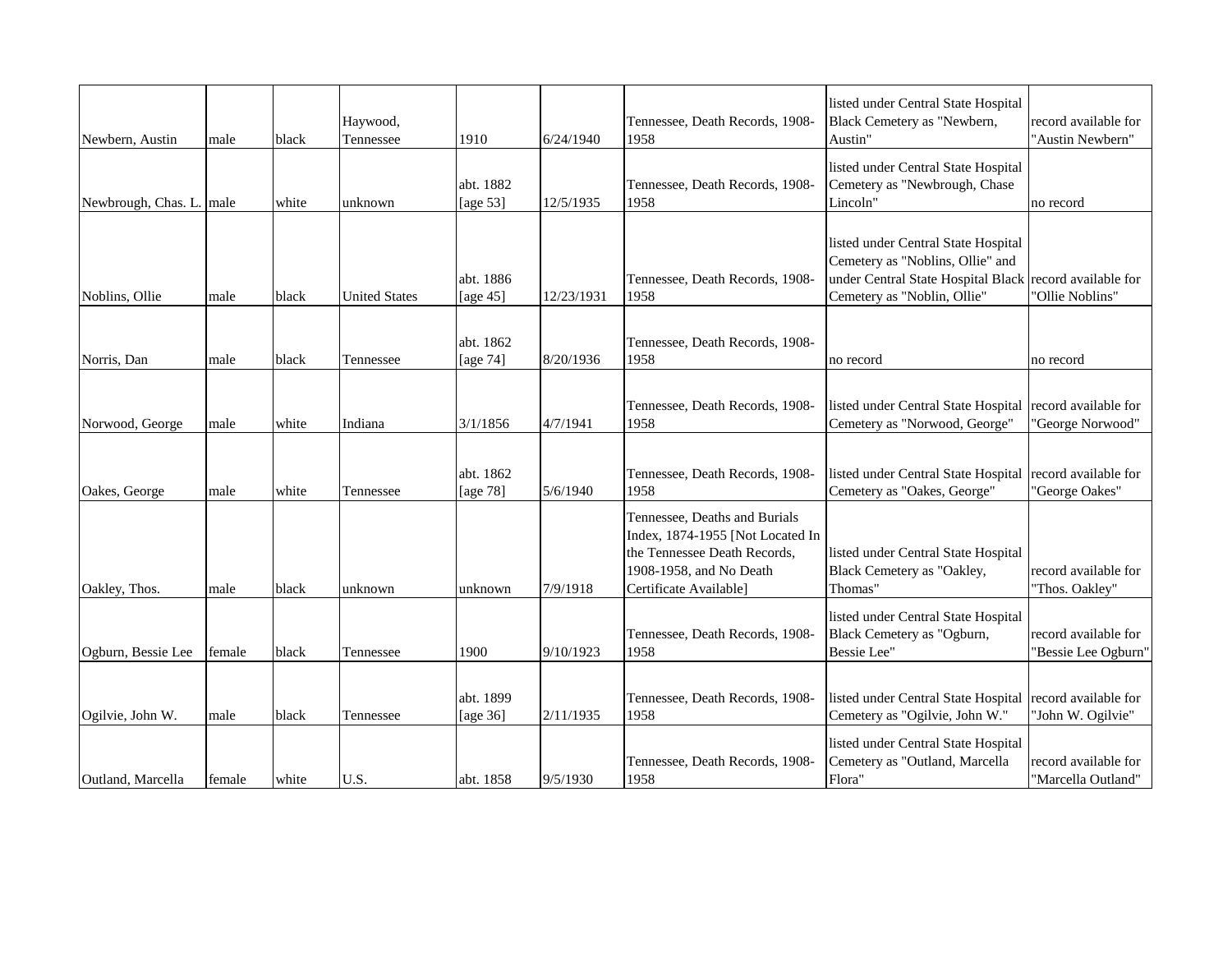| | | | | | | | | |
|---|---|---|---|---|---|---|---|---|
| Newbern, Austin | male | black | Haywood, Tennessee | 1910 | 6/24/1940 | Tennessee, Death Records, 1908-1958 | listed under Central State Hospital Black Cemetery as "Newbern, Austin" | record available for "Austin Newbern" |
| Newbrough, Chas. L. | male | white | unknown | abt. 1882 [age 53] | 12/5/1935 | Tennessee, Death Records, 1908-1958 | listed under Central State Hospital Cemetery as "Newbrough, Chase Lincoln" | no record |
| Noblins, Ollie | male | black | United States | abt. 1886 [age 45] | 12/23/1931 | Tennessee, Death Records, 1908-1958 | listed under Central State Hospital Cemetery as "Noblins, Ollie" and under Central State Hospital Black Cemetery as "Noblin, Ollie" | record available for "Ollie Noblins" |
| Norris, Dan | male | black | Tennessee | abt. 1862 [age 74] | 8/20/1936 | Tennessee, Death Records, 1908-1958 | no record | no record |
| Norwood, George | male | white | Indiana | 3/1/1856 | 4/7/1941 | Tennessee, Death Records, 1908-1958 | listed under Central State Hospital Cemetery as "Norwood, George" | record available for "George Norwood" |
| Oakes, George | male | white | Tennessee | abt. 1862 [age 78] | 5/6/1940 | Tennessee, Death Records, 1908-1958 | listed under Central State Hospital Cemetery as "Oakes, George" | record available for "George Oakes" |
| Oakley, Thos. | male | black | unknown | unknown | 7/9/1918 | Tennessee, Deaths and Burials Index, 1874-1955 [Not Located In the Tennessee Death Records, 1908-1958, and No Death Certificate Available] | listed under Central State Hospital Black Cemetery as "Oakley, Thomas" | record available for "Thos. Oakley" |
| Ogburn, Bessie Lee | female | black | Tennessee | 1900 | 9/10/1923 | Tennessee, Death Records, 1908-1958 | listed under Central State Hospital Black Cemetery as "Ogburn, Bessie Lee" | record available for "Bessie Lee Ogburn" |
| Ogilvie, John W. | male | black | Tennessee | abt. 1899 [age 36] | 2/11/1935 | Tennessee, Death Records, 1908-1958 | listed under Central State Hospital Cemetery as "Ogilvie, John W." | record available for "John W. Ogilvie" |
| Outland, Marcella | female | white | U.S. | abt. 1858 | 9/5/1930 | Tennessee, Death Records, 1908-1958 | listed under Central State Hospital Cemetery as "Outland, Marcella Flora" | record available for "Marcella Outland" |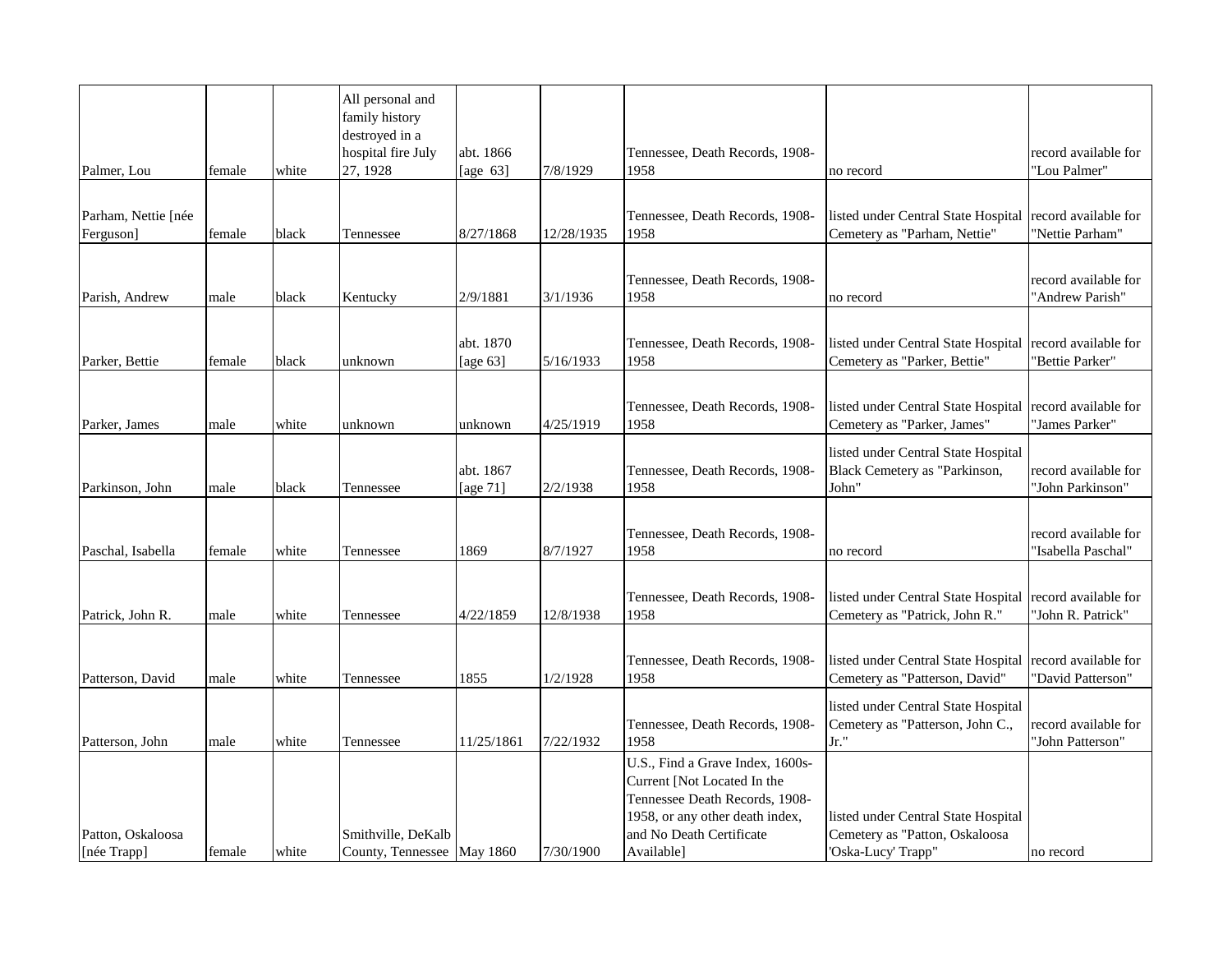| | | | | | | | | |
|---|---|---|---|---|---|---|---|---|
| Palmer, Lou | female | white | All personal and family history destroyed in a hospital fire July 27, 1928 | abt. 1866 [age 63] | 7/8/1929 | Tennessee, Death Records, 1908-1958 | no record | record available for "Lou Palmer" |
| Parham, Nettie [née Ferguson] | female | black | Tennessee | 8/27/1868 | 12/28/1935 | Tennessee, Death Records, 1908-1958 | listed under Central State Hospital Cemetery as "Parham, Nettie" | record available for "Nettie Parham" |
| Parish, Andrew | male | black | Kentucky | 2/9/1881 | 3/1/1936 | Tennessee, Death Records, 1908-1958 | no record | record available for "Andrew Parish" |
| Parker, Bettie | female | black | unknown | abt. 1870 [age 63] | 5/16/1933 | Tennessee, Death Records, 1908-1958 | listed under Central State Hospital Cemetery as "Parker, Bettie" | record available for "Bettie Parker" |
| Parker, James | male | white | unknown | unknown | 4/25/1919 | Tennessee, Death Records, 1908-1958 | listed under Central State Hospital Cemetery as "Parker, James" | record available for "James Parker" |
| Parkinson, John | male | black | Tennessee | abt. 1867 [age 71] | 2/2/1938 | Tennessee, Death Records, 1908-1958 | listed under Central State Hospital Black Cemetery as "Parkinson, John" | record available for "John Parkinson" |
| Paschal, Isabella | female | white | Tennessee | 1869 | 8/7/1927 | Tennessee, Death Records, 1908-1958 | no record | record available for "Isabella Paschal" |
| Patrick, John R. | male | white | Tennessee | 4/22/1859 | 12/8/1938 | Tennessee, Death Records, 1908-1958 | listed under Central State Hospital Cemetery as "Patrick, John R." | record available for "John R. Patrick" |
| Patterson, David | male | white | Tennessee | 1855 | 1/2/1928 | Tennessee, Death Records, 1908-1958 | listed under Central State Hospital Cemetery as "Patterson, David" | record available for "David Patterson" |
| Patterson, John | male | white | Tennessee | 11/25/1861 | 7/22/1932 | Tennessee, Death Records, 1908-1958 | listed under Central State Hospital Cemetery as "Patterson, John C., Jr." | record available for "John Patterson" |
| Patton, Oskaloosa [née Trapp] | female | white | Smithville, DeKalb County, Tennessee | May 1860 | 7/30/1900 | U.S., Find a Grave Index, 1600s-Current [Not Located In the Tennessee Death Records, 1908-1958, or any other death index, and No Death Certificate Available] | listed under Central State Hospital Cemetery as "Patton, Oskaloosa 'Oska-Lucy' Trapp" | no record |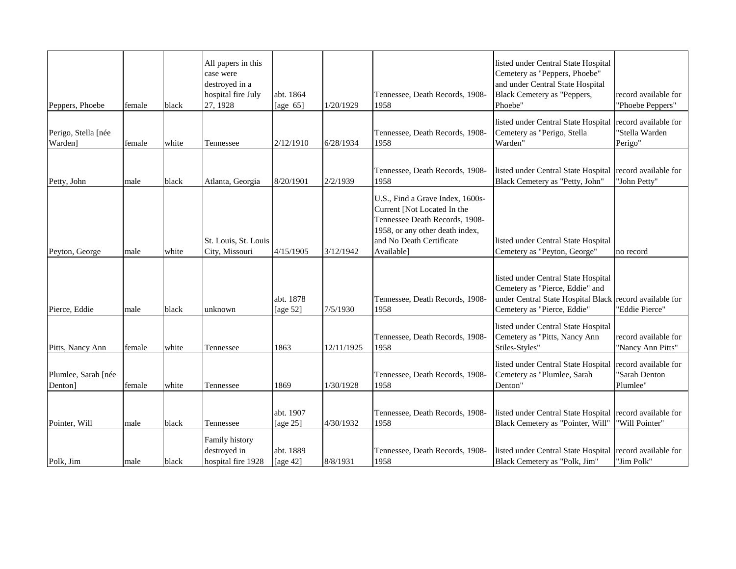| | | | | | | | | |
|---|---|---|---|---|---|---|---|---|
| Peppers, Phoebe | female | black | All papers in this case were destroyed in a hospital fire July 27, 1928 | abt. 1864 [age 65] | 1/20/1929 | Tennessee, Death Records, 1908-1958 | listed under Central State Hospital Cemetery as "Peppers, Phoebe" and under Central State Hospital Black Cemetery as "Peppers, Phoebe" | record available for "Phoebe Peppers" |
| Perigo, Stella [née Warden] | female | white | Tennessee | 2/12/1910 | 6/28/1934 | Tennessee, Death Records, 1908-1958 | listed under Central State Hospital Cemetery as "Perigo, Stella Warden" | record available for "Stella Warden Perigo" |
| Petty, John | male | black | Atlanta, Georgia | 8/20/1901 | 2/2/1939 | Tennessee, Death Records, 1908-1958 | listed under Central State Hospital Black Cemetery as "Petty, John" | record available for "John Petty" |
| Peyton, George | male | white | St. Louis, St. Louis City, Missouri | 4/15/1905 | 3/12/1942 | U.S., Find a Grave Index, 1600s-Current [Not Located In the Tennessee Death Records, 1908-1958, or any other death index, and No Death Certificate Available] | listed under Central State Hospital Cemetery as "Peyton, George" | no record |
| Pierce, Eddie | male | black | unknown | abt. 1878 [age 52] | 7/5/1930 | Tennessee, Death Records, 1908-1958 | listed under Central State Hospital Cemetery as "Pierce, Eddie" and under Central State Hospital Black Cemetery as "Pierce, Eddie" | record available for "Eddie Pierce" |
| Pitts, Nancy Ann | female | white | Tennessee | 1863 | 12/11/1925 | Tennessee, Death Records, 1908-1958 | listed under Central State Hospital Cemetery as "Pitts, Nancy Ann Stiles-Styles" | record available for "Nancy Ann Pitts" |
| Plumlee, Sarah [née Denton] | female | white | Tennessee | 1869 | 1/30/1928 | Tennessee, Death Records, 1908-1958 | listed under Central State Hospital Cemetery as "Plumlee, Sarah Denton" | record available for "Sarah Denton Plumlee" |
| Pointer, Will | male | black | Tennessee | abt. 1907 [age 25] | 4/30/1932 | Tennessee, Death Records, 1908-1958 | listed under Central State Hospital Black Cemetery as "Pointer, Will" | record available for "Will Pointer" |
| Polk, Jim | male | black | Family history destroyed in hospital fire 1928 | abt. 1889 [age 42] | 8/8/1931 | Tennessee, Death Records, 1908-1958 | listed under Central State Hospital Black Cemetery as "Polk, Jim" | record available for "Jim Polk" |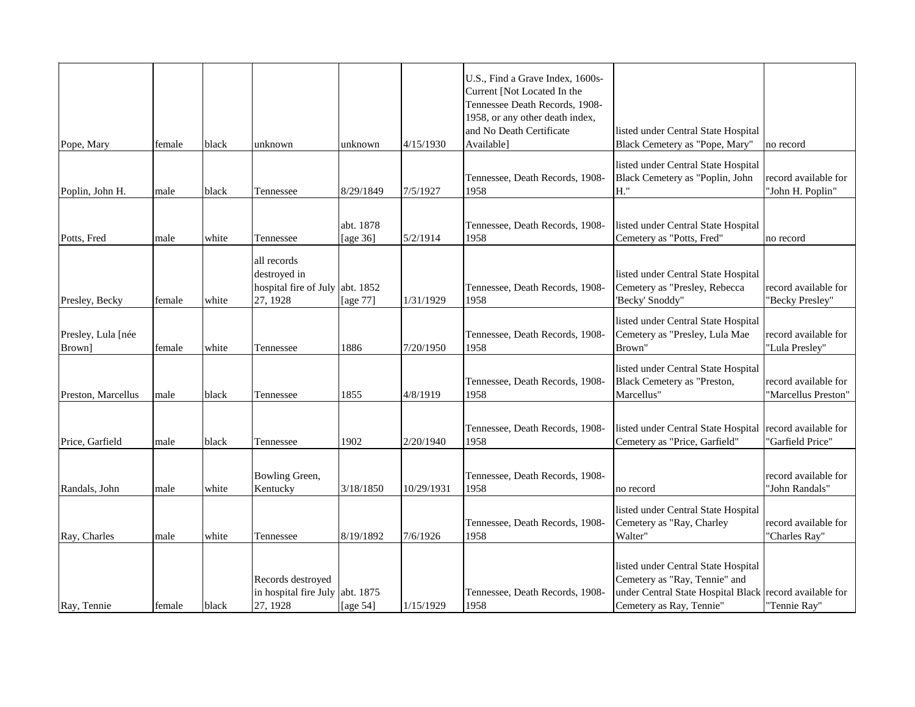| | | | | | | | | |
|---|---|---|---|---|---|---|---|---|
| Pope, Mary | female | black | unknown | unknown | 4/15/1930 | U.S., Find a Grave Index, 1600s-Current [Not Located In the Tennessee Death Records, 1908-1958, or any other death index, and No Death Certificate Available] | listed under Central State Hospital Black Cemetery as "Pope, Mary" | no record |
| Poplin, John H. | male | black | Tennessee | 8/29/1849 | 7/5/1927 | Tennessee, Death Records, 1908-1958 | listed under Central State Hospital Black Cemetery as "Poplin, John H." | record available for "John H. Poplin" |
| Potts, Fred | male | white | Tennessee | abt. 1878 [age 36] | 5/2/1914 | Tennessee, Death Records, 1908-1958 | listed under Central State Hospital Cemetery as "Potts, Fred" | no record |
| Presley, Becky | female | white | all records destroyed in hospital fire of July 27, 1928 | abt. 1852 [age 77] | 1/31/1929 | Tennessee, Death Records, 1908-1958 | listed under Central State Hospital Cemetery as "Presley, Rebecca 'Becky' Snoddy" | record available for "Becky Presley" |
| Presley, Lula [née Brown] | female | white | Tennessee | 1886 | 7/20/1950 | Tennessee, Death Records, 1908-1958 | listed under Central State Hospital Cemetery as "Presley, Lula Mae Brown" | record available for "Lula Presley" |
| Preston, Marcellus | male | black | Tennessee | 1855 | 4/8/1919 | Tennessee, Death Records, 1908-1958 | listed under Central State Hospital Black Cemetery as "Preston, Marcellus" | record available for "Marcellus Preston" |
| Price, Garfield | male | black | Tennessee | 1902 | 2/20/1940 | Tennessee, Death Records, 1908-1958 | listed under Central State Hospital Cemetery as "Price, Garfield" | record available for "Garfield Price" |
| Randals, John | male | white | Bowling Green, Kentucky | 3/18/1850 | 10/29/1931 | Tennessee, Death Records, 1908-1958 | no record | record available for "John Randals" |
| Ray, Charles | male | white | Tennessee | 8/19/1892 | 7/6/1926 | Tennessee, Death Records, 1908-1958 | listed under Central State Hospital Cemetery as "Ray, Charley Walter" | record available for "Charles Ray" |
| Ray, Tennie | female | black | Records destroyed in hospital fire July 27, 1928 | abt. 1875 [age 54] | 1/15/1929 | Tennessee, Death Records, 1908-1958 | listed under Central State Hospital Cemetery as "Ray, Tennie" and under Central State Hospital Black Cemetery as Ray, Tennie" | record available for "Tennie Ray" |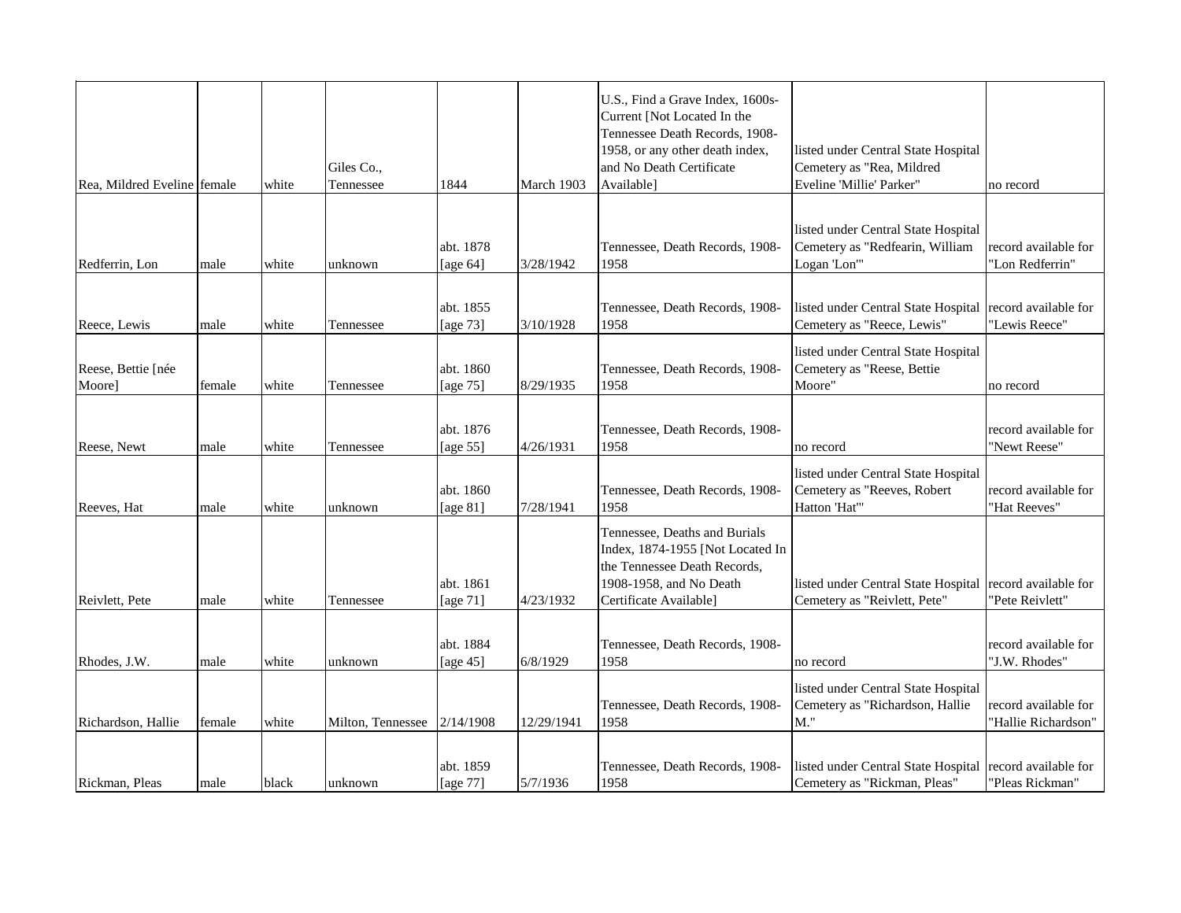| | | | | | | | | |
|---|---|---|---|---|---|---|---|---|
| Rea, Mildred Eveline | female | white | Giles Co., Tennessee | 1844 | March 1903 | U.S., Find a Grave Index, 1600s-Current [Not Located In the Tennessee Death Records, 1908-1958, or any other death index, and No Death Certificate Available] | listed under Central State Hospital Cemetery as "Rea, Mildred Eveline 'Millie' Parker" | no record |
| Redferrin, Lon | male | white | unknown | abt. 1878 [age 64] | 3/28/1942 | Tennessee, Death Records, 1908-1958 | listed under Central State Hospital Cemetery as "Redfearin, William Logan 'Lon'" | record available for "Lon Redferrin" |
| Reece, Lewis | male | white | Tennessee | abt. 1855 [age 73] | 3/10/1928 | Tennessee, Death Records, 1908-1958 | listed under Central State Hospital Cemetery as "Reece, Lewis" | record available for "Lewis Reece" |
| Reese, Bettie [née Moore] | female | white | Tennessee | abt. 1860 [age 75] | 8/29/1935 | Tennessee, Death Records, 1908-1958 | listed under Central State Hospital Cemetery as "Reese, Bettie Moore" | no record |
| Reese, Newt | male | white | Tennessee | abt. 1876 [age 55] | 4/26/1931 | Tennessee, Death Records, 1908-1958 | no record | record available for "Newt Reese" |
| Reeves, Hat | male | white | unknown | abt. 1860 [age 81] | 7/28/1941 | Tennessee, Death Records, 1908-1958 | listed under Central State Hospital Cemetery as "Reeves, Robert Hatton 'Hat'" | record available for "Hat Reeves" |
| Reivlett, Pete | male | white | Tennessee | abt. 1861 [age 71] | 4/23/1932 | Tennessee, Deaths and Burials Index, 1874-1955 [Not Located In the Tennessee Death Records, 1908-1958, and No Death Certificate Available] | listed under Central State Hospital Cemetery as "Reivlett, Pete" | record available for "Pete Reivlett" |
| Rhodes, J.W. | male | white | unknown | abt. 1884 [age 45] | 6/8/1929 | Tennessee, Death Records, 1908-1958 | no record | record available for "J.W. Rhodes" |
| Richardson, Hallie | female | white | Milton, Tennessee | 2/14/1908 | 12/29/1941 | Tennessee, Death Records, 1908-1958 | listed under Central State Hospital Cemetery as "Richardson, Hallie M." | record available for "Hallie Richardson" |
| Rickman, Pleas | male | black | unknown | abt. 1859 [age 77] | 5/7/1936 | Tennessee, Death Records, 1908-1958 | listed under Central State Hospital Cemetery as "Rickman, Pleas" | record available for "Pleas Rickman" |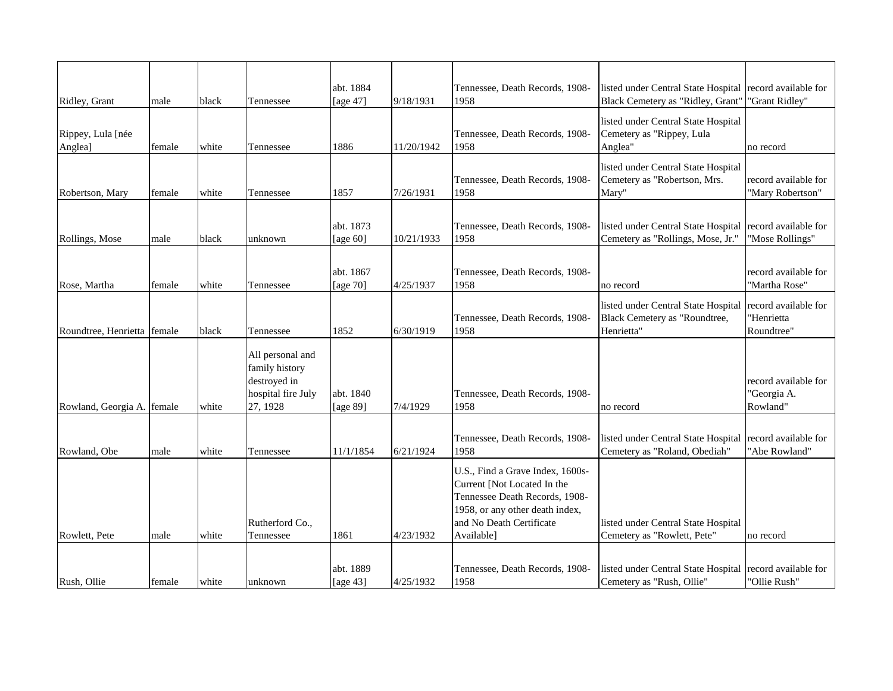| | | | | | | | | |
|---|---|---|---|---|---|---|---|---|
| Ridley, Grant | male | black | Tennessee | abt. 1884 [age 47] | 9/18/1931 | Tennessee, Death Records, 1908-1958 | listed under Central State Hospital Black Cemetery as "Ridley, Grant" | record available for "Grant Ridley" |
| Rippey, Lula [née Anglea] | female | white | Tennessee | 1886 | 11/20/1942 | Tennessee, Death Records, 1908-1958 | listed under Central State Hospital Cemetery as "Rippey, Lula Anglea" | no record |
| Robertson, Mary | female | white | Tennessee | 1857 | 7/26/1931 | Tennessee, Death Records, 1908-1958 | listed under Central State Hospital Cemetery as "Robertson, Mrs. Mary" | record available for "Mary Robertson" |
| Rollings, Mose | male | black | unknown | abt. 1873 [age 60] | 10/21/1933 | Tennessee, Death Records, 1908-1958 | listed under Central State Hospital Cemetery as "Rollings, Mose, Jr." | record available for "Mose Rollings" |
| Rose, Martha | female | white | Tennessee | abt. 1867 [age 70] | 4/25/1937 | Tennessee, Death Records, 1908-1958 | no record | record available for "Martha Rose" |
| Roundtree, Henrietta | female | black | Tennessee | 1852 | 6/30/1919 | Tennessee, Death Records, 1908-1958 | listed under Central State Hospital Black Cemetery as "Roundtree, Henrietta" | record available for "Henrietta Roundtree" |
| Rowland, Georgia A. | female | white | All personal and family history destroyed in hospital fire July 27, 1928 | abt. 1840 [age 89] | 7/4/1929 | Tennessee, Death Records, 1908-1958 | no record | record available for "Georgia A. Rowland" |
| Rowland, Obe | male | white | Tennessee | 11/1/1854 | 6/21/1924 | Tennessee, Death Records, 1908-1958 | listed under Central State Hospital Cemetery as "Roland, Obediah" | record available for "Abe Rowland" |
| Rowlett, Pete | male | white | Rutherford Co., Tennessee | 1861 | 4/23/1932 | U.S., Find a Grave Index, 1600s-Current [Not Located In the Tennessee Death Records, 1908-1958, or any other death index, and No Death Certificate Available] | listed under Central State Hospital Cemetery as "Rowlett, Pete" | no record |
| Rush, Ollie | female | white | unknown | abt. 1889 [age 43] | 4/25/1932 | Tennessee, Death Records, 1908-1958 | listed under Central State Hospital Cemetery as "Rush, Ollie" | record available for "Ollie Rush" |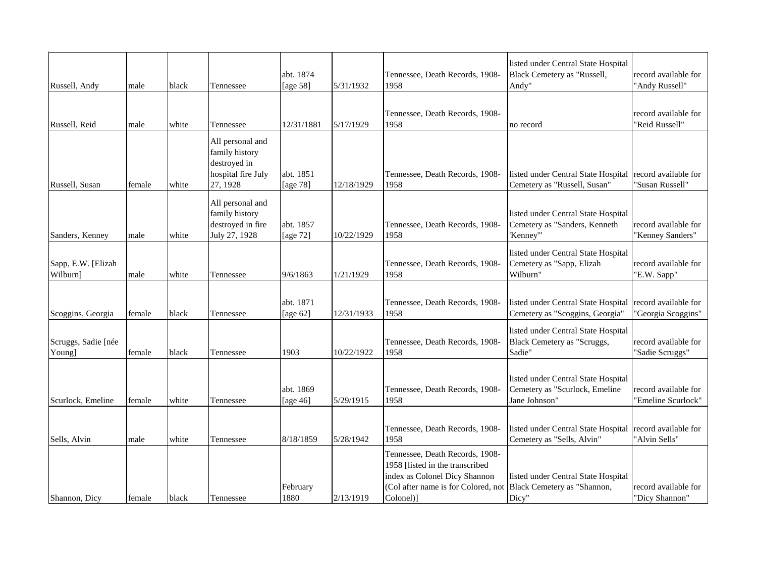| | | | | | | | | |
|---|---|---|---|---|---|---|---|---|
| Russell, Andy | male | black | Tennessee | abt. 1874 [age 58] | 5/31/1932 | Tennessee, Death Records, 1908-1958 | listed under Central State Hospital Black Cemetery as "Russell, Andy" | record available for "Andy Russell" |
| Russell, Reid | male | white | Tennessee | 12/31/1881 | 5/17/1929 | Tennessee, Death Records, 1908-1958 | no record | record available for "Reid Russell" |
| Russell, Susan | female | white | All personal and family history destroyed in hospital fire July 27, 1928 | abt. 1851 [age 78] | 12/18/1929 | Tennessee, Death Records, 1908-1958 | listed under Central State Hospital Cemetery as "Russell, Susan" | record available for "Susan Russell" |
| Sanders, Kenney | male | white | All personal and family history destroyed in fire July 27, 1928 | abt. 1857 [age 72] | 10/22/1929 | Tennessee, Death Records, 1908-1958 | listed under Central State Hospital Cemetery as "Sanders, Kenneth 'Kenney'" | record available for "Kenney Sanders" |
| Sapp, E.W. [Elizah Wilburn] | male | white | Tennessee | 9/6/1863 | 1/21/1929 | Tennessee, Death Records, 1908-1958 | listed under Central State Hospital Cemetery as "Sapp, Elizah Wilburn" | record available for "E.W. Sapp" |
| Scoggins, Georgia | female | black | Tennessee | abt. 1871 [age 62] | 12/31/1933 | Tennessee, Death Records, 1908-1958 | listed under Central State Hospital Cemetery as "Scoggins, Georgia" | record available for "Georgia Scoggins" |
| Scruggs, Sadie [née Young] | female | black | Tennessee | 1903 | 10/22/1922 | Tennessee, Death Records, 1908-1958 | listed under Central State Hospital Black Cemetery as "Scruggs, Sadie" | record available for "Sadie Scruggs" |
| Scurlock, Emeline | female | white | Tennessee | abt. 1869 [age 46] | 5/29/1915 | Tennessee, Death Records, 1908-1958 | listed under Central State Hospital Cemetery as "Scurlock, Emeline Jane Johnson" | record available for "Emeline Scurlock" |
| Sells, Alvin | male | white | Tennessee | 8/18/1859 | 5/28/1942 | Tennessee, Death Records, 1908-1958 | listed under Central State Hospital Cemetery as "Sells, Alvin" | record available for "Alvin Sells" |
| Shannon, Dicy | female | black | Tennessee | February 1880 | 2/13/1919 | Tennessee, Death Records, 1908-1958 [listed in the transcribed index as Colonel Dicy Shannon (Col after name is for Colored, not Colonel)] | listed under Central State Hospital Black Cemetery as "Shannon, Dicy" | record available for "Dicy Shannon" |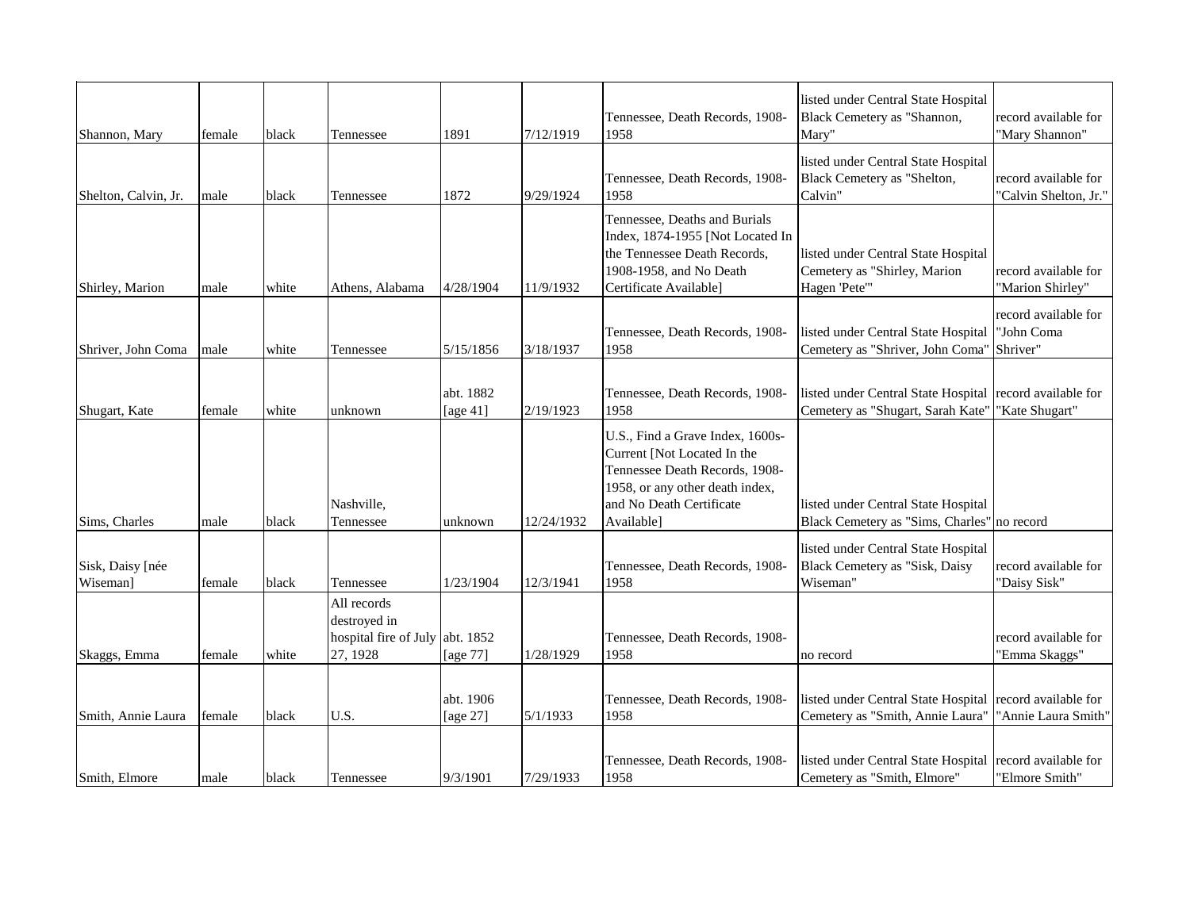| | | | | | | | | |
|---|---|---|---|---|---|---|---|---|
| Shannon, Mary | female | black | Tennessee | 1891 | 7/12/1919 | Tennessee, Death Records, 1908-1958 | listed under Central State Hospital Black Cemetery as "Shannon, Mary" | record available for "Mary Shannon" |
| Shelton, Calvin, Jr. | male | black | Tennessee | 1872 | 9/29/1924 | Tennessee, Death Records, 1908-1958 | listed under Central State Hospital Black Cemetery as "Shelton, Calvin" | record available for "Calvin Shelton, Jr." |
| Shirley, Marion | male | white | Athens, Alabama | 4/28/1904 | 11/9/1932 | Tennessee, Deaths and Burials Index, 1874-1955 [Not Located In the Tennessee Death Records, 1908-1958, and No Death Certificate Available] | listed under Central State Hospital Cemetery as "Shirley, Marion Hagen 'Pete'" | record available for "Marion Shirley" |
| Shriver, John Coma | male | white | Tennessee | 5/15/1856 | 3/18/1937 | Tennessee, Death Records, 1908-1958 | listed under Central State Hospital Cemetery as "Shriver, John Coma" | record available for "John Coma Shriver" |
| Shugart, Kate | female | white | unknown | abt. 1882 [age 41] | 2/19/1923 | Tennessee, Death Records, 1908-1958 | listed under Central State Hospital Cemetery as "Shugart, Sarah Kate" | record available for "Kate Shugart" |
| Sims, Charles | male | black | Nashville, Tennessee | unknown | 12/24/1932 | U.S., Find a Grave Index, 1600s-Current [Not Located In the Tennessee Death Records, 1908-1958, or any other death index, and No Death Certificate Available] | listed under Central State Hospital Black Cemetery as "Sims, Charles" | no record |
| Sisk, Daisy [née Wiseman] | female | black | Tennessee | 1/23/1904 | 12/3/1941 | Tennessee, Death Records, 1908-1958 | listed under Central State Hospital Black Cemetery as "Sisk, Daisy Wiseman" | record available for "Daisy Sisk" |
| Skaggs, Emma | female | white | All records destroyed in hospital fire of July 27, 1928 | abt. 1852 [age 77] | 1/28/1929 | Tennessee, Death Records, 1908-1958 | no record | record available for "Emma Skaggs" |
| Smith, Annie Laura | female | black | U.S. | abt. 1906 [age 27] | 5/1/1933 | Tennessee, Death Records, 1908-1958 | listed under Central State Hospital Cemetery as "Smith, Annie Laura" | record available for "Annie Laura Smith" |
| Smith, Elmore | male | black | Tennessee | 9/3/1901 | 7/29/1933 | Tennessee, Death Records, 1908-1958 | listed under Central State Hospital Cemetery as "Smith, Elmore" | record available for "Elmore Smith" |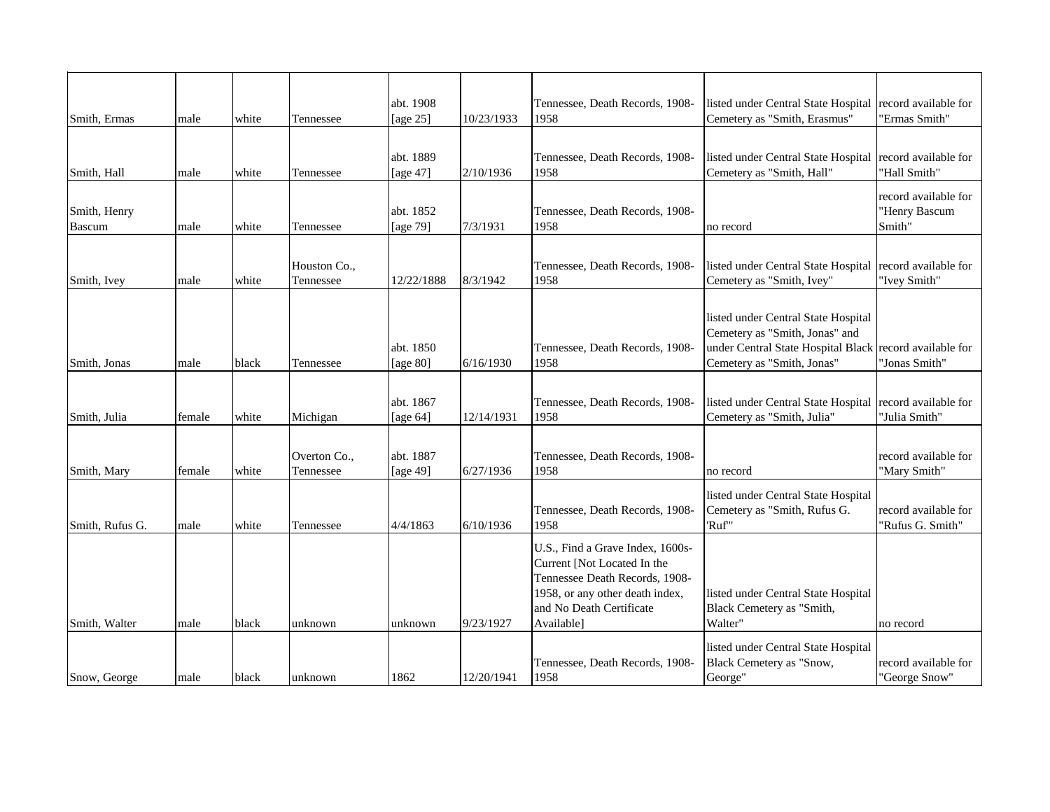| | | | | | | | | |
|---|---|---|---|---|---|---|---|---|
| Smith, Ermas | male | white | Tennessee | abt. 1908 [age 25] | 10/23/1933 | Tennessee, Death Records, 1908-1958 | listed under Central State Hospital Cemetery as "Smith, Erasmus" | record available for "Ermas Smith" |
| Smith, Hall | male | white | Tennessee | abt. 1889 [age 47] | 2/10/1936 | Tennessee, Death Records, 1908-1958 | listed under Central State Hospital Cemetery as "Smith, Hall" | record available for "Hall Smith" |
| Smith, Henry Bascum | male | white | Tennessee | abt. 1852 [age 79] | 7/3/1931 | Tennessee, Death Records, 1908-1958 | no record | record available for "Henry Bascum Smith" |
| Smith, Ivey | male | white | Houston Co., Tennessee | 12/22/1888 | 8/3/1942 | Tennessee, Death Records, 1908-1958 | listed under Central State Hospital Cemetery as "Smith, Ivey" | record available for "Ivey Smith" |
| Smith, Jonas | male | black | Tennessee | abt. 1850 [age 80] | 6/16/1930 | Tennessee, Death Records, 1908-1958 | listed under Central State Hospital Cemetery as "Smith, Jonas" and under Central State Hospital Black Cemetery as "Smith, Jonas" | record available for "Jonas Smith" |
| Smith, Julia | female | white | Michigan | abt. 1867 [age 64] | 12/14/1931 | Tennessee, Death Records, 1908-1958 | listed under Central State Hospital Cemetery as "Smith, Julia" | record available for "Julia Smith" |
| Smith, Mary | female | white | Overton Co., Tennessee | abt. 1887 [age 49] | 6/27/1936 | Tennessee, Death Records, 1908-1958 | no record | record available for "Mary Smith" |
| Smith, Rufus G. | male | white | Tennessee | 4/4/1863 | 6/10/1936 | Tennessee, Death Records, 1908-1958 | listed under Central State Hospital Cemetery as "Smith, Rufus G. 'Ruf'" | record available for "Rufus G. Smith" |
| Smith, Walter | male | black | unknown | unknown | 9/23/1927 | U.S., Find a Grave Index, 1600s-Current [Not Located In the Tennessee Death Records, 1908-1958, or any other death index, and No Death Certificate Available] | listed under Central State Hospital Black Cemetery as "Smith, Walter" | no record |
| Snow, George | male | black | unknown | 1862 | 12/20/1941 | Tennessee, Death Records, 1908-1958 | listed under Central State Hospital Black Cemetery as "Snow, George" | record available for "George Snow" |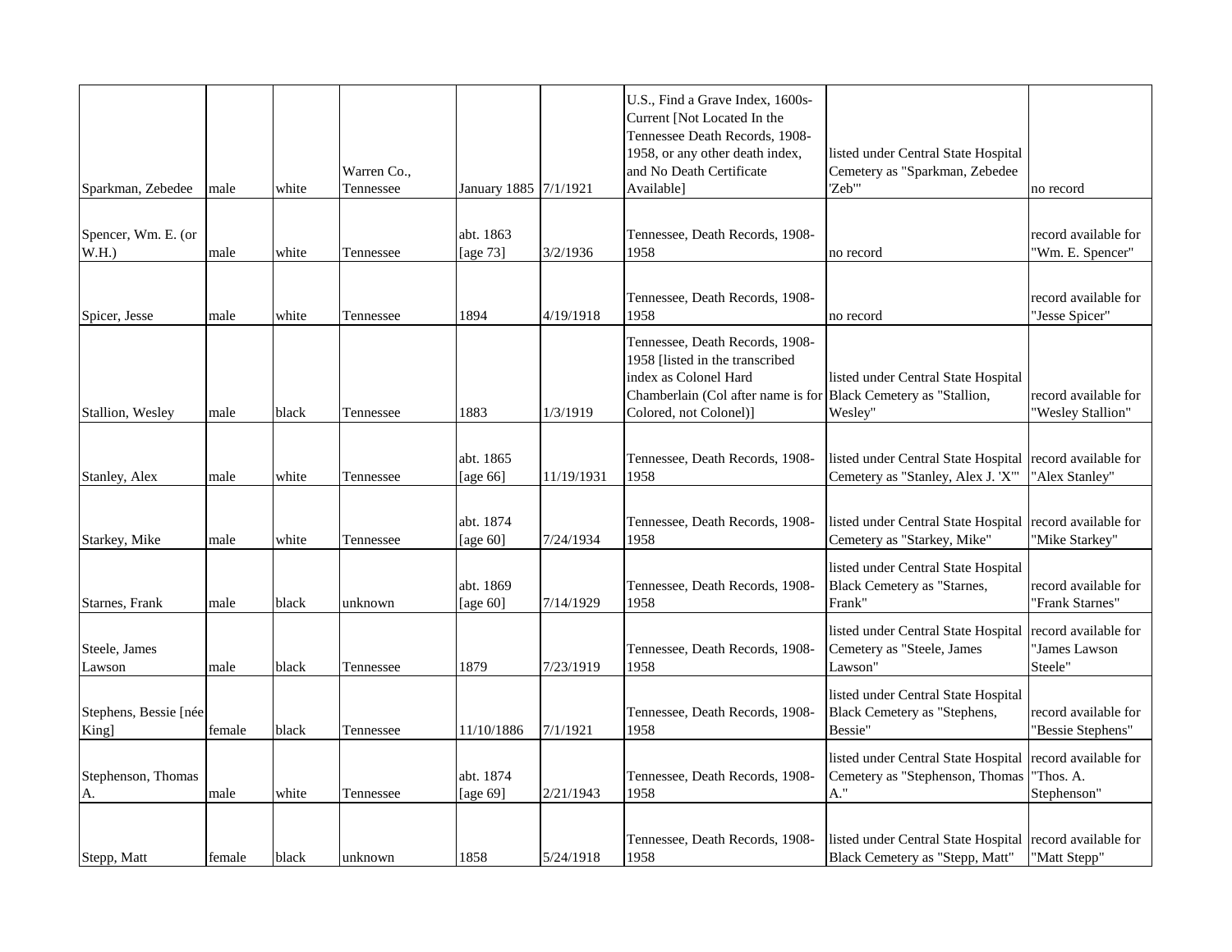| | | | | | | | | |
|---|---|---|---|---|---|---|---|---|
| Sparkman, Zebedee | male | white | Warren Co., Tennessee | January 1885 | 7/1/1921 | U.S., Find a Grave Index, 1600s-Current [Not Located In the Tennessee Death Records, 1908-1958, or any other death index, and No Death Certificate Available] | listed under Central State Hospital Cemetery as "Sparkman, Zebedee 'Zeb'" | no record |
| Spencer, Wm. E. (or W.H.) | male | white | Tennessee | abt. 1863 [age 73] | 3/2/1936 | Tennessee, Death Records, 1908-1958 | no record | record available for "Wm. E. Spencer" |
| Spicer, Jesse | male | white | Tennessee | 1894 | 4/19/1918 | Tennessee, Death Records, 1908-1958 | no record | record available for "Jesse Spicer" |
| Stallion, Wesley | male | black | Tennessee | 1883 | 1/3/1919 | Tennessee, Death Records, 1908-1958 [listed in the transcribed index as Colonel Hard Chamberlain (Col after name is for Colored, not Colonel)] | listed under Central State Hospital Black Cemetery as "Stallion, Wesley" | record available for "Wesley Stallion" |
| Stanley, Alex | male | white | Tennessee | abt. 1865 [age 66] | 11/19/1931 | Tennessee, Death Records, 1908-1958 | listed under Central State Hospital Cemetery as "Stanley, Alex J. 'X'" | record available for "Alex Stanley" |
| Starkey, Mike | male | white | Tennessee | abt. 1874 [age 60] | 7/24/1934 | Tennessee, Death Records, 1908-1958 | listed under Central State Hospital Cemetery as "Starkey, Mike" | record available for "Mike Starkey" |
| Starnes, Frank | male | black | unknown | abt. 1869 [age 60] | 7/14/1929 | Tennessee, Death Records, 1908-1958 | listed under Central State Hospital Black Cemetery as "Starnes, Frank" | record available for "Frank Starnes" |
| Steele, James Lawson | male | black | Tennessee | 1879 | 7/23/1919 | Tennessee, Death Records, 1908-1958 | listed under Central State Hospital Cemetery as "Steele, James Lawson" | record available for "James Lawson Steele" |
| Stephens, Bessie [née King] | female | black | Tennessee | 11/10/1886 | 7/1/1921 | Tennessee, Death Records, 1908-1958 | listed under Central State Hospital Black Cemetery as "Stephens, Bessie" | record available for "Bessie Stephens" |
| Stephenson, Thomas A. | male | white | Tennessee | abt. 1874 [age 69] | 2/21/1943 | Tennessee, Death Records, 1908-1958 | listed under Central State Hospital Cemetery as "Stephenson, Thomas A." | record available for "Thos. A. Stephenson" |
| Stepp, Matt | female | black | unknown | 1858 | 5/24/1918 | Tennessee, Death Records, 1908-1958 | listed under Central State Hospital Black Cemetery as "Stepp, Matt" | record available for "Matt Stepp" |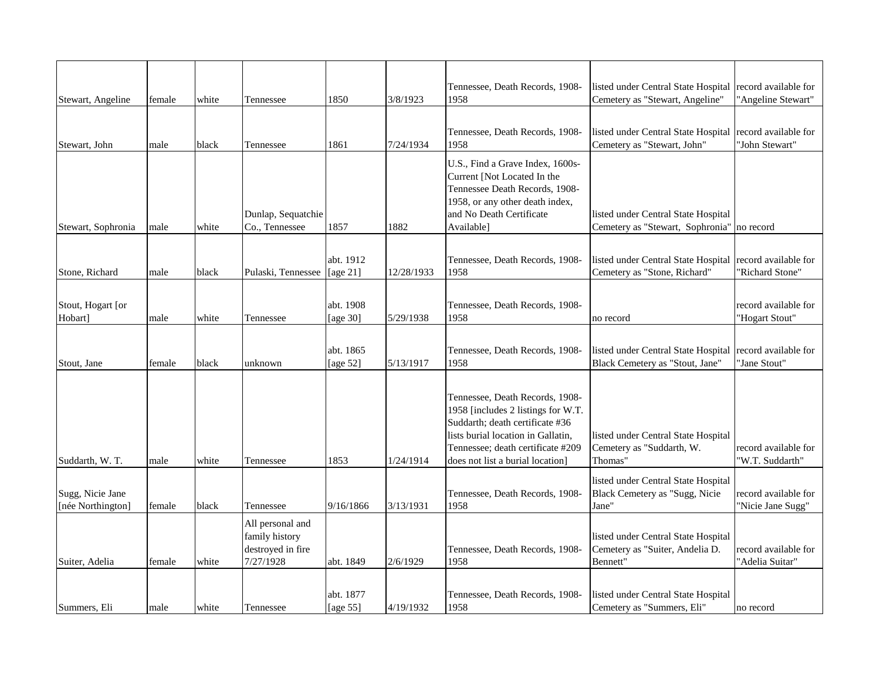| Stewart, Angeline | female | white | Tennessee | 1850 | 3/8/1923 | Tennessee, Death Records, 1908-1958 | listed under Central State Hospital Cemetery as "Stewart, Angeline" | record available for "Angeline Stewart" |
|---|---|---|---|---|---|---|---|---|
| Stewart, John | male | black | Tennessee | 1861 | 7/24/1934 | Tennessee, Death Records, 1908-1958 | listed under Central State Hospital Cemetery as "Stewart, John" | record available for "John Stewart" |
| Stewart, Sophronia | male | white | Dunlap, Sequatchie Co., Tennessee | 1857 | 1882 | U.S., Find a Grave Index, 1600s-Current [Not Located In the Tennessee Death Records, 1908-1958, or any other death index, and No Death Certificate Available] | listed under Central State Hospital Cemetery as "Stewart, Sophronia" | no record |
| Stone, Richard | male | black | Pulaski, Tennessee | abt. 1912 [age 21] | 12/28/1933 | Tennessee, Death Records, 1908-1958 | listed under Central State Hospital Cemetery as "Stone, Richard" | record available for "Richard Stone" |
| Stout, Hogart [or Hobart] | male | white | Tennessee | abt. 1908 [age 30] | 5/29/1938 | Tennessee, Death Records, 1908-1958 | no record | record available for "Hogart Stout" |
| Stout, Jane | female | black | unknown | abt. 1865 [age 52] | 5/13/1917 | Tennessee, Death Records, 1908-1958 | listed under Central State Hospital Black Cemetery as "Stout, Jane" | record available for "Jane Stout" |
| Suddarth, W. T. | male | white | Tennessee | 1853 | 1/24/1914 | Tennessee, Death Records, 1908-1958 [includes 2 listings for W.T. Suddarth; death certificate #36 lists burial location in Gallatin, Tennessee; death certificate #209 does not list a burial location] | listed under Central State Hospital Cemetery as "Suddarth, W. Thomas" | record available for "W.T. Suddarth" |
| Sugg, Nicie Jane [née Northington] | female | black | Tennessee | 9/16/1866 | 3/13/1931 | Tennessee, Death Records, 1908-1958 | listed under Central State Hospital Black Cemetery as "Sugg, Nicie Jane" | record available for "Nicie Jane Sugg" |
| Suiter, Adelia | female | white | All personal and family history destroyed in fire 7/27/1928 | abt. 1849 | 2/6/1929 | Tennessee, Death Records, 1908-1958 | listed under Central State Hospital Cemetery as "Suiter, Andelia D. Bennett" | record available for "Adelia Suitar" |
| Summers, Eli | male | white | Tennessee | abt. 1877 [age 55] | 4/19/1932 | Tennessee, Death Records, 1908-1958 | listed under Central State Hospital Cemetery as "Summers, Eli" | no record |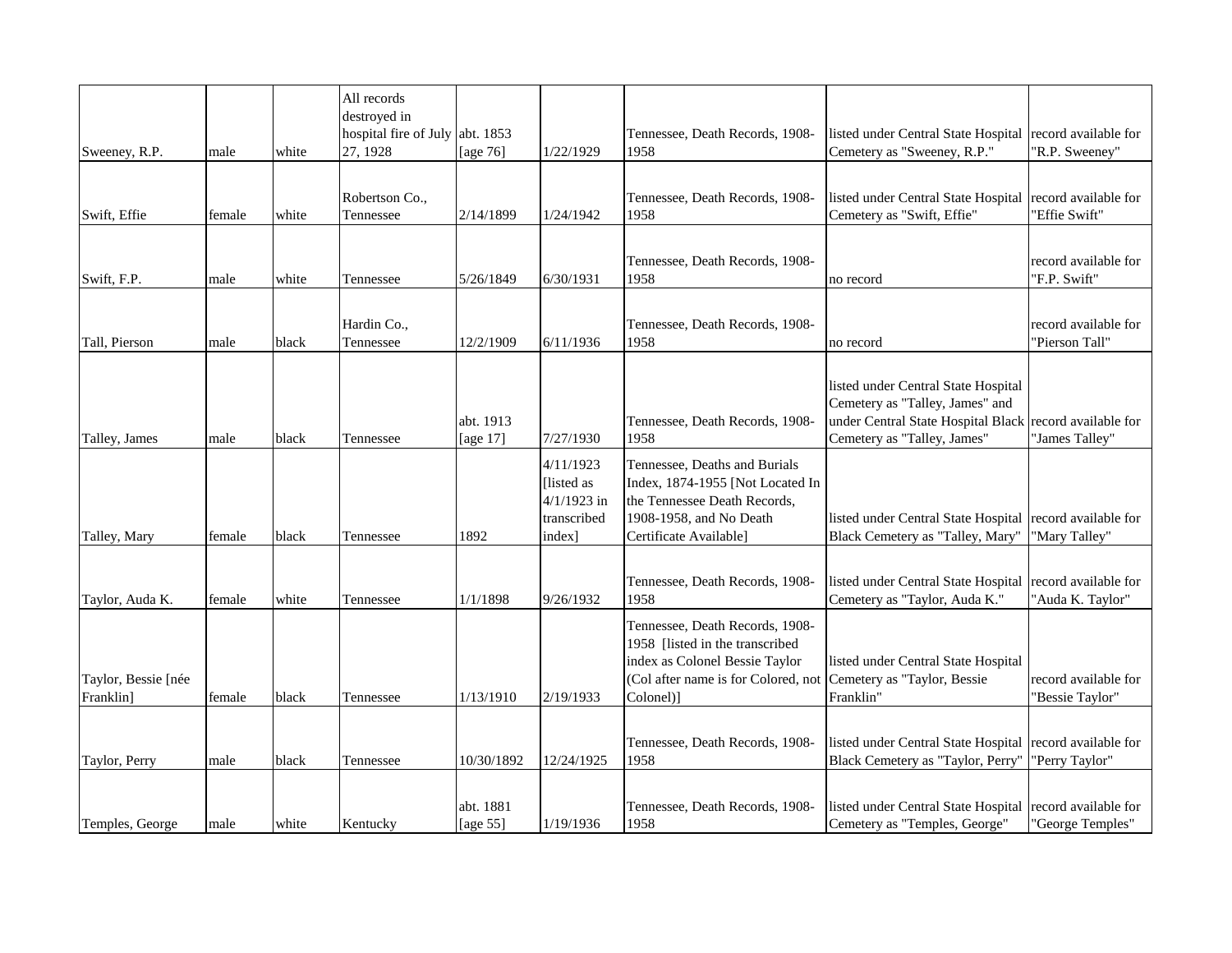| | | | | | | | | |
|---|---|---|---|---|---|---|---|---|
| Sweeney, R.P. | male | white | All records destroyed in hospital fire of July 27, 1928 | abt. 1853 [age 76] | 1/22/1929 | Tennessee, Death Records, 1908-1958 | listed under Central State Hospital Cemetery as "Sweeney, R.P." | record available for "R.P. Sweeney" |
| Swift, Effie | female | white | Robertson Co., Tennessee | 2/14/1899 | 1/24/1942 | Tennessee, Death Records, 1908-1958 | listed under Central State Hospital Cemetery as "Swift, Effie" | record available for "Effie Swift" |
| Swift, F.P. | male | white | Tennessee | 5/26/1849 | 6/30/1931 | Tennessee, Death Records, 1908-1958 | no record | record available for "F.P. Swift" |
| Tall, Pierson | male | black | Hardin Co., Tennessee | 12/2/1909 | 6/11/1936 | Tennessee, Death Records, 1908-1958 | no record | record available for "Pierson Tall" |
| Talley, James | male | black | Tennessee | abt. 1913 [age 17] | 7/27/1930 | Tennessee, Death Records, 1908-1958 | listed under Central State Hospital Cemetery as "Talley, James" and under Central State Hospital Black Cemetery as "Talley, James" | record available for "James Talley" |
| Talley, Mary | female | black | Tennessee | 1892 | 4/11/1923 [listed as 4/1/1923 in transcribed index] | Tennessee, Deaths and Burials Index, 1874-1955 [Not Located In the Tennessee Death Records, 1908-1958, and No Death Certificate Available] | listed under Central State Hospital Black Cemetery as "Talley, Mary" | record available for "Mary Talley" |
| Taylor, Auda K. | female | white | Tennessee | 1/1/1898 | 9/26/1932 | Tennessee, Death Records, 1908-1958 | listed under Central State Hospital Cemetery as "Taylor, Auda K." | record available for "Auda K. Taylor" |
| Taylor, Bessie [née Franklin] | female | black | Tennessee | 1/13/1910 | 2/19/1933 | Tennessee, Death Records, 1908-1958 [listed in the transcribed index as Colonel Bessie Taylor (Col after name is for Colored, not Colonel)] | listed under Central State Hospital Cemetery as "Taylor, Bessie Franklin" | record available for "Bessie Taylor" |
| Taylor, Perry | male | black | Tennessee | 10/30/1892 | 12/24/1925 | Tennessee, Death Records, 1908-1958 | listed under Central State Hospital Black Cemetery as "Taylor, Perry" | record available for "Perry Taylor" |
| Temples, George | male | white | Kentucky | abt. 1881 [age 55] | 1/19/1936 | Tennessee, Death Records, 1908-1958 | listed under Central State Hospital Cemetery as "Temples, George" | record available for "George Temples" |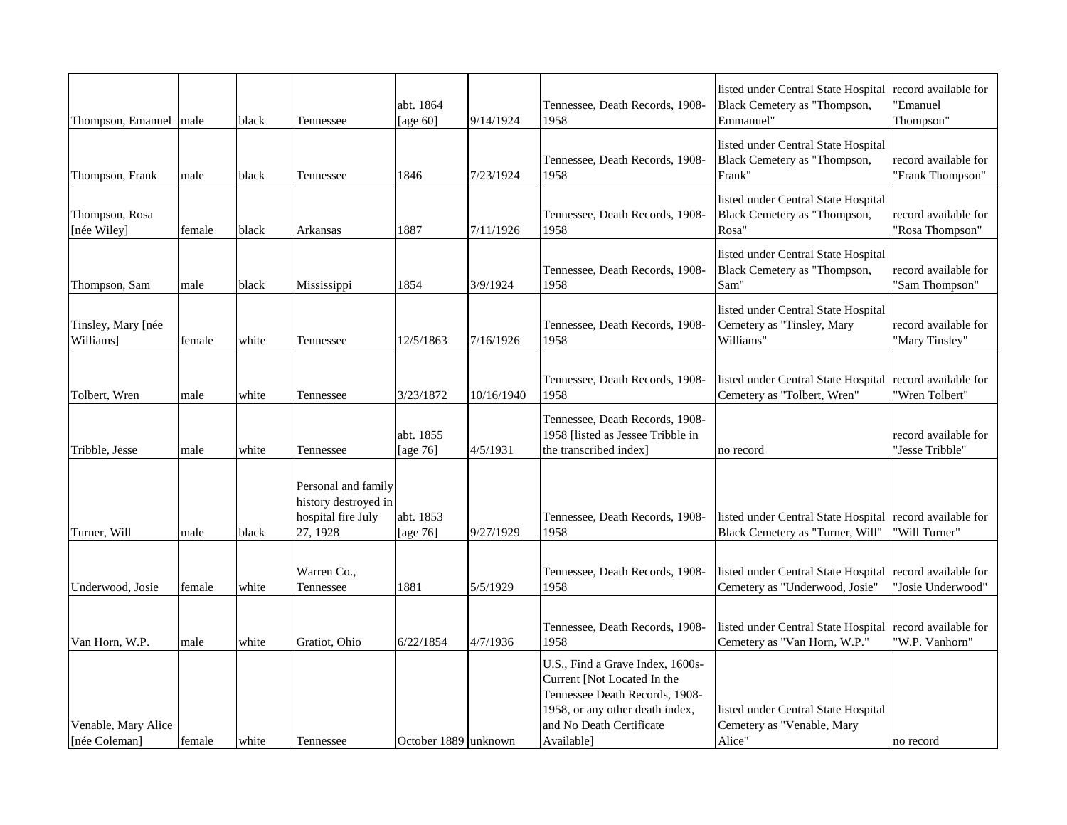| | | | | | | | | |
|---|---|---|---|---|---|---|---|---|
| Thompson, Emanuel | male | black | Tennessee | abt. 1864 [age 60] | 9/14/1924 | Tennessee, Death Records, 1908-1958 | listed under Central State Hospital Black Cemetery as "Thompson, Emmanuel" | record available for "Emanuel Thompson" |
| Thompson, Frank | male | black | Tennessee | 1846 | 7/23/1924 | Tennessee, Death Records, 1908-1958 | listed under Central State Hospital Black Cemetery as "Thompson, Frank" | record available for "Frank Thompson" |
| Thompson, Rosa [née Wiley] | female | black | Arkansas | 1887 | 7/11/1926 | Tennessee, Death Records, 1908-1958 | listed under Central State Hospital Black Cemetery as "Thompson, Rosa" | record available for "Rosa Thompson" |
| Thompson, Sam | male | black | Mississippi | 1854 | 3/9/1924 | Tennessee, Death Records, 1908-1958 | listed under Central State Hospital Black Cemetery as "Thompson, Sam" | record available for "Sam Thompson" |
| Tinsley, Mary [née Williams] | female | white | Tennessee | 12/5/1863 | 7/16/1926 | Tennessee, Death Records, 1908-1958 | listed under Central State Hospital Cemetery as "Tinsley, Mary Williams" | record available for "Mary Tinsley" |
| Tolbert, Wren | male | white | Tennessee | 3/23/1872 | 10/16/1940 | Tennessee, Death Records, 1908-1958 | listed under Central State Hospital Cemetery as "Tolbert, Wren" | record available for "Wren Tolbert" |
| Tribble, Jesse | male | white | Tennessee | abt. 1855 [age 76] | 4/5/1931 | Tennessee, Death Records, 1908-1958 [listed as Jessee Tribble in the transcribed index] | no record | record available for "Jesse Tribble" |
| Turner, Will | male | black | Personal and family history destroyed in hospital fire July 27, 1928 | abt. 1853 [age 76] | 9/27/1929 | Tennessee, Death Records, 1908-1958 | listed under Central State Hospital Black Cemetery as "Turner, Will" | record available for "Will Turner" |
| Underwood, Josie | female | white | Warren Co., Tennessee | 1881 | 5/5/1929 | Tennessee, Death Records, 1908-1958 | listed under Central State Hospital Cemetery as "Underwood, Josie" | record available for "Josie Underwood" |
| Van Horn, W.P. | male | white | Gratiot, Ohio | 6/22/1854 | 4/7/1936 | Tennessee, Death Records, 1908-1958 | listed under Central State Hospital Cemetery as "Van Horn, W.P." | record available for "W.P. Vanhorn" |
| Venable, Mary Alice [née Coleman] | female | white | Tennessee | October 1889 | unknown | U.S., Find a Grave Index, 1600s-Current [Not Located In the Tennessee Death Records, 1908-1958, or any other death index, and No Death Certificate Available] | listed under Central State Hospital Cemetery as "Venable, Mary Alice" | no record |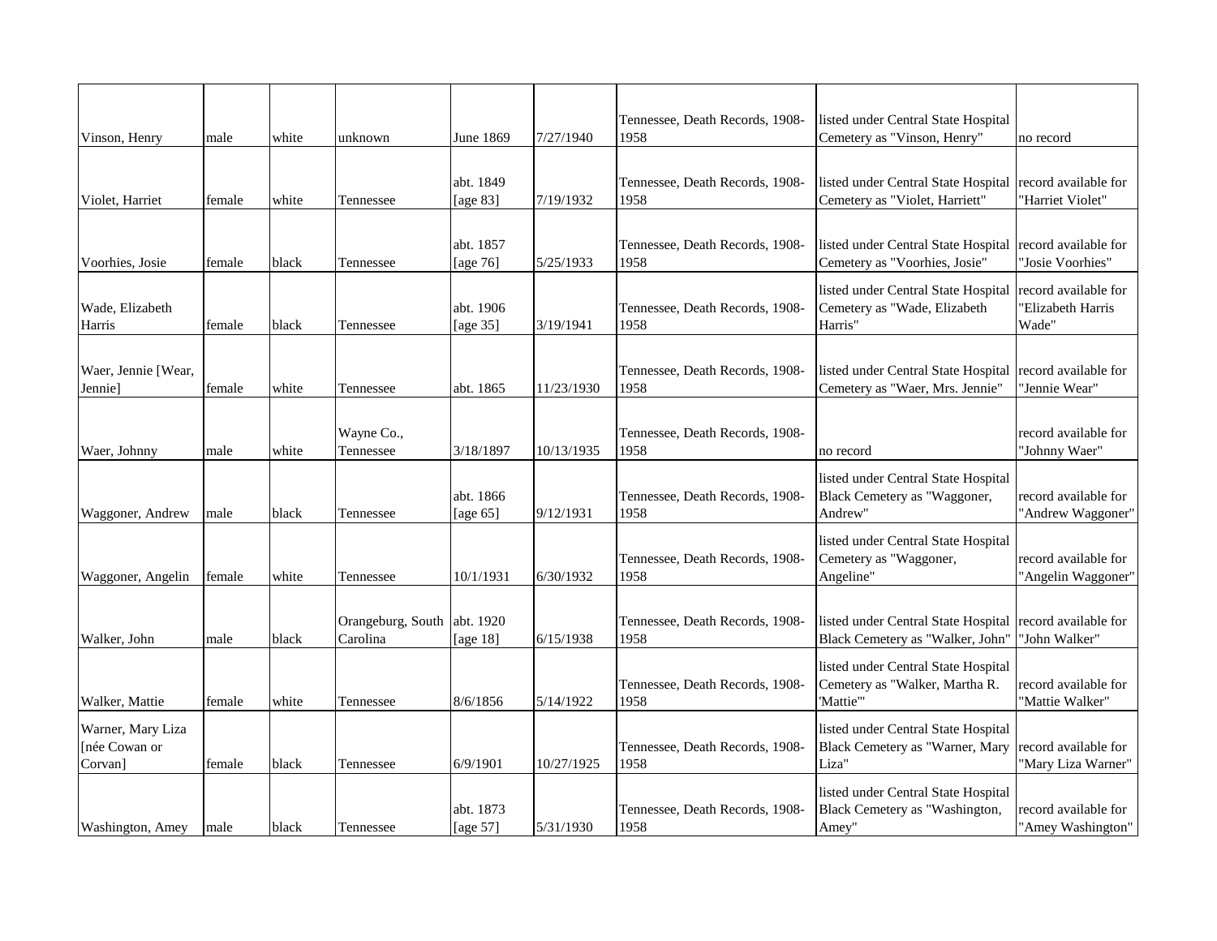| | | | | | | | | |
|---|---|---|---|---|---|---|---|---|
| Vinson, Henry | male | white | unknown | June 1869 | 7/27/1940 | Tennessee, Death Records, 1908-1958 | listed under Central State Hospital Cemetery as "Vinson, Henry" | no record |
| Violet, Harriet | female | white | Tennessee | abt. 1849 [age 83] | 7/19/1932 | Tennessee, Death Records, 1908-1958 | listed under Central State Hospital Cemetery as "Violet, Harriett" | record available for "Harriet Violet" |
| Voorhies, Josie | female | black | Tennessee | abt. 1857 [age 76] | 5/25/1933 | Tennessee, Death Records, 1908-1958 | listed under Central State Hospital Cemetery as "Voorhies, Josie" | record available for "Josie Voorhies" |
| Wade, Elizabeth Harris | female | black | Tennessee | abt. 1906 [age 35] | 3/19/1941 | Tennessee, Death Records, 1908-1958 | listed under Central State Hospital Cemetery as "Wade, Elizabeth Harris" | record available for "Elizabeth Harris Wade" |
| Waer, Jennie [Wear, Jennie] | female | white | Tennessee | abt. 1865 | 11/23/1930 | Tennessee, Death Records, 1908-1958 | listed under Central State Hospital Cemetery as "Waer, Mrs. Jennie" | record available for "Jennie Wear" |
| Waer, Johnny | male | white | Wayne Co., Tennessee | 3/18/1897 | 10/13/1935 | Tennessee, Death Records, 1908-1958 | no record | record available for "Johnny Waer" |
| Waggoner, Andrew | male | black | Tennessee | abt. 1866 [age 65] | 9/12/1931 | Tennessee, Death Records, 1908-1958 | listed under Central State Hospital Black Cemetery as "Waggoner, Andrew" | record available for "Andrew Waggoner" |
| Waggoner, Angelin | female | white | Tennessee | 10/1/1931 | 6/30/1932 | Tennessee, Death Records, 1908-1958 | listed under Central State Hospital Cemetery as "Waggoner, Angeline" | record available for "Angelin Waggoner" |
| Walker, John | male | black | Orangeburg, South Carolina | abt. 1920 [age 18] | 6/15/1938 | Tennessee, Death Records, 1908-1958 | listed under Central State Hospital Black Cemetery as "Walker, John" | record available for "John Walker" |
| Walker, Mattie | female | white | Tennessee | 8/6/1856 | 5/14/1922 | Tennessee, Death Records, 1908-1958 | listed under Central State Hospital Cemetery as "Walker, Martha R. 'Mattie'" | record available for "Mattie Walker" |
| Warner, Mary Liza [née Cowan or Corvan] | female | black | Tennessee | 6/9/1901 | 10/27/1925 | Tennessee, Death Records, 1908-1958 | listed under Central State Hospital Black Cemetery as "Warner, Mary Liza" | record available for "Mary Liza Warner" |
| Washington, Amey | male | black | Tennessee | abt. 1873 [age 57] | 5/31/1930 | Tennessee, Death Records, 1908-1958 | listed under Central State Hospital Black Cemetery as "Washington, Amey" | record available for "Amey Washington" |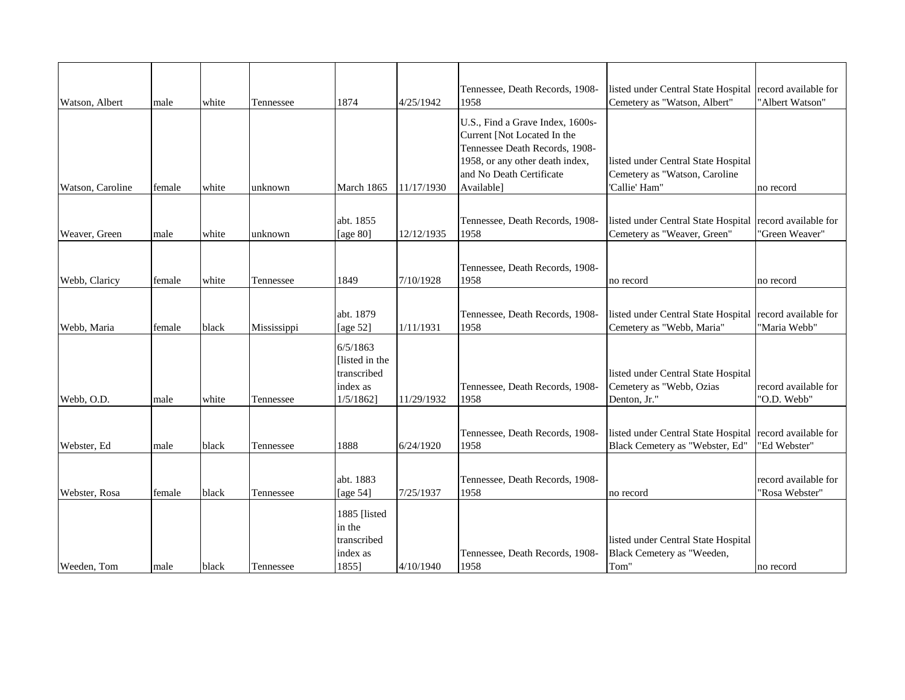| | | | | | | | | |
|---|---|---|---|---|---|---|---|---|
| Watson, Albert | male | white | Tennessee | 1874 | 4/25/1942 | Tennessee, Death Records, 1908-1958 | listed under Central State Hospital Cemetery as "Watson, Albert" | record available for "Albert Watson" |
| Watson, Caroline | female | white | unknown | March 1865 | 11/17/1930 | U.S., Find a Grave Index, 1600s-Current [Not Located In the Tennessee Death Records, 1908-1958, or any other death index, and No Death Certificate Available] | listed under Central State Hospital Cemetery as "Watson, Caroline 'Callie' Ham" | no record |
| Weaver, Green | male | white | unknown | abt. 1855 [age 80] | 12/12/1935 | Tennessee, Death Records, 1908-1958 | listed under Central State Hospital Cemetery as "Weaver, Green" | record available for "Green Weaver" |
| Webb, Claricy | female | white | Tennessee | 1849 | 7/10/1928 | Tennessee, Death Records, 1908-1958 | no record | no record |
| Webb, Maria | female | black | Mississippi | abt. 1879 [age 52] | 1/11/1931 | Tennessee, Death Records, 1908-1958 | listed under Central State Hospital Cemetery as "Webb, Maria" | record available for "Maria Webb" |
| Webb, O.D. | male | white | Tennessee | 6/5/1863 [listed in the transcribed index as 1/5/1862] | 11/29/1932 | Tennessee, Death Records, 1908-1958 | listed under Central State Hospital Cemetery as "Webb, Ozias Denton, Jr." | record available for "O.D. Webb" |
| Webster, Ed | male | black | Tennessee | 1888 | 6/24/1920 | Tennessee, Death Records, 1908-1958 | listed under Central State Hospital Black Cemetery as "Webster, Ed" | record available for "Ed Webster" |
| Webster, Rosa | female | black | Tennessee | abt. 1883 [age 54] | 7/25/1937 | Tennessee, Death Records, 1908-1958 | no record | record available for "Rosa Webster" |
| Weeden, Tom | male | black | Tennessee | 1885 [listed in the transcribed index as 1855] | 4/10/1940 | Tennessee, Death Records, 1908-1958 | listed under Central State Hospital Black Cemetery as "Weeden, Tom" | no record |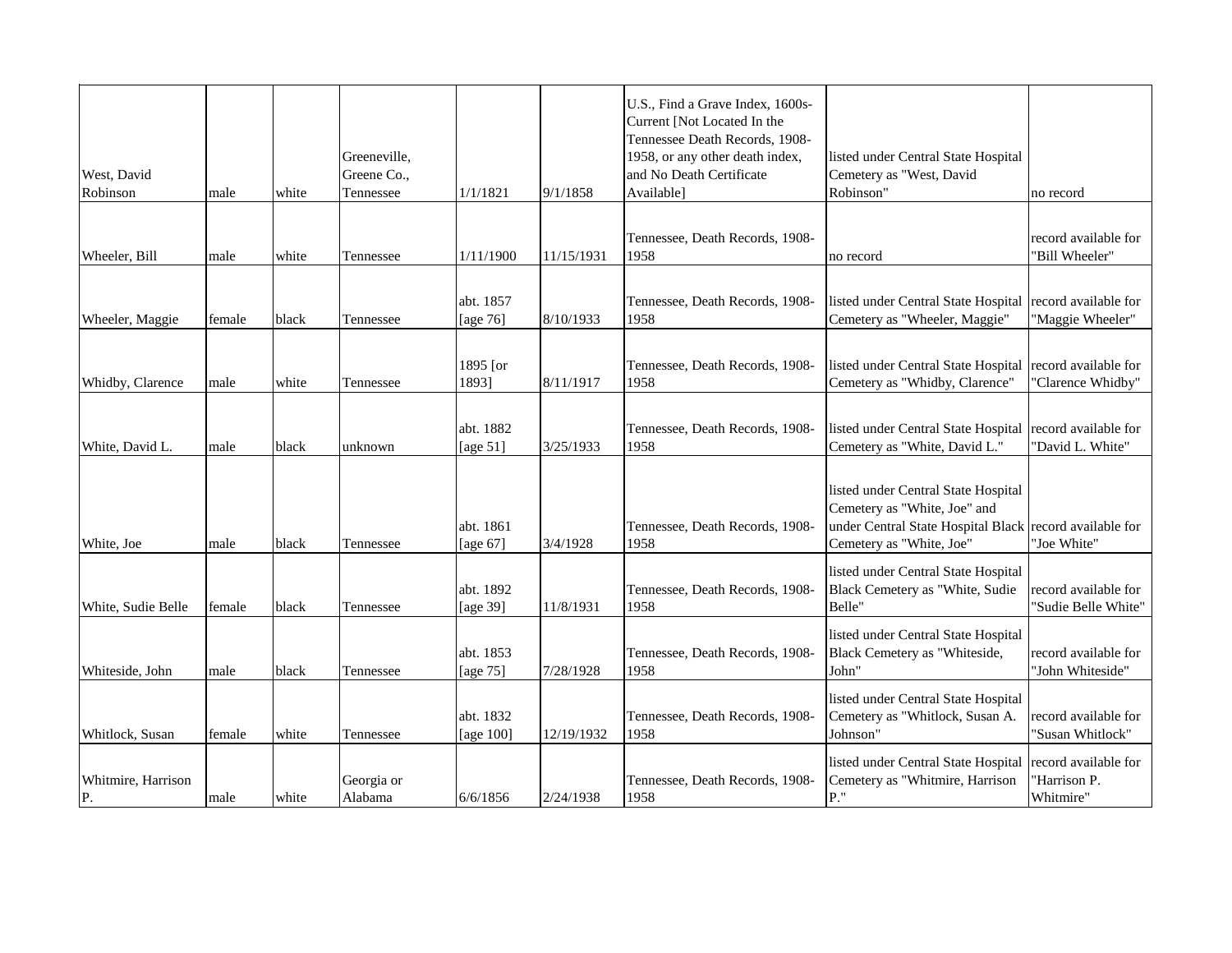| | | | | | | | | |
|---|---|---|---|---|---|---|---|---|
| West, David Robinson | male | white | Greeneville, Greene Co., Tennessee | 1/1/1821 | 9/1/1858 | U.S., Find a Grave Index, 1600s-Current [Not Located In the Tennessee Death Records, 1908-1958, or any other death index, and No Death Certificate Available] | listed under Central State Hospital Cemetery as "West, David Robinson" | no record |
| Wheeler, Bill | male | white | Tennessee | 1/11/1900 | 11/15/1931 | Tennessee, Death Records, 1908-1958 | no record | record available for "Bill Wheeler" |
| Wheeler, Maggie | female | black | Tennessee | abt. 1857 [age 76] | 8/10/1933 | Tennessee, Death Records, 1908-1958 | listed under Central State Hospital Cemetery as "Wheeler, Maggie" | record available for "Maggie Wheeler" |
| Whidby, Clarence | male | white | Tennessee | 1895 [or 1893] | 8/11/1917 | Tennessee, Death Records, 1908-1958 | listed under Central State Hospital Cemetery as "Whidby, Clarence" | record available for "Clarence Whidby" |
| White, David L. | male | black | unknown | abt. 1882 [age 51] | 3/25/1933 | Tennessee, Death Records, 1908-1958 | listed under Central State Hospital Cemetery as "White, David L." | record available for "David L. White" |
| White, Joe | male | black | Tennessee | abt. 1861 [age 67] | 3/4/1928 | Tennessee, Death Records, 1908-1958 | listed under Central State Hospital Cemetery as "White, Joe" and under Central State Hospital Black Cemetery as "White, Joe" | record available for "Joe White" |
| White, Sudie Belle | female | black | Tennessee | abt. 1892 [age 39] | 11/8/1931 | Tennessee, Death Records, 1908-1958 | listed under Central State Hospital Black Cemetery as "White, Sudie Belle" | record available for "Sudie Belle White" |
| Whiteside, John | male | black | Tennessee | abt. 1853 [age 75] | 7/28/1928 | Tennessee, Death Records, 1908-1958 | listed under Central State Hospital Black Cemetery as "Whiteside, John" | record available for "John Whiteside" |
| Whitlock, Susan | female | white | Tennessee | abt. 1832 [age 100] | 12/19/1932 | Tennessee, Death Records, 1908-1958 | listed under Central State Hospital Cemetery as "Whitlock, Susan A. Johnson" | record available for "Susan Whitlock" |
| Whitmire, Harrison P. | male | white | Georgia or Alabama | 6/6/1856 | 2/24/1938 | Tennessee, Death Records, 1908-1958 | listed under Central State Hospital Cemetery as "Whitmire, Harrison P." | record available for "Harrison P. Whitmire" |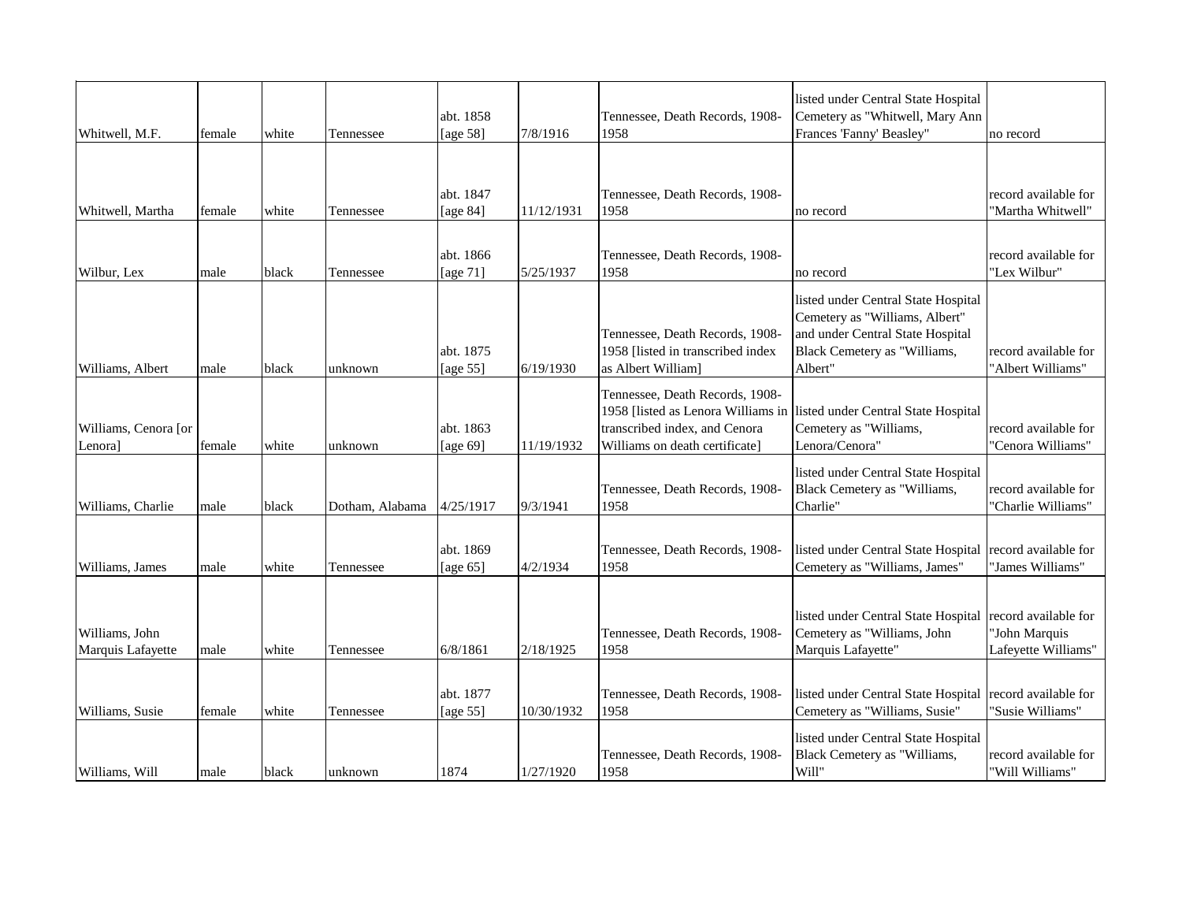| | | | | | | | | |
|---|---|---|---|---|---|---|---|---|
| Whitwell, M.F. | female | white | Tennessee | abt. 1858 [age 58] | 7/8/1916 | Tennessee, Death Records, 1908-1958 | listed under Central State Hospital Cemetery as "Whitwell, Mary Ann Frances 'Fanny' Beasley" | no record |
| Whitwell, Martha | female | white | Tennessee | abt. 1847 [age 84] | 11/12/1931 | Tennessee, Death Records, 1908-1958 | no record | record available for "Martha Whitwell" |
| Wilbur, Lex | male | black | Tennessee | abt. 1866 [age 71] | 5/25/1937 | Tennessee, Death Records, 1908-1958 | no record | record available for "Lex Wilbur" |
| Williams, Albert | male | black | unknown | abt. 1875 [age 55] | 6/19/1930 | Tennessee, Death Records, 1908-1958 [listed in transcribed index as Albert William] | listed under Central State Hospital Cemetery as "Williams, Albert" and under Central State Hospital Black Cemetery as "Williams, Albert" | record available for "Albert Williams" |
| Williams, Cenora [or Lenora] | female | white | unknown | abt. 1863 [age 69] | 11/19/1932 | Tennessee, Death Records, 1908-1958 [listed as Lenora Williams in transcribed index, and Cenora Williams on death certificate] | listed under Central State Hospital Cemetery as "Williams, Lenora/Cenora" | record available for "Cenora Williams" |
| Williams, Charlie | male | black | Dotham, Alabama | 4/25/1917 | 9/3/1941 | Tennessee, Death Records, 1908-1958 | listed under Central State Hospital Black Cemetery as "Williams, Charlie" | record available for "Charlie Williams" |
| Williams, James | male | white | Tennessee | abt. 1869 [age 65] | 4/2/1934 | Tennessee, Death Records, 1908-1958 | listed under Central State Hospital Cemetery as "Williams, James" | record available for "James Williams" |
| Williams, John Marquis Lafayette | male | white | Tennessee | 6/8/1861 | 2/18/1925 | Tennessee, Death Records, 1908-1958 | listed under Central State Hospital Cemetery as "Williams, John Marquis Lafayette" | record available for "John Marquis Lafeyette Williams" |
| Williams, Susie | female | white | Tennessee | abt. 1877 [age 55] | 10/30/1932 | Tennessee, Death Records, 1908-1958 | listed under Central State Hospital Cemetery as "Williams, Susie" | record available for "Susie Williams" |
| Williams, Will | male | black | unknown | 1874 | 1/27/1920 | Tennessee, Death Records, 1908-1958 | listed under Central State Hospital Black Cemetery as "Williams, Will" | record available for "Will Williams" |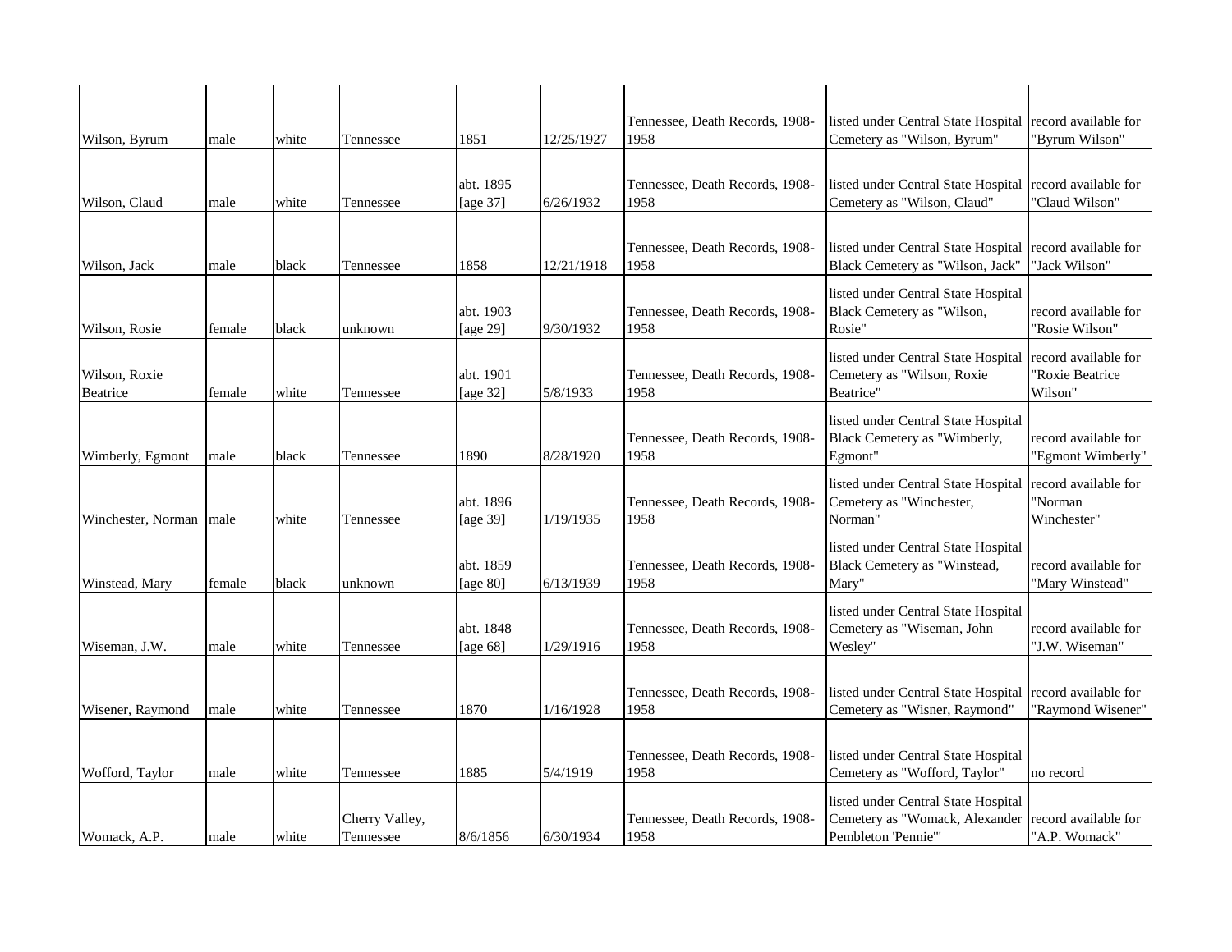| | | | | | | | | |
|---|---|---|---|---|---|---|---|---|
| Wilson, Byrum | male | white | Tennessee | 1851 | 12/25/1927 | Tennessee, Death Records, 1908-1958 | listed under Central State Hospital Cemetery as "Wilson, Byrum" | record available for "Byrum Wilson" |
| Wilson, Claud | male | white | Tennessee | abt. 1895 [age 37] | 6/26/1932 | Tennessee, Death Records, 1908-1958 | listed under Central State Hospital Cemetery as "Wilson, Claud" | record available for "Claud Wilson" |
| Wilson, Jack | male | black | Tennessee | 1858 | 12/21/1918 | Tennessee, Death Records, 1908-1958 | listed under Central State Hospital Black Cemetery as "Wilson, Jack" | record available for "Jack Wilson" |
| Wilson, Rosie | female | black | unknown | abt. 1903 [age 29] | 9/30/1932 | Tennessee, Death Records, 1908-1958 | listed under Central State Hospital Black Cemetery as "Wilson, Rosie" | record available for "Rosie Wilson" |
| Wilson, Roxie Beatrice | female | white | Tennessee | abt. 1901 [age 32] | 5/8/1933 | Tennessee, Death Records, 1908-1958 | listed under Central State Hospital Cemetery as "Wilson, Roxie Beatrice" | record available for "Roxie Beatrice Wilson" |
| Wimberly, Egmont | male | black | Tennessee | 1890 | 8/28/1920 | Tennessee, Death Records, 1908-1958 | listed under Central State Hospital Black Cemetery as "Wimberly, Egmont" | record available for "Egmont Wimberly" |
| Winchester, Norman | male | white | Tennessee | abt. 1896 [age 39] | 1/19/1935 | Tennessee, Death Records, 1908-1958 | listed under Central State Hospital Cemetery as "Winchester, Norman" | record available for "Norman Winchester" |
| Winstead, Mary | female | black | unknown | abt. 1859 [age 80] | 6/13/1939 | Tennessee, Death Records, 1908-1958 | listed under Central State Hospital Black Cemetery as "Winstead, Mary" | record available for "Mary Winstead" |
| Wiseman, J.W. | male | white | Tennessee | abt. 1848 [age 68] | 1/29/1916 | Tennessee, Death Records, 1908-1958 | listed under Central State Hospital Cemetery as "Wiseman, John Wesley" | record available for "J.W. Wiseman" |
| Wisener, Raymond | male | white | Tennessee | 1870 | 1/16/1928 | Tennessee, Death Records, 1908-1958 | listed under Central State Hospital Cemetery as "Wisner, Raymond" | record available for "Raymond Wisener" |
| Wofford, Taylor | male | white | Tennessee | 1885 | 5/4/1919 | Tennessee, Death Records, 1908-1958 | listed under Central State Hospital Cemetery as "Wofford, Taylor" | no record |
| Womack, A.P. | male | white | Cherry Valley, Tennessee | 8/6/1856 | 6/30/1934 | Tennessee, Death Records, 1908-1958 | listed under Central State Hospital Cemetery as "Womack, Alexander Pembleton 'Pennie'" | record available for "A.P. Womack" |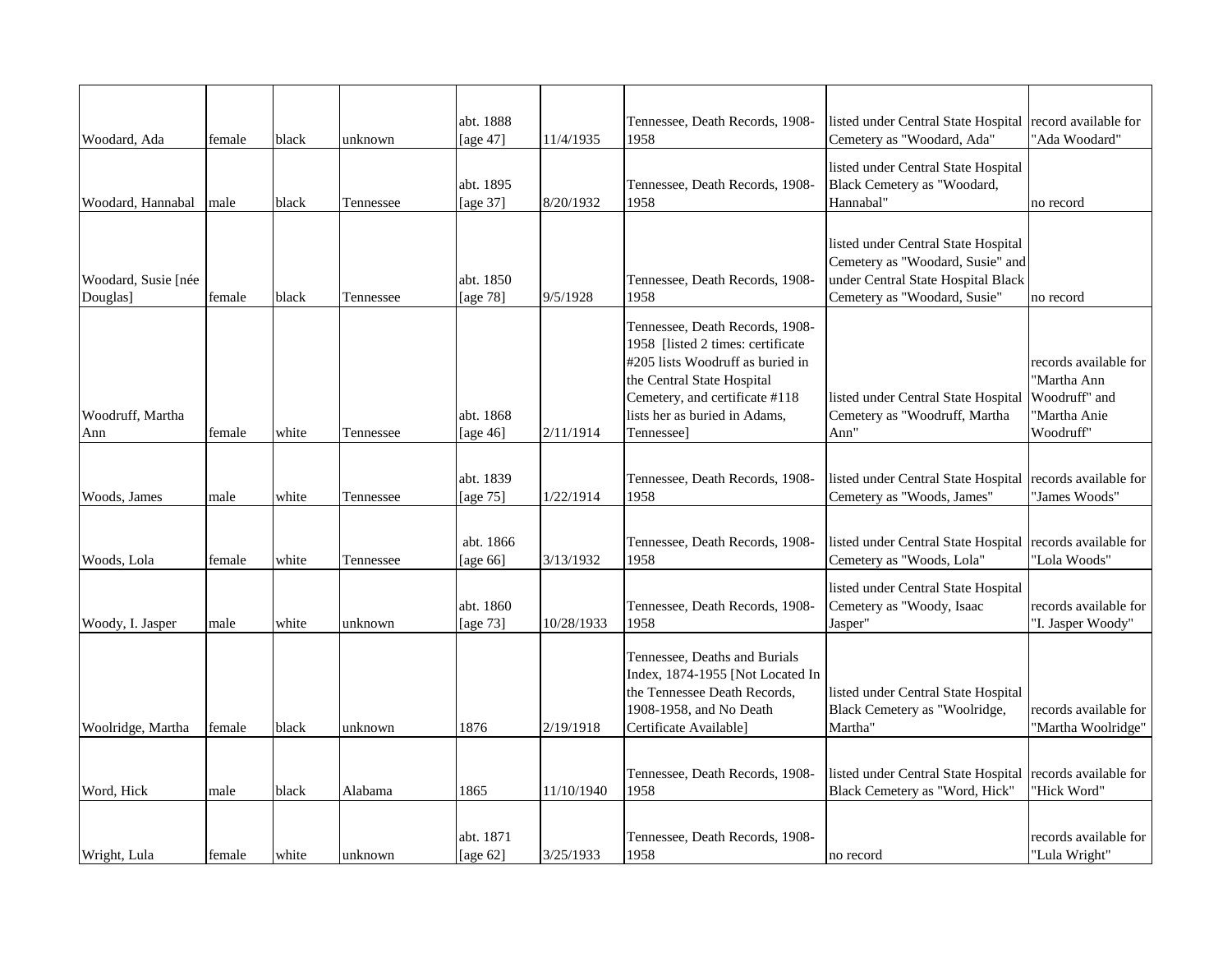| | | | | | | | | |
|---|---|---|---|---|---|---|---|---|
| Woodard, Ada | female | black | unknown | abt. 1888 [age 47] | 11/4/1935 | Tennessee, Death Records, 1908-1958 | listed under Central State Hospital Cemetery as "Woodard, Ada" | record available for "Ada Woodard" |
| Woodard, Hannabal | male | black | Tennessee | abt. 1895 [age 37] | 8/20/1932 | Tennessee, Death Records, 1908-1958 | listed under Central State Hospital Black Cemetery as "Woodard, Hannabal" | no record |
| Woodard, Susie [née Douglas] | female | black | Tennessee | abt. 1850 [age 78] | 9/5/1928 | Tennessee, Death Records, 1908-1958 | listed under Central State Hospital Cemetery as "Woodard, Susie" and under Central State Hospital Black Cemetery as "Woodard, Susie" | no record |
| Woodruff, Martha Ann | female | white | Tennessee | abt. 1868 [age 46] | 2/11/1914 | Tennessee, Death Records, 1908-1958 [listed 2 times: certificate #205 lists Woodruff as buried in the Central State Hospital Cemetery, and certificate #118 lists her as buried in Adams, Tennessee] | listed under Central State Hospital Cemetery as "Woodruff, Martha Ann" | records available for "Martha Ann Woodruff" and "Martha Anie Woodruff" |
| Woods, James | male | white | Tennessee | abt. 1839 [age 75] | 1/22/1914 | Tennessee, Death Records, 1908-1958 | listed under Central State Hospital Cemetery as "Woods, James" | records available for "James Woods" |
| Woods, Lola | female | white | Tennessee | abt. 1866 [age 66] | 3/13/1932 | Tennessee, Death Records, 1908-1958 | listed under Central State Hospital Cemetery as "Woods, Lola" | records available for "Lola Woods" |
| Woody, I. Jasper | male | white | unknown | abt. 1860 [age 73] | 10/28/1933 | Tennessee, Death Records, 1908-1958 | listed under Central State Hospital Cemetery as "Woody, Isaac Jasper" | records available for "I. Jasper Woody" |
| Woolridge, Martha | female | black | unknown | 1876 | 2/19/1918 | Tennessee, Deaths and Burials Index, 1874-1955 [Not Located In the Tennessee Death Records, 1908-1958, and No Death Certificate Available] | listed under Central State Hospital Black Cemetery as "Woolridge, Martha" | records available for "Martha Woolridge" |
| Word, Hick | male | black | Alabama | 1865 | 11/10/1940 | Tennessee, Death Records, 1908-1958 | listed under Central State Hospital Black Cemetery as "Word, Hick" | records available for "Hick Word" |
| Wright, Lula | female | white | unknown | abt. 1871 [age 62] | 3/25/1933 | Tennessee, Death Records, 1908-1958 | no record | records available for "Lula Wright" |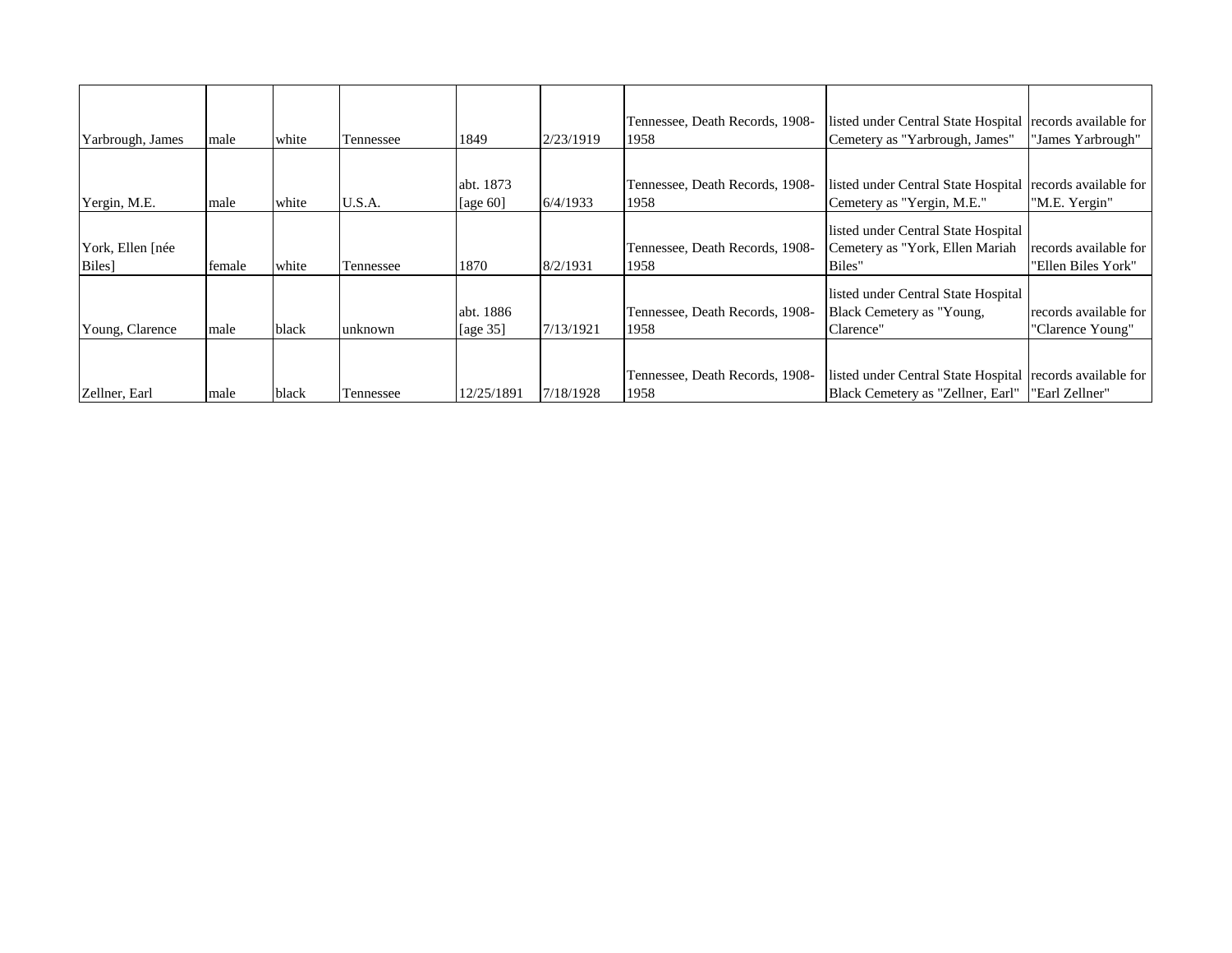| | | | | | | | | |
|---|---|---|---|---|---|---|---|---|
| Yarbrough, James | male | white | Tennessee | 1849 | 2/23/1919 | Tennessee, Death Records, 1908-1958 | listed under Central State Hospital Cemetery as "Yarbrough, James" | records available for "James Yarbrough" |
| Yergin, M.E. | male | white | U.S.A. | abt. 1873 [age 60] | 6/4/1933 | Tennessee, Death Records, 1908-1958 | listed under Central State Hospital Cemetery as "Yergin, M.E." | records available for "M.E. Yergin" |
| York, Ellen [née Biles] | female | white | Tennessee | 1870 | 8/2/1931 | Tennessee, Death Records, 1908-1958 | listed under Central State Hospital Cemetery as "York, Ellen Mariah Biles" | records available for "Ellen Biles York" |
| Young, Clarence | male | black | unknown | abt. 1886 [age 35] | 7/13/1921 | Tennessee, Death Records, 1908-1958 | listed under Central State Hospital Black Cemetery as "Young, Clarence" | records available for "Clarence Young" |
| Zellner, Earl | male | black | Tennessee | 12/25/1891 | 7/18/1928 | Tennessee, Death Records, 1908-1958 | listed under Central State Hospital Black Cemetery as "Zellner, Earl" | records available for "Earl Zellner" |